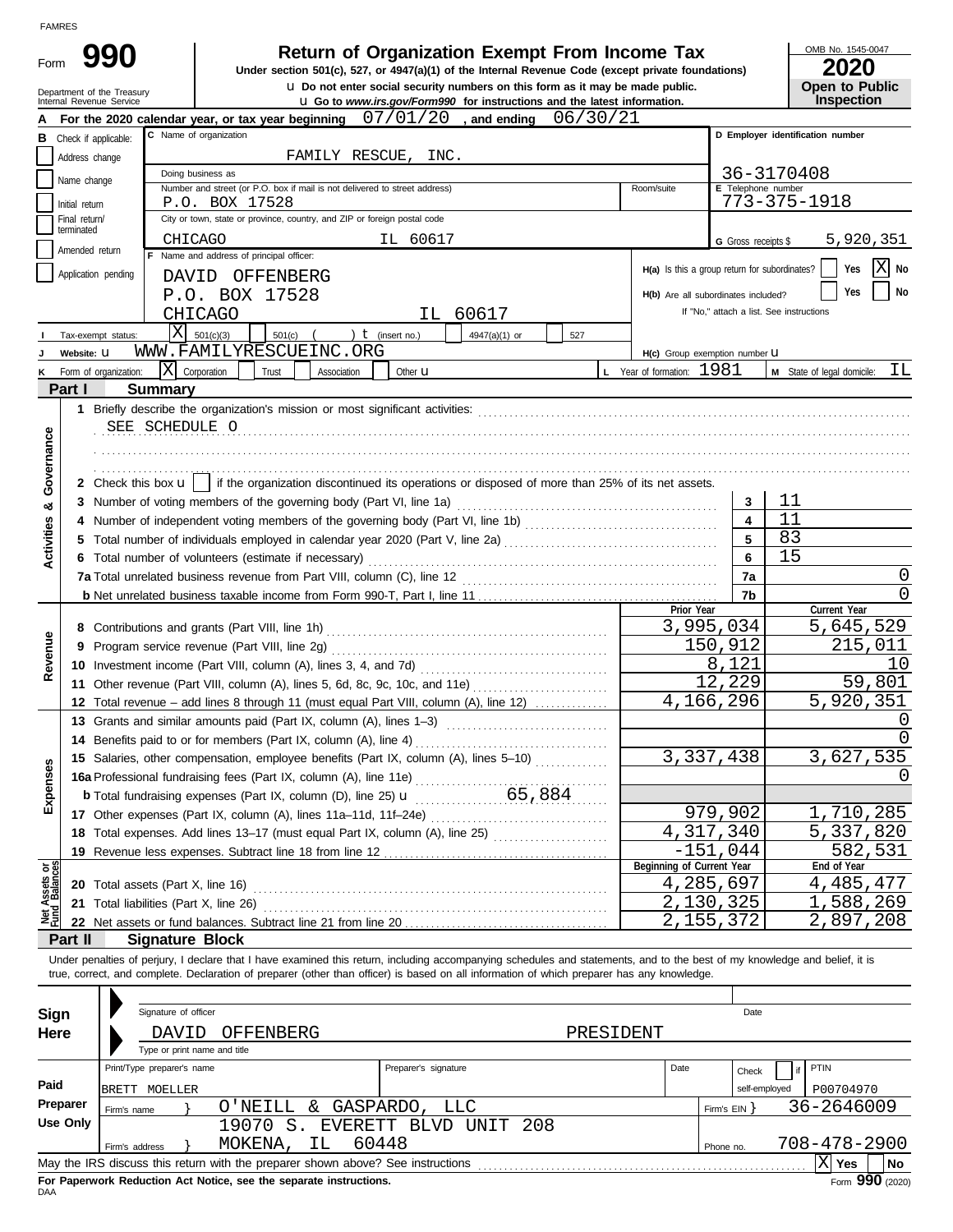FAMRES

# Form 990

## Return of Organization Exempt From Income Tax

**Under section 501(c), 527, or 4947(a)(1) of the Internal Revenue Code (except private foundations)**

u Do not enter social security numbers on this form as it may be made public.

u Go to *www.irs.gov/Form990* for instructions and the latest information.

Department of the Treasury
Internal Revenue Service

OMB No. 1545-0047

**2020**

**Open to Public Inspection**

**A** For the 2020 calendar year, or tax year beginning 07/01/20, and ending 06/30/21

**B** Check if applicable:
- Address change
- Name change
- Initial return
- Final return/terminated
- Amended return
- Application pending

**C** Name of organization: FAMILY RESCUE, INC.

Doing business as

Number and street (or P.O. box if mail is not delivered to street address): P.O. BOX 17528 — Room/suite

City or town, state or province, country, and ZIP or foreign postal code: CHICAGO IL 60617

**D** Employer identification number: 36-3170408

**E** Telephone number: 773-375-1918

**G** Gross receipts $ 5,920,351

**F** Name and address of principal officer:
DAVID OFFENBERG
P.O. BOX 17528
CHICAGO IL 60617

**H(a)** Is this a group return for subordinates? Yes [ ] No [X]

**H(b)** Are all subordinates included? Yes [ ] No [ ]
If "No," attach a list. See instructions

**I** Tax-exempt status: [X] 501(c)(3) [ ] 501(c) ( ) t (insert no.) [ ] 4947(a)(1) or [ ] 527

**J** Website: u WWW.FAMILYRESCUEINC.ORG

**H(c)** Group exemption number u

**K** Form of organization: [X] Corporation [ ] Trust [ ] Association [ ] Other u

**L** Year of formation: 1981

**M** State of legal domicile: IL

## Part I Summary

**Activities & Governance**

1 Briefly describe the organization's mission or most significant activities: SEE SCHEDULE O

2 Check this box u [ ] if the organization discontinued its operations or disposed of more than 25% of its net assets.

| | | Line | Value |
|---|---|---|---|
| 3 | Number of voting members of the governing body (Part VI, line 1a) | 3 | 11 |
| 4 | Number of independent voting members of the governing body (Part VI, line 1b) | 4 | 11 |
| 5 | Total number of individuals employed in calendar year 2020 (Part V, line 2a) | 5 | 83 |
| 6 | Total number of volunteers (estimate if necessary) | 6 | 15 |
| 7a | Total unrelated business revenue from Part VIII, column (C), line 12 | 7a | 0 |
| b | Net unrelated business taxable income from Form 990-T, Part I, line 11 | 7b | 0 |

| | | Prior Year | Current Year |
|---|---|---|---|
| **Revenue** | | | |
| 8 | Contributions and grants (Part VIII, line 1h) | 3,995,034 | 5,645,529 |
| 9 | Program service revenue (Part VIII, line 2g) | 150,912 | 215,011 |
| 10 | Investment income (Part VIII, column (A), lines 3, 4, and 7d) | 8,121 | 10 |
| 11 | Other revenue (Part VIII, column (A), lines 5, 6d, 8c, 9c, 10c, and 11e) | 12,229 | 59,801 |
| 12 | Total revenue – add lines 8 through 11 (must equal Part VIII, column (A), line 12) | 4,166,296 | 5,920,351 |
| **Expenses** | | | |
| 13 | Grants and similar amounts paid (Part IX, column (A), lines 1–3) | | 0 |
| 14 | Benefits paid to or for members (Part IX, column (A), line 4) | | 0 |
| 15 | Salaries, other compensation, employee benefits (Part IX, column (A), lines 5–10) | 3,337,438 | 3,627,535 |
| 16a | Professional fundraising fees (Part IX, column (A), line 11e) | | 0 |
| b | Total fundraising expenses (Part IX, column (D), line 25) u 65,884 | | |
| 17 | Other expenses (Part IX, column (A), lines 11a–11d, 11f–24e) | 979,902 | 1,710,285 |
| 18 | Total expenses. Add lines 13–17 (must equal Part IX, column (A), line 25) | 4,317,340 | 5,337,820 |
| 19 | Revenue less expenses. Subtract line 18 from line 12 | -151,044 | 582,531 |
| **Net Assets or Fund Balances** | | **Beginning of Current Year** | **End of Year** |
| 20 | Total assets (Part X, line 16) | 4,285,697 | 4,485,477 |
| 21 | Total liabilities (Part X, line 26) | 2,130,325 | 1,588,269 |
| 22 | Net assets or fund balances. Subtract line 21 from line 20 | 2,155,372 | 2,897,208 |

## Part II Signature Block

Under penalties of perjury, I declare that I have examined this return, including accompanying schedules and statements, and to the best of my knowledge and belief, it is true, correct, and complete. Declaration of preparer (other than officer) is based on all information of which preparer has any knowledge.

**Sign Here**

Signature of officer — Date

DAVID OFFENBERG PRESIDENT
Type or print name and title

**Paid Preparer Use Only**

| Print/Type preparer's name | Preparer's signature | Date | Check [ ] if self-employed | PTIN |
|---|---|---|---|---|
| BRETT MOELLER | | | | P00704970 |

Firm's name } O'NEILL & GASPARDO, LLC — Firm's EIN } 36-2646009

Firm's address } 19070 S. EVERETT BLVD UNIT 208, MOKENA, IL 60448 — Phone no. 708-478-2900

May the IRS discuss this return with the preparer shown above? See instructions [X] Yes [ ] No

**For Paperwork Reduction Act Notice, see the separate instructions.**

DAA

Form **990** (2020)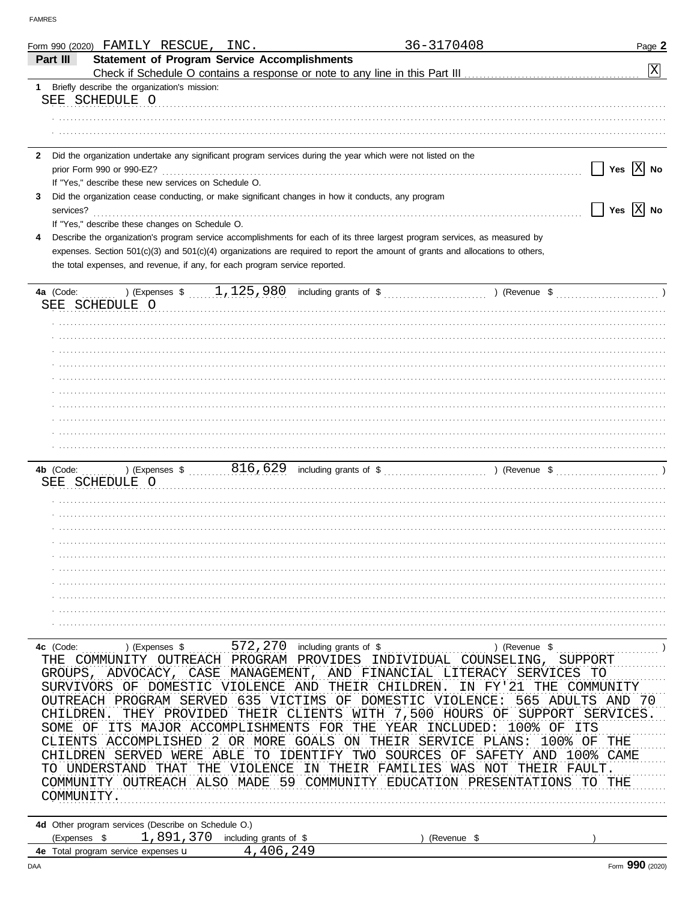FAMRES

Form 990 (2020) FAMILY RESCUE, INC. 36-3170408 Page **2**

**Part III** **Statement of Program Service Accomplishments**

Check if Schedule O contains a response or note to any line in this Part III [X]

**1** Briefly describe the organization's mission:

SEE SCHEDULE O

**2** Did the organization undertake any significant program services during the year which were not listed on the prior Form 990 or 990-EZ? [ ] Yes [X] No

If "Yes," describe these new services on Schedule O.

**3** Did the organization cease conducting, or make significant changes in how it conducts, any program services? [ ] Yes [X] No

If "Yes," describe these changes on Schedule O.

**4** Describe the organization's program service accomplishments for each of its three largest program services, as measured by expenses. Section 501(c)(3) and 501(c)(4) organizations are required to report the amount of grants and allocations to others, the total expenses, and revenue, if any, for each program service reported.

**4a** (Code: ) (Expenses $ 1,125,980 including grants of $ ) (Revenue $ )

SEE SCHEDULE O

**4b** (Code: ) (Expenses $ 816,629 including grants of $ ) (Revenue $ )

SEE SCHEDULE O

**4c** (Code: ) (Expenses $ 572,270 including grants of $ ) (Revenue $ )

THE COMMUNITY OUTREACH PROGRAM PROVIDES INDIVIDUAL COUNSELING, SUPPORT GROUPS, ADVOCACY, CASE MANAGEMENT, AND FINANCIAL LITERACY SERVICES TO SURVIVORS OF DOMESTIC VIOLENCE AND THEIR CHILDREN. IN FY'21 THE COMMUNITY OUTREACH PROGRAM SERVED 635 VICTIMS OF DOMESTIC VIOLENCE: 565 ADULTS AND 70 CHILDREN. THEY PROVIDED THEIR CLIENTS WITH 7,500 HOURS OF SUPPORT SERVICES. SOME OF ITS MAJOR ACCOMPLISHMENTS FOR THE YEAR INCLUDED: 100% OF ITS CLIENTS ACCOMPLISHED 2 OR MORE GOALS ON THEIR SERVICE PLANS: 100% OF THE CHILDREN SERVED WERE ABLE TO IDENTIFY TWO SOURCES OF SAFETY AND 100% CAME TO UNDERSTAND THAT THE VIOLENCE IN THEIR FAMILIES WAS NOT THEIR FAULT. COMMUNITY OUTREACH ALSO MADE 59 COMMUNITY EDUCATION PRESENTATIONS TO THE COMMUNITY.

**4d** Other program services (Describe on Schedule O.)

(Expenses $ 1,891,370 including grants of $ ) (Revenue $ )

**4e** Total program service expenses 4,406,249

DAA Form **990** (2020)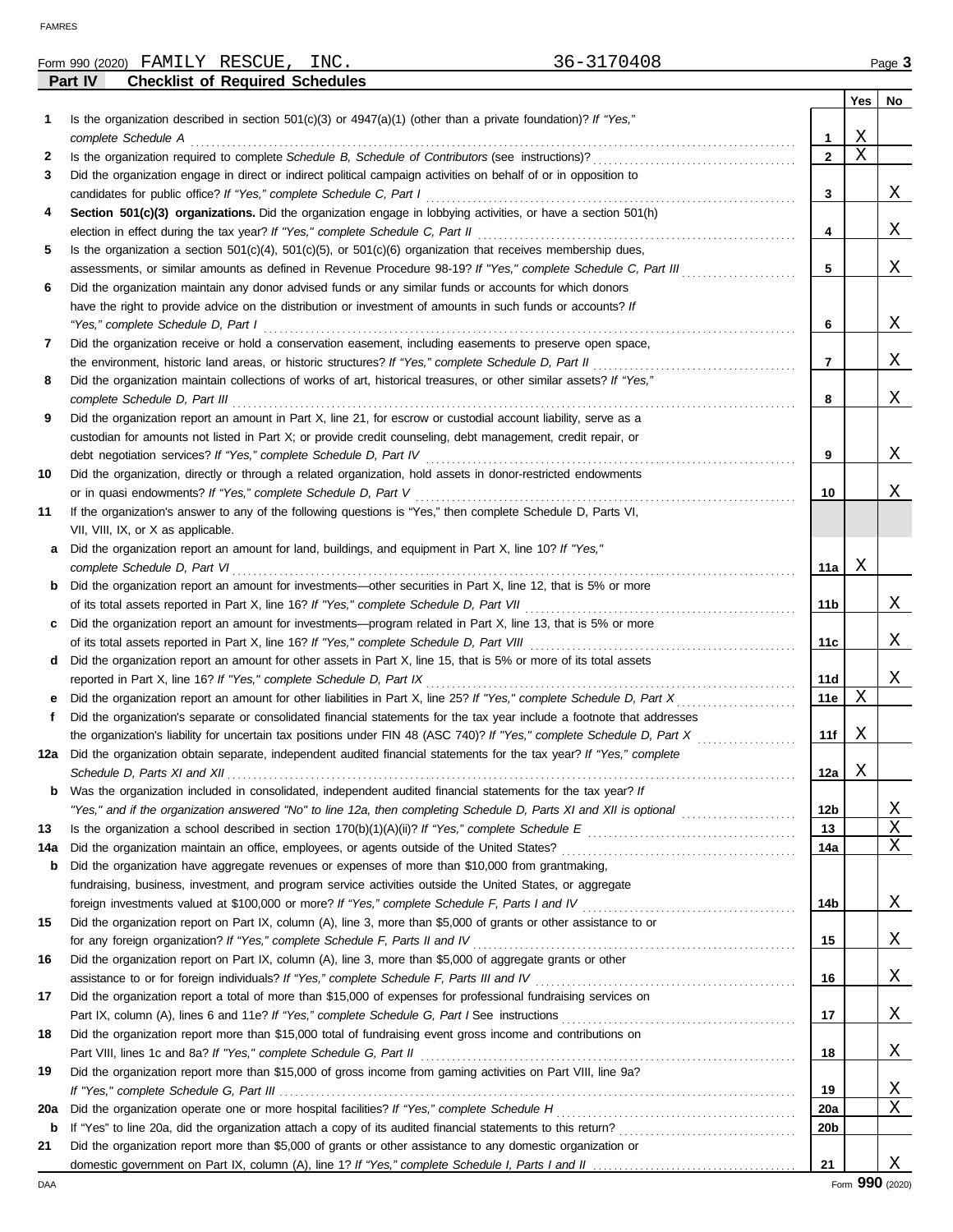Form 990 (2020) FAMILY RESCUE, INC. 36-3170408 Page **3**

## Part IV Checklist of Required Schedules

| | | | Yes | No |
|---|---|---|---|---|
| **1** | Is the organization described in section 501(c)(3) or 4947(a)(1) (other than a private foundation)? *If "Yes," complete Schedule A* | **1** | X | |
| **2** | Is the organization required to complete *Schedule B, Schedule of Contributors* (see instructions)? | **2** | X | |
| **3** | Did the organization engage in direct or indirect political campaign activities on behalf of or in opposition to candidates for public office? *If "Yes," complete Schedule C, Part I* | **3** | | X |
| **4** | **Section 501(c)(3) organizations.** Did the organization engage in lobbying activities, or have a section 501(h) election in effect during the tax year? *If "Yes," complete Schedule C, Part II* | **4** | | X |
| **5** | Is the organization a section 501(c)(4), 501(c)(5), or 501(c)(6) organization that receives membership dues, assessments, or similar amounts as defined in Revenue Procedure 98-19? *If "Yes," complete Schedule C, Part III* | **5** | | X |
| **6** | Did the organization maintain any donor advised funds or any similar funds or accounts for which donors have the right to provide advice on the distribution or investment of amounts in such funds or accounts? *If "Yes," complete Schedule D, Part I* | **6** | | X |
| **7** | Did the organization receive or hold a conservation easement, including easements to preserve open space, the environment, historic land areas, or historic structures? *If "Yes," complete Schedule D, Part II* | **7** | | X |
| **8** | Did the organization maintain collections of works of art, historical treasures, or other similar assets? *If "Yes," complete Schedule D, Part III* | **8** | | X |
| **9** | Did the organization report an amount in Part X, line 21, for escrow or custodial account liability, serve as a custodian for amounts not listed in Part X; or provide credit counseling, debt management, credit repair, or debt negotiation services? *If "Yes," complete Schedule D, Part IV* | **9** | | X |
| **10** | Did the organization, directly or through a related organization, hold assets in donor-restricted endowments or in quasi endowments? *If "Yes," complete Schedule D, Part V* | **10** | | X |
| **11** | If the organization's answer to any of the following questions is "Yes," then complete Schedule D, Parts VI, VII, VIII, IX, or X as applicable. | | | |
| **a** | Did the organization report an amount for land, buildings, and equipment in Part X, line 10? *If "Yes," complete Schedule D, Part VI* | **11a** | X | |
| **b** | Did the organization report an amount for investments—other securities in Part X, line 12, that is 5% or more of its total assets reported in Part X, line 16? *If "Yes," complete Schedule D, Part VII* | **11b** | | X |
| **c** | Did the organization report an amount for investments—program related in Part X, line 13, that is 5% or more of its total assets reported in Part X, line 16? *If "Yes," complete Schedule D, Part VIII* | **11c** | | X |
| **d** | Did the organization report an amount for other assets in Part X, line 15, that is 5% or more of its total assets reported in Part X, line 16? *If "Yes," complete Schedule D, Part IX* | **11d** | | X |
| **e** | Did the organization report an amount for other liabilities in Part X, line 25? *If "Yes," complete Schedule D, Part X* | **11e** | X | |
| **f** | Did the organization's separate or consolidated financial statements for the tax year include a footnote that addresses the organization's liability for uncertain tax positions under FIN 48 (ASC 740)? *If "Yes," complete Schedule D, Part X* | **11f** | X | |
| **12a** | Did the organization obtain separate, independent audited financial statements for the tax year? *If "Yes," complete Schedule D, Parts XI and XII* | **12a** | X | |
| **b** | Was the organization included in consolidated, independent audited financial statements for the tax year? *If "Yes," and if the organization answered "No" to line 12a, then completing Schedule D, Parts XI and XII is optional* | **12b** | | X |
| **13** | Is the organization a school described in section 170(b)(1)(A)(ii)? *If "Yes," complete Schedule E* | **13** | | X |
| **14a** | Did the organization maintain an office, employees, or agents outside of the United States? | **14a** | | X |
| **b** | Did the organization have aggregate revenues or expenses of more than $10,000 from grantmaking, fundraising, business, investment, and program service activities outside the United States, or aggregate foreign investments valued at $100,000 or more? *If "Yes," complete Schedule F, Parts I and IV* | **14b** | | X |
| **15** | Did the organization report on Part IX, column (A), line 3, more than $5,000 of grants or other assistance to or for any foreign organization? *If "Yes," complete Schedule F, Parts II and IV* | **15** | | X |
| **16** | Did the organization report on Part IX, column (A), line 3, more than $5,000 of aggregate grants or other assistance to or for foreign individuals? *If "Yes," complete Schedule F, Parts III and IV* | **16** | | X |
| **17** | Did the organization report a total of more than $15,000 of expenses for professional fundraising services on Part IX, column (A), lines 6 and 11e? *If "Yes," complete Schedule G, Part I* See instructions | **17** | | X |
| **18** | Did the organization report more than $15,000 total of fundraising event gross income and contributions on Part VIII, lines 1c and 8a? *If "Yes," complete Schedule G, Part II* | **18** | | X |
| **19** | Did the organization report more than $15,000 of gross income from gaming activities on Part VIII, line 9a? *If "Yes," complete Schedule G, Part III* | **19** | | X |
| **20a** | Did the organization operate one or more hospital facilities? *If "Yes," complete Schedule H* | **20a** | | X |
| **b** | If "Yes" to line 20a, did the organization attach a copy of its audited financial statements to this return? | **20b** | | |
| **21** | Did the organization report more than $5,000 of grants or other assistance to any domestic organization or domestic government on Part IX, column (A), line 1? *If "Yes," complete Schedule I, Parts I and II* | **21** | | X |

Form **990** (2020)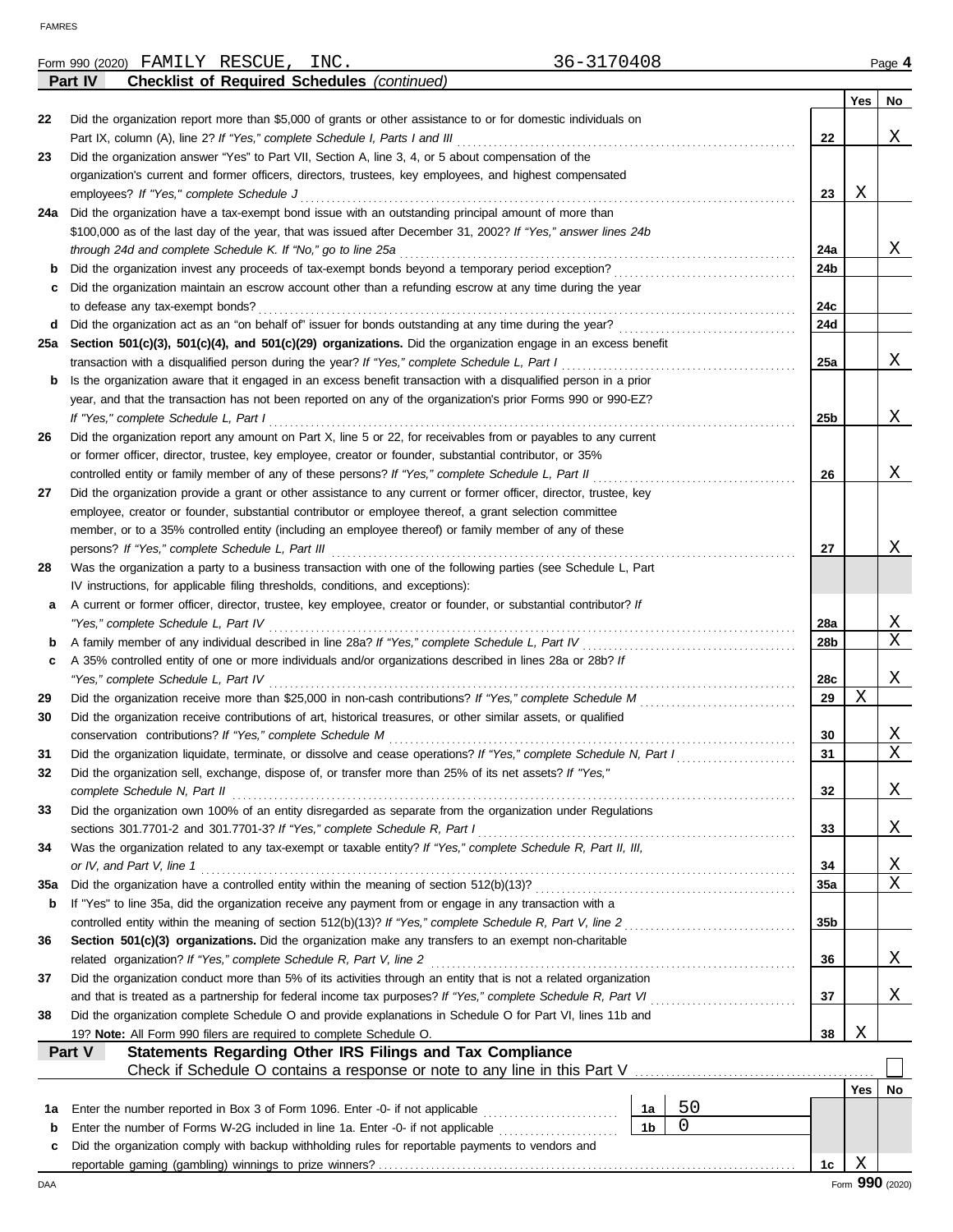Form 990 (2020) FAMILY RESCUE, INC. 36-3170408 Page **4**

**Part IV — Checklist of Required Schedules** *(continued)*

| | | | Yes | No |
|---|---|---|---|---|
| **22** | Did the organization report more than $5,000 of grants or other assistance to or for domestic individuals on Part IX, column (A), line 2? *If "Yes," complete Schedule I, Parts I and III* | **22** | | X |
| **23** | Did the organization answer "Yes" to Part VII, Section A, line 3, 4, or 5 about compensation of the organization's current and former officers, directors, trustees, key employees, and highest compensated employees? *If "Yes," complete Schedule J* | **23** | X | |
| **24a** | Did the organization have a tax-exempt bond issue with an outstanding principal amount of more than $100,000 as of the last day of the year, that was issued after December 31, 2002? *If "Yes," answer lines 24b through 24d and complete Schedule K. If "No," go to line 25a* | **24a** | | X |
| **b** | Did the organization invest any proceeds of tax-exempt bonds beyond a temporary period exception? | **24b** | | |
| **c** | Did the organization maintain an escrow account other than a refunding escrow at any time during the year to defease any tax-exempt bonds? | **24c** | | |
| **d** | Did the organization act as an "on behalf of" issuer for bonds outstanding at any time during the year? | **24d** | | |
| **25a** | **Section 501(c)(3), 501(c)(4), and 501(c)(29) organizations.** Did the organization engage in an excess benefit transaction with a disqualified person during the year? *If "Yes," complete Schedule L, Part I* | **25a** | | X |
| **b** | Is the organization aware that it engaged in an excess benefit transaction with a disqualified person in a prior year, and that the transaction has not been reported on any of the organization's prior Forms 990 or 990-EZ? *If "Yes," complete Schedule L, Part I* | **25b** | | X |
| **26** | Did the organization report any amount on Part X, line 5 or 22, for receivables from or payables to any current or former officer, director, trustee, key employee, creator or founder, substantial contributor, or 35% controlled entity or family member of any of these persons? *If "Yes," complete Schedule L, Part II* | **26** | | X |
| **27** | Did the organization provide a grant or other assistance to any current or former officer, director, trustee, key employee, creator or founder, substantial contributor or employee thereof, a grant selection committee member, or to a 35% controlled entity (including an employee thereof) or family member of any of these persons? *If "Yes," complete Schedule L, Part III* | **27** | | X |
| **28** | Was the organization a party to a business transaction with one of the following parties (see Schedule L, Part IV instructions, for applicable filing thresholds, conditions, and exceptions): | | | |
| **a** | A current or former officer, director, trustee, key employee, creator or founder, or substantial contributor? *If "Yes," complete Schedule L, Part IV* | **28a** | | X |
| **b** | A family member of any individual described in line 28a? *If "Yes," complete Schedule L, Part IV* | **28b** | | X |
| **c** | A 35% controlled entity of one or more individuals and/or organizations described in lines 28a or 28b? *If "Yes," complete Schedule L, Part IV* | **28c** | | X |
| **29** | Did the organization receive more than $25,000 in non-cash contributions? *If "Yes," complete Schedule M* | **29** | X | |
| **30** | Did the organization receive contributions of art, historical treasures, or other similar assets, or qualified conservation contributions? *If "Yes," complete Schedule M* | **30** | | X |
| **31** | Did the organization liquidate, terminate, or dissolve and cease operations? *If "Yes," complete Schedule N, Part I* | **31** | | X |
| **32** | Did the organization sell, exchange, dispose of, or transfer more than 25% of its net assets? *If "Yes," complete Schedule N, Part II* | **32** | | X |
| **33** | Did the organization own 100% of an entity disregarded as separate from the organization under Regulations sections 301.7701-2 and 301.7701-3? *If "Yes," complete Schedule R, Part I* | **33** | | X |
| **34** | Was the organization related to any tax-exempt or taxable entity? *If "Yes," complete Schedule R, Part II, III, or IV, and Part V, line 1* | **34** | | X |
| **35a** | Did the organization have a controlled entity within the meaning of section 512(b)(13)? | **35a** | | X |
| **b** | If "Yes" to line 35a, did the organization receive any payment from or engage in any transaction with a controlled entity within the meaning of section 512(b)(13)? *If "Yes," complete Schedule R, Part V, line 2* | **35b** | | |
| **36** | **Section 501(c)(3) organizations.** Did the organization make any transfers to an exempt non-charitable related organization? *If "Yes," complete Schedule R, Part V, line 2* | **36** | | X |
| **37** | Did the organization conduct more than 5% of its activities through an entity that is not a related organization and that is treated as a partnership for federal income tax purposes? *If "Yes," complete Schedule R, Part VI* | **37** | | X |
| **38** | Did the organization complete Schedule O and provide explanations in Schedule O for Part VI, lines 11b and 19? **Note:** All Form 990 filers are required to complete Schedule O. | **38** | X | |

**Part V — Statements Regarding Other IRS Filings and Tax Compliance**

Check if Schedule O contains a response or note to any line in this Part V ☐

| | | | | | Yes | No |
|---|---|---|---|---|---|---|
| **1a** | Enter the number reported in Box 3 of Form 1096. Enter -0- if not applicable | 1a | 50 | | | |
| **b** | Enter the number of Forms W-2G included in line 1a. Enter -0- if not applicable | 1b | 0 | | | |
| **c** | Did the organization comply with backup withholding rules for reportable payments to vendors and reportable gaming (gambling) winnings to prize winners? | | | **1c** | X | |

DAA Form **990** (2020)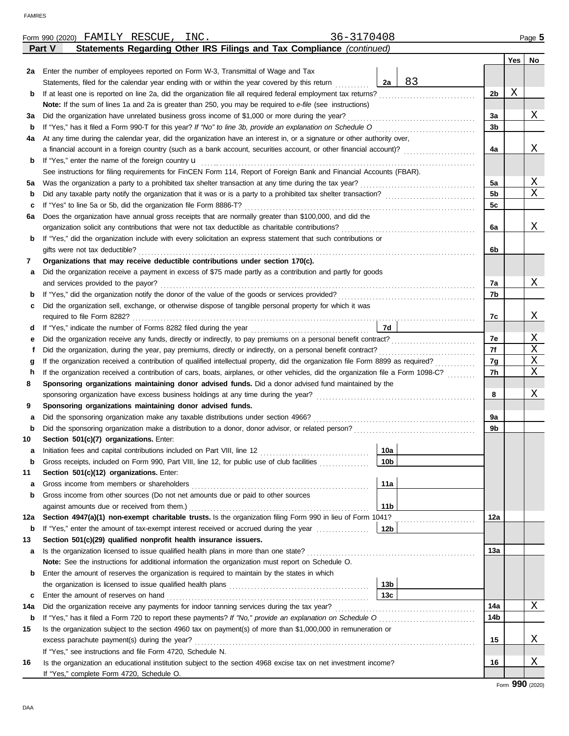Form 990 (2020) FAMILY RESCUE, INC. 36-3170408 Page **5**

**Part V Statements Regarding Other IRS Filings and Tax Compliance** *(continued)*

| | | | | Yes | No |
|---|---|---|---|---|---|
| **2a** | Enter the number of employees reported on Form W-3, Transmittal of Wage and Tax Statements, filed for the calendar year ending with or within the year covered by this return | 2a: 83 | | | |
| **b** | If at least one is reported on line 2a, did the organization file all required federal employment tax returns? | | 2b | X | |
| | **Note:** If the sum of lines 1a and 2a is greater than 250, you may be required to *e-file* (see instructions) | | | | |
| **3a** | Did the organization have unrelated business gross income of $1,000 or more during the year? | | 3a | | X |
| **b** | If "Yes," has it filed a Form 990-T for this year? *If "No" to line 3b, provide an explanation on Schedule O* | | 3b | | |
| **4a** | At any time during the calendar year, did the organization have an interest in, or a signature or other authority over, a financial account in a foreign country (such as a bank account, securities account, or other financial account)? | | 4a | | X |
| **b** | If "Yes," enter the name of the foreign country u | | | | |
| | See instructions for filing requirements for FinCEN Form 114, Report of Foreign Bank and Financial Accounts (FBAR). | | | | |
| **5a** | Was the organization a party to a prohibited tax shelter transaction at any time during the tax year? | | 5a | | X |
| **b** | Did any taxable party notify the organization that it was or is a party to a prohibited tax shelter transaction? | | 5b | | X |
| **c** | If "Yes" to line 5a or 5b, did the organization file Form 8886-T? | | 5c | | |
| **6a** | Does the organization have annual gross receipts that are normally greater than $100,000, and did the organization solicit any contributions that were not tax deductible as charitable contributions? | | 6a | | X |
| **b** | If "Yes," did the organization include with every solicitation an express statement that such contributions or gifts were not tax deductible? | | 6b | | |
| **7** | **Organizations that may receive deductible contributions under section 170(c).** | | | | |
| **a** | Did the organization receive a payment in excess of $75 made partly as a contribution and partly for goods and services provided to the payor? | | 7a | | X |
| **b** | If "Yes," did the organization notify the donor of the value of the goods or services provided? | | 7b | | |
| **c** | Did the organization sell, exchange, or otherwise dispose of tangible personal property for which it was required to file Form 8282? | | 7c | | X |
| **d** | If "Yes," indicate the number of Forms 8282 filed during the year | 7d | | | |
| **e** | Did the organization receive any funds, directly or indirectly, to pay premiums on a personal benefit contract? | | 7e | | X |
| **f** | Did the organization, during the year, pay premiums, directly or indirectly, on a personal benefit contract? | | 7f | | X |
| **g** | If the organization received a contribution of qualified intellectual property, did the organization file Form 8899 as required? | | 7g | | X |
| **h** | If the organization received a contribution of cars, boats, airplanes, or other vehicles, did the organization file a Form 1098-C? | | 7h | | X |
| **8** | **Sponsoring organizations maintaining donor advised funds.** Did a donor advised fund maintained by the sponsoring organization have excess business holdings at any time during the year? | | 8 | | X |
| **9** | **Sponsoring organizations maintaining donor advised funds.** | | | | |
| **a** | Did the sponsoring organization make any taxable distributions under section 4966? | | 9a | | |
| **b** | Did the sponsoring organization make a distribution to a donor, donor advisor, or related person? | | 9b | | |
| **10** | **Section 501(c)(7) organizations.** Enter: | | | | |
| **a** | Initiation fees and capital contributions included on Part VIII, line 12 | 10a | | | |
| **b** | Gross receipts, included on Form 990, Part VIII, line 12, for public use of club facilities | 10b | | | |
| **11** | **Section 501(c)(12) organizations.** Enter: | | | | |
| **a** | Gross income from members or shareholders | 11a | | | |
| **b** | Gross income from other sources (Do not net amounts due or paid to other sources against amounts due or received from them.) | 11b | | | |
| **12a** | **Section 4947(a)(1) non-exempt charitable trusts.** Is the organization filing Form 990 in lieu of Form 1041? | | 12a | | |
| **b** | If "Yes," enter the amount of tax-exempt interest received or accrued during the year | 12b | | | |
| **13** | **Section 501(c)(29) qualified nonprofit health insurance issuers.** | | | | |
| **a** | Is the organization licensed to issue qualified health plans in more than one state? | | 13a | | |
| | **Note:** See the instructions for additional information the organization must report on Schedule O. | | | | |
| **b** | Enter the amount of reserves the organization is required to maintain by the states in which the organization is licensed to issue qualified health plans | 13b | | | |
| **c** | Enter the amount of reserves on hand | 13c | | | |
| **14a** | Did the organization receive any payments for indoor tanning services during the tax year? | | 14a | | X |
| **b** | If "Yes," has it filed a Form 720 to report these payments? *If "No," provide an explanation on Schedule O* | | 14b | | |
| **15** | Is the organization subject to the section 4960 tax on payment(s) of more than $1,000,000 in remuneration or excess parachute payment(s) during the year? | | 15 | | X |
| | If "Yes," see instructions and file Form 4720, Schedule N. | | | | |
| **16** | Is the organization an educational institution subject to the section 4968 excise tax on net investment income? | | 16 | | X |
| | If "Yes," complete Form 4720, Schedule O. | | | | |

Form **990** (2020)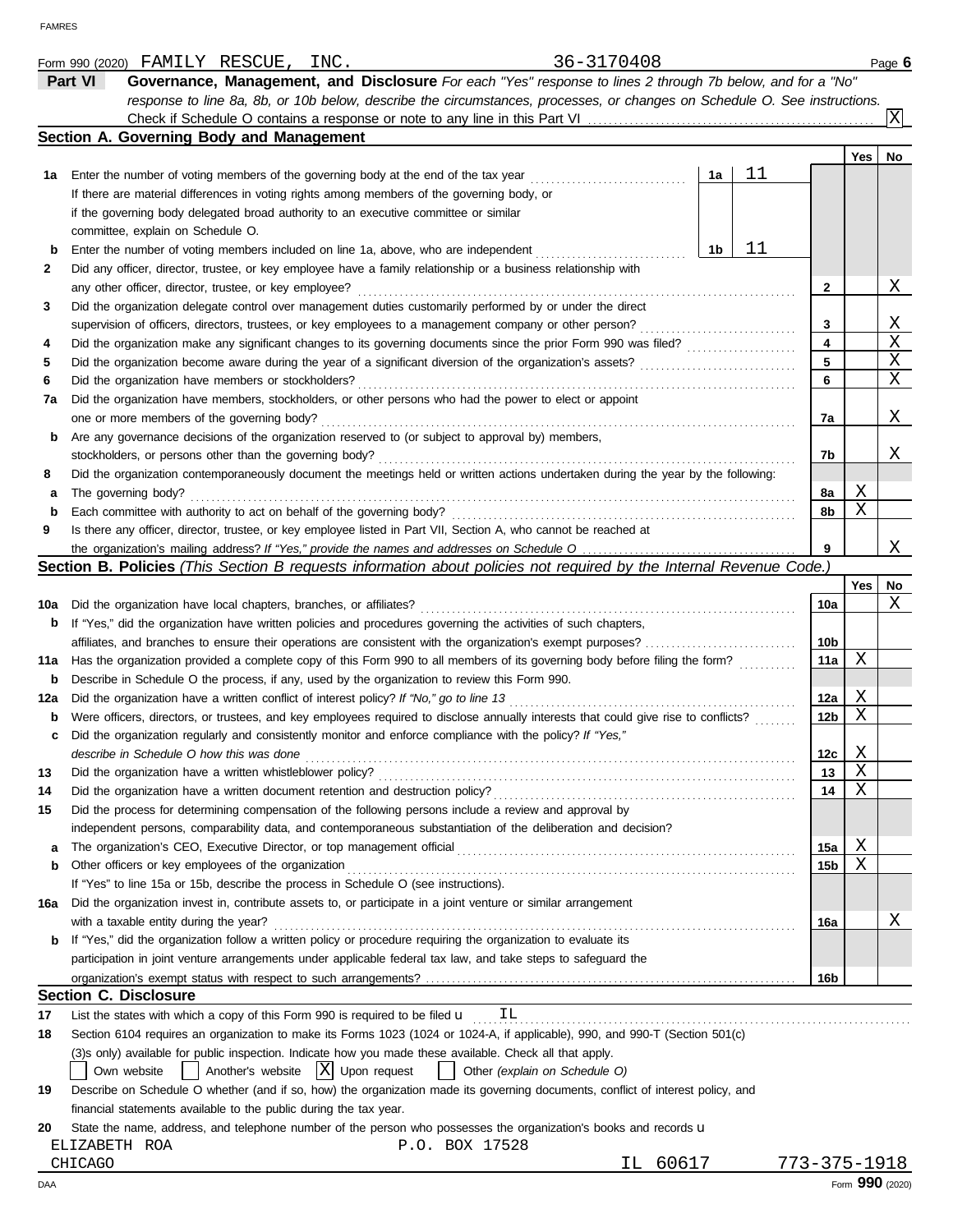FAMRES

Form 990 (2020) FAMILY RESCUE, INC. 36-3170408 Page **6**

## Part VI Governance, Management, and Disclosure

*For each "Yes" response to lines 2 through 7b below, and for a "No" response to line 8a, 8b, or 10b below, describe the circumstances, processes, or changes on Schedule O. See instructions.*

Check if Schedule O contains a response or note to any line in this Part VI [X]

### Section A. Governing Body and Management

| | | | | Yes | No |
|---|---|---|---|---|---|
| 1a | Enter the number of voting members of the governing body at the end of the tax year | 1a | 11 | | |
| | If there are material differences in voting rights among members of the governing body, or if the governing body delegated broad authority to an executive committee or similar committee, explain on Schedule O. | | | | |
| b | Enter the number of voting members included on line 1a, above, who are independent | 1b | 11 | | |
| 2 | Did any officer, director, trustee, or key employee have a family relationship or a business relationship with any other officer, director, trustee, or key employee? | | 2 | | X |
| 3 | Did the organization delegate control over management duties customarily performed by or under the direct supervision of officers, directors, trustees, or key employees to a management company or other person? | | 3 | | X |
| 4 | Did the organization make any significant changes to its governing documents since the prior Form 990 was filed? | | 4 | | X |
| 5 | Did the organization become aware during the year of a significant diversion of the organization's assets? | | 5 | | X |
| 6 | Did the organization have members or stockholders? | | 6 | | X |
| 7a | Did the organization have members, stockholders, or other persons who had the power to elect or appoint one or more members of the governing body? | | 7a | | X |
| b | Are any governance decisions of the organization reserved to (or subject to approval by) members, stockholders, or persons other than the governing body? | | 7b | | X |
| 8 | Did the organization contemporaneously document the meetings held or written actions undertaken during the year by the following: | | | | |
| a | The governing body? | | 8a | X | |
| b | Each committee with authority to act on behalf of the governing body? | | 8b | X | |
| 9 | Is there any officer, director, trustee, or key employee listed in Part VII, Section A, who cannot be reached at the organization's mailing address? *If "Yes," provide the names and addresses on Schedule O* | | 9 | | X |

### Section B. Policies *(This Section B requests information about policies not required by the Internal Revenue Code.)*

| | | | Yes | No |
|---|---|---|---|---|
| 10a | Did the organization have local chapters, branches, or affiliates? | 10a | | X |
| b | If "Yes," did the organization have written policies and procedures governing the activities of such chapters, affiliates, and branches to ensure their operations are consistent with the organization's exempt purposes? | 10b | | |
| 11a | Has the organization provided a complete copy of this Form 990 to all members of its governing body before filing the form? | 11a | X | |
| b | Describe in Schedule O the process, if any, used by the organization to review this Form 990. | | | |
| 12a | Did the organization have a written conflict of interest policy? *If "No," go to line 13* | 12a | X | |
| b | Were officers, directors, or trustees, and key employees required to disclose annually interests that could give rise to conflicts? | 12b | X | |
| c | Did the organization regularly and consistently monitor and enforce compliance with the policy? *If "Yes," describe in Schedule O how this was done* | 12c | X | |
| 13 | Did the organization have a written whistleblower policy? | 13 | X | |
| 14 | Did the organization have a written document retention and destruction policy? | 14 | X | |
| 15 | Did the process for determining compensation of the following persons include a review and approval by independent persons, comparability data, and contemporaneous substantiation of the deliberation and decision? | | | |
| a | The organization's CEO, Executive Director, or top management official | 15a | X | |
| b | Other officers or key employees of the organization | 15b | X | |
| | If "Yes" to line 15a or 15b, describe the process in Schedule O (see instructions). | | | |
| 16a | Did the organization invest in, contribute assets to, or participate in a joint venture or similar arrangement with a taxable entity during the year? | 16a | | X |
| b | If "Yes," did the organization follow a written policy or procedure requiring the organization to evaluate its participation in joint venture arrangements under applicable federal tax law, and take steps to safeguard the organization's exempt status with respect to such arrangements? | 16b | | |

### Section C. Disclosure

17 List the states with which a copy of this Form 990 is required to be filed u IL

18 Section 6104 requires an organization to make its Forms 1023 (1024 or 1024-A, if applicable), 990, and 990-T (Section 501(c)(3)s only) available for public inspection. Indicate how you made these available. Check all that apply.

[ ] Own website [ ] Another's website [X] Upon request [ ] Other *(explain on Schedule O)*

19 Describe on Schedule O whether (and if so, how) the organization made its governing documents, conflict of interest policy, and financial statements available to the public during the tax year.

20 State the name, address, and telephone number of the person who possesses the organization's books and records u

ELIZABETH ROA P.O. BOX 17528
CHICAGO IL 60617 773-375-1918

DAA Form **990** (2020)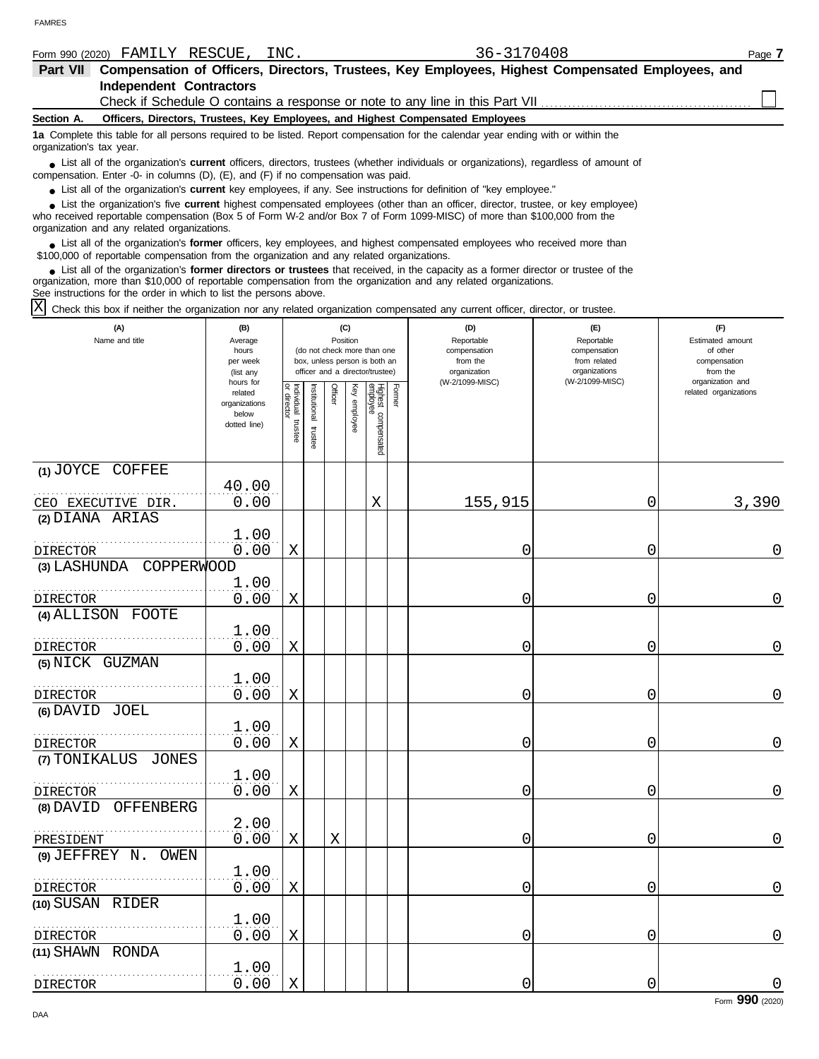Form 990 (2020) FAMILY RESCUE, INC. 36-3170408 Page **7**

**Part VII Compensation of Officers, Directors, Trustees, Key Employees, Highest Compensated Employees, and Independent Contractors**

Check if Schedule O contains a response or note to any line in this Part VII ☐

**Section A. Officers, Directors, Trustees, Key Employees, and Highest Compensated Employees**

**1a** Complete this table for all persons required to be listed. Report compensation for the calendar year ending with or within the organization's tax year.

- List all of the organization's **current** officers, directors, trustees (whether individuals or organizations), regardless of amount of compensation. Enter -0- in columns (D), (E), and (F) if no compensation was paid.
- List all of the organization's **current** key employees, if any. See instructions for definition of "key employee."
- List the organization's five **current** highest compensated employees (other than an officer, director, trustee, or key employee) who received reportable compensation (Box 5 of Form W-2 and/or Box 7 of Form 1099-MISC) of more than $100,000 from the organization and any related organizations.
- List all of the organization's **former** officers, key employees, and highest compensated employees who received more than $100,000 of reportable compensation from the organization and any related organizations.
- List all of the organization's **former directors or trustees** that received, in the capacity as a former director or trustee of the organization, more than $10,000 of reportable compensation from the organization and any related organizations.

See instructions for the order in which to list the persons above.

☒ Check this box if neither the organization nor any related organization compensated any current officer, director, or trustee.

| (A) Name and title | (B) Average hours per week (list any hours for related organizations below dotted line) | (C) Position: Individual trustee or director | Institutional trustee | Officer | Key employee | Highest compensated employee | Former | (D) Reportable compensation from the organization (W-2/1099-MISC) | (E) Reportable compensation from related organizations (W-2/1099-MISC) | (F) Estimated amount of other compensation from the organization and related organizations |
|---|---|---|---|---|---|---|---|---|---|---|
| (1) JOYCE COFFEE<br>CEO EXECUTIVE DIR. | 40.00<br>0.00 | | | | | X | | 155,915 | 0 | 3,390 |
| (2) DIANA ARIAS<br>DIRECTOR | 1.00<br>0.00 | X | | | | | | 0 | 0 | 0 |
| (3) LASHUNDA COPPERWOOD<br>DIRECTOR | 1.00<br>0.00 | X | | | | | | 0 | 0 | 0 |
| (4) ALLISON FOOTE<br>DIRECTOR | 1.00<br>0.00 | X | | | | | | 0 | 0 | 0 |
| (5) NICK GUZMAN<br>DIRECTOR | 1.00<br>0.00 | X | | | | | | 0 | 0 | 0 |
| (6) DAVID JOEL<br>DIRECTOR | 1.00<br>0.00 | X | | | | | | 0 | 0 | 0 |
| (7) TONIKALUS JONES<br>DIRECTOR | 1.00<br>0.00 | X | | | | | | 0 | 0 | 0 |
| (8) DAVID OFFENBERG<br>PRESIDENT | 2.00<br>0.00 | X | | X | | | | 0 | 0 | 0 |
| (9) JEFFREY N. OWEN<br>DIRECTOR | 1.00<br>0.00 | X | | | | | | 0 | 0 | 0 |
| (10) SUSAN RIDER<br>DIRECTOR | 1.00<br>0.00 | X | | | | | | 0 | 0 | 0 |
| (11) SHAWN RONDA<br>DIRECTOR | 1.00<br>0.00 | X | | | | | | 0 | 0 | 0 |

Form **990** (2020)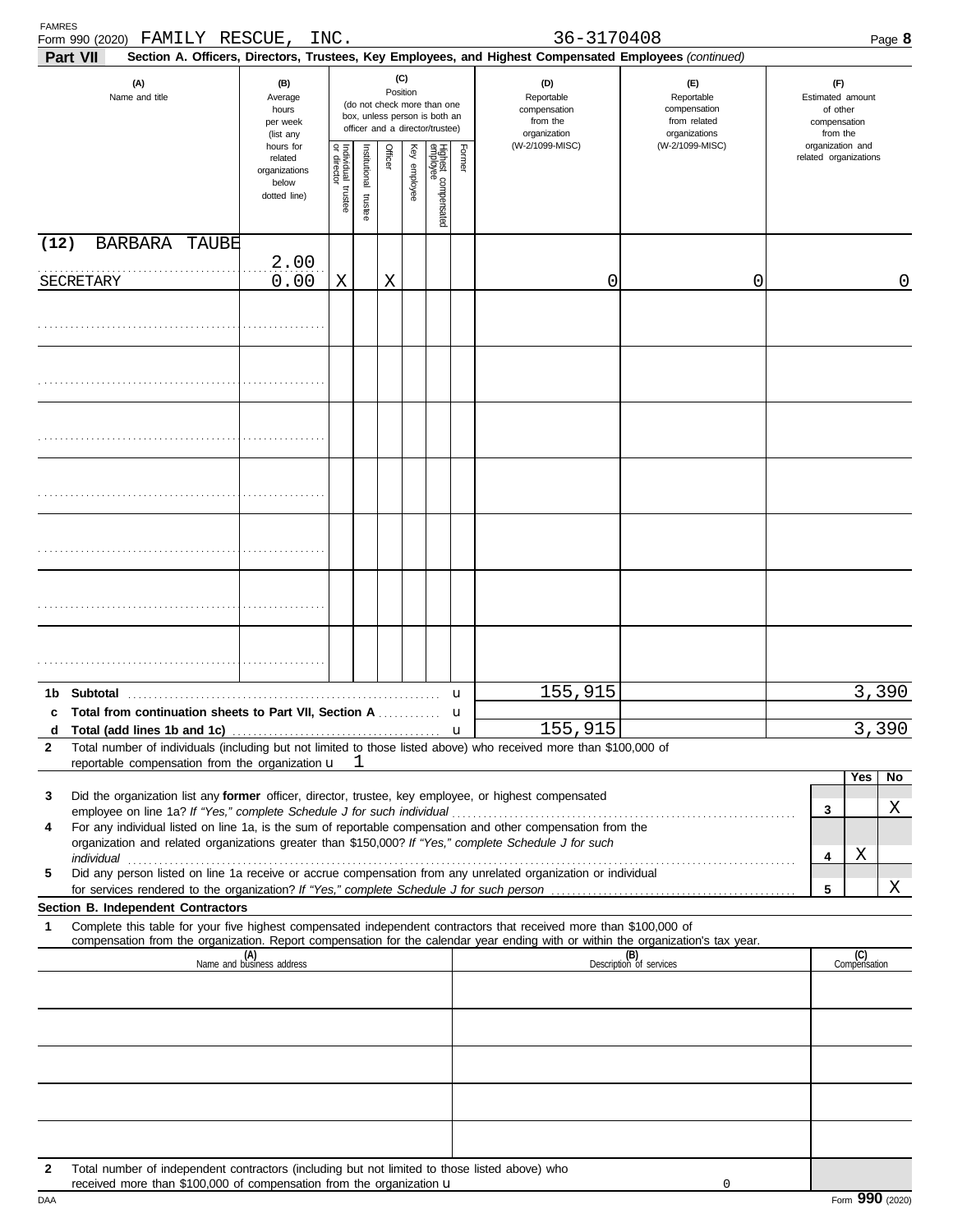FAMRES

Form 990 (2020) FAMILY RESCUE, INC. 36-3170408 Page **8**

**Part VII** **Section A. Officers, Directors, Trustees, Key Employees, and Highest Compensated Employees** *(continued)*

| (A) Name and title | (B) Average hours per week (list any hours for related organizations below dotted line) | (C) Position: Individual trustee or director | Institutional trustee | Officer | Key employee | Highest compensated employee | Former | (D) Reportable compensation from the organization (W-2/1099-MISC) | (E) Reportable compensation from related organizations (W-2/1099-MISC) | (F) Estimated amount of other compensation from the organization and related organizations |
|---|---|---|---|---|---|---|---|---|---|---|
| (12) BARBARA TAUBE<br>SECRETARY | 2.00<br>0.00 | X | | X | | | | 0 | 0 | 0 |
| | | | | | | | | | | |
| | | | | | | | | | | |
| | | | | | | | | | | |
| | | | | | | | | | | |
| | | | | | | | | | | |
| | | | | | | | | | | |
| | | | | | | | | | | |

| | | (D) | (E) | (F) |
|---|---|---|---|---|
| **1b** | **Subtotal** | 155,915 | | 3,390 |
| **c** | **Total from continuation sheets to Part VII, Section A** | | | |
| **d** | **Total (add lines 1b and 1c)** | 155,915 | | 3,390 |

**2** Total number of individuals (including but not limited to those listed above) who received more than $100,000 of reportable compensation from the organization u 1

| | | | Yes | No |
|---|---|---|---|---|
| **3** | Did the organization list any **former** officer, director, trustee, key employee, or highest compensated employee on line 1a? *If "Yes," complete Schedule J for such individual* | 3 | | X |
| **4** | For any individual listed on line 1a, is the sum of reportable compensation and other compensation from the organization and related organizations greater than $150,000? *If "Yes," complete Schedule J for such individual* | 4 | X | |
| **5** | Did any person listed on line 1a receive or accrue compensation from any unrelated organization or individual for services rendered to the organization? *If "Yes," complete Schedule J for such person* | 5 | | X |

**Section B. Independent Contractors**

**1** Complete this table for your five highest compensated independent contractors that received more than $100,000 of compensation from the organization. Report compensation for the calendar year ending with or within the organization's tax year.

| (A) Name and business address | (B) Description of services | (C) Compensation |
|---|---|---|
| | | |
| | | |
| | | |
| | | |
| | | |

**2** Total number of independent contractors (including but not limited to those listed above) who received more than $100,000 of compensation from the organization u 0

DAA Form **990** (2020)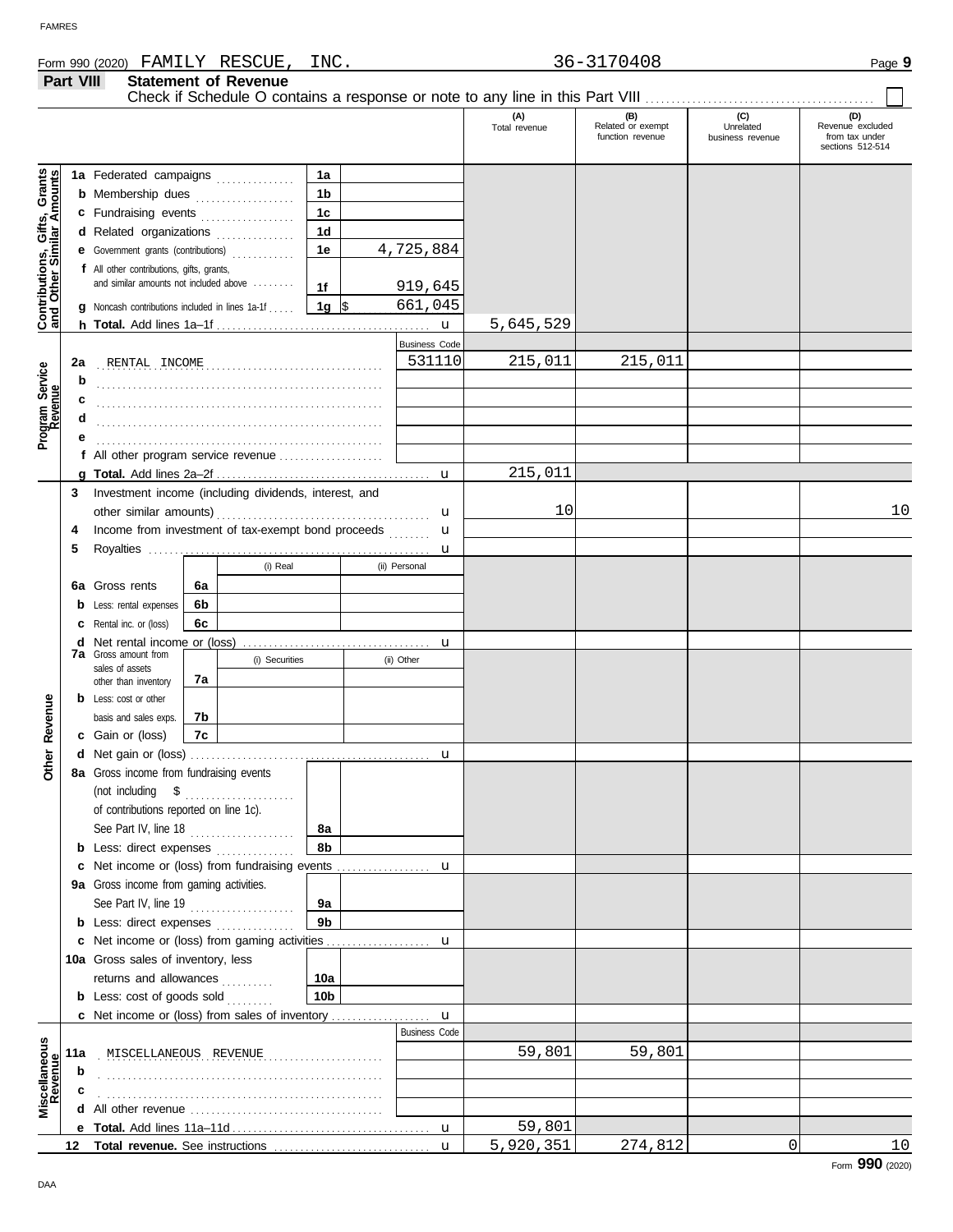Form 990 (2020) FAMILY RESCUE, INC. 36-3170408

## Part VIII Statement of Revenue

Check if Schedule O contains a response or note to any line in this Part VIII ☐

| | | | | (A) Total revenue | (B) Related or exempt function revenue | (C) Unrelated business revenue | (D) Revenue excluded from tax under sections 512-514 |
|---|---|---|---|---|---|---|---|
| **Contributions, Gifts, Grants and Other Similar Amounts** | 1a Federated campaigns | 1a | | | | | |
| | b Membership dues | 1b | | | | | |
| | c Fundraising events | 1c | | | | | |
| | d Related organizations | 1d | | | | | |
| | e Government grants (contributions) | 1e | 4,725,884 | | | | |
| | f All other contributions, gifts, grants, and similar amounts not included above | 1f | 919,645 | | | | |
| | g Noncash contributions included in lines 1a-1f | 1g | $ 661,045 | | | | |
| | h **Total.** Add lines 1a–1f | | u | 5,645,529 | | | |
| **Program Service Revenue** | | | Business Code | | | | |
| | 2a RENTAL INCOME | | 531110 | 215,011 | 215,011 | | |
| | b | | | | | | |
| | c | | | | | | |
| | d | | | | | | |
| | e | | | | | | |
| | f All other program service revenue | | | | | | |
| | g **Total.** Add lines 2a–2f | | u | 215,011 | | | |
| **Other Revenue** | 3 Investment income (including dividends, interest, and other similar amounts) | | u | 10 | | | 10 |
| | 4 Income from investment of tax-exempt bond proceeds | | u | | | | |
| | 5 Royalties | | u | | | | |
| | | (i) Real | (ii) Personal | | | | |
| | 6a Gross rents (6a) | | | | | | |
| | b Less: rental expenses (6b) | | | | | | |
| | c Rental inc. or (loss) (6c) | | | | | | |
| | d Net rental income or (loss) | | u | | | | |
| | | (i) Securities | (ii) Other | | | | |
| | 7a Gross amount from sales of assets other than inventory (7a) | | | | | | |
| | b Less: cost or other basis and sales exps. (7b) | | | | | | |
| | c Gain or (loss) (7c) | | | | | | |
| | d Net gain or (loss) | | u | | | | |
| | 8a Gross income from fundraising events (not including $ of contributions reported on line 1c). See Part IV, line 18 | 8a | | | | | |
| | b Less: direct expenses | 8b | | | | | |
| | c Net income or (loss) from fundraising events | | u | | | | |
| | 9a Gross income from gaming activities. See Part IV, line 19 | 9a | | | | | |
| | b Less: direct expenses | 9b | | | | | |
| | c Net income or (loss) from gaming activities | | u | | | | |
| | 10a Gross sales of inventory, less returns and allowances | 10a | | | | | |
| | b Less: cost of goods sold | 10b | | | | | |
| | c Net income or (loss) from sales of inventory | | u | | | | |
| **Miscellaneous Revenue** | | | Business Code | | | | |
| | 11a MISCELLANEOUS REVENUE | | | 59,801 | 59,801 | | |
| | b | | | | | | |
| | c | | | | | | |
| | d All other revenue | | | | | | |
| | e **Total.** Add lines 11a–11d | | u | 59,801 | | | |
| | 12 **Total revenue.** See instructions | | u | 5,920,351 | 274,812 | 0 | 10 |

Form **990** (2020)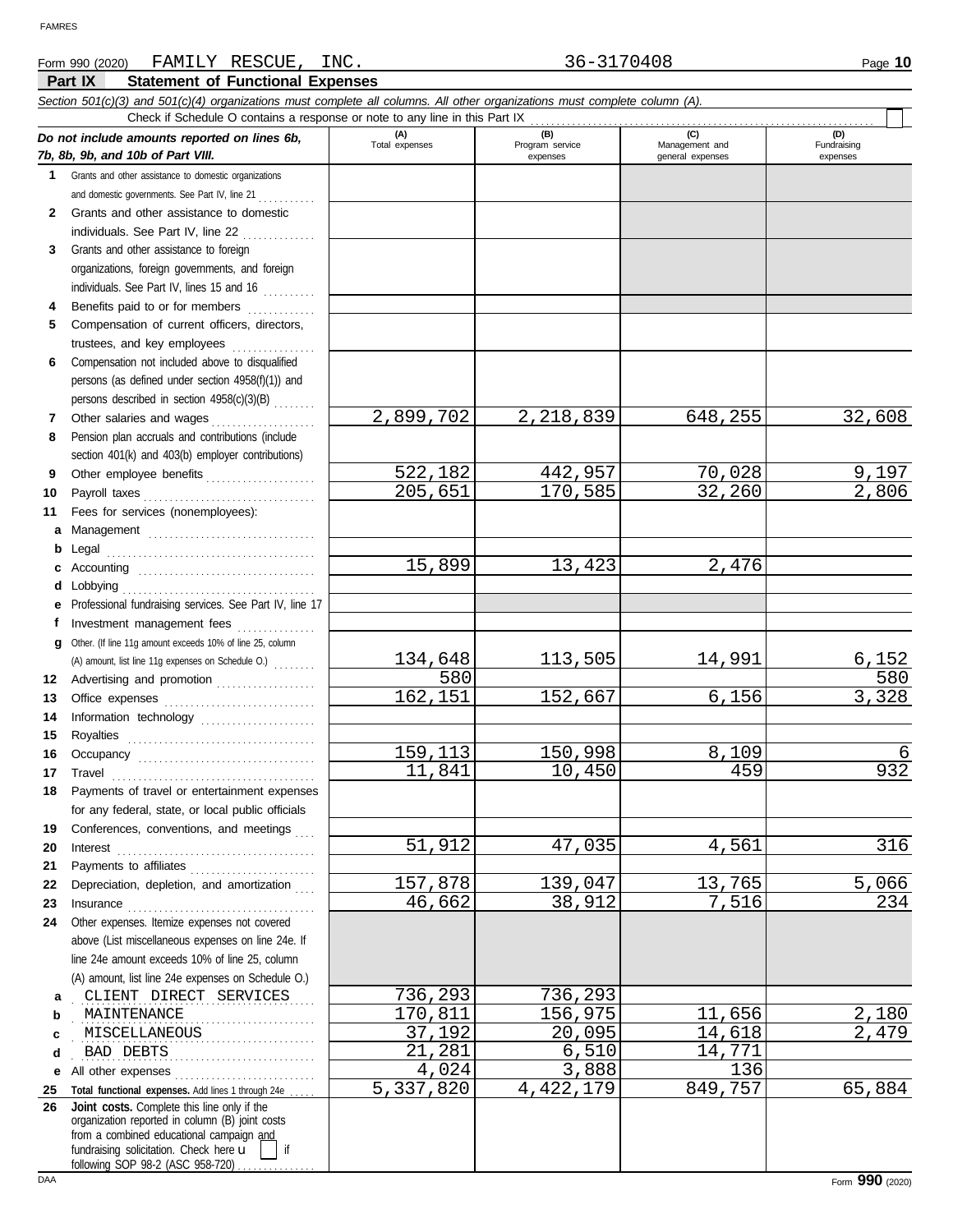Form 990 (2020) FAMILY RESCUE, INC. 36-3170408

## Part IX Statement of Functional Expenses

*Section 501(c)(3) and 501(c)(4) organizations must complete all columns. All other organizations must complete column (A).*

Check if Schedule O contains a response or note to any line in this Part IX

| *Do not include amounts reported on lines 6b, 7b, 8b, 9b, and 10b of Part VIII.* | (A) Total expenses | (B) Program service expenses | (C) Management and general expenses | (D) Fundraising expenses |
|---|---|---|---|---|
| 1 Grants and other assistance to domestic organizations and domestic governments. See Part IV, line 21 | | | | |
| 2 Grants and other assistance to domestic individuals. See Part IV, line 22 | | | | |
| 3 Grants and other assistance to foreign organizations, foreign governments, and foreign individuals. See Part IV, lines 15 and 16 | | | | |
| 4 Benefits paid to or for members | | | | |
| 5 Compensation of current officers, directors, trustees, and key employees | | | | |
| 6 Compensation not included above to disqualified persons (as defined under section 4958(f)(1)) and persons described in section 4958(c)(3)(B) | | | | |
| 7 Other salaries and wages | 2,899,702 | 2,218,839 | 648,255 | 32,608 |
| 8 Pension plan accruals and contributions (include section 401(k) and 403(b) employer contributions) | | | | |
| 9 Other employee benefits | 522,182 | 442,957 | 70,028 | 9,197 |
| 10 Payroll taxes | 205,651 | 170,585 | 32,260 | 2,806 |
| 11 Fees for services (nonemployees): | | | | |
| a Management | | | | |
| b Legal | | | | |
| c Accounting | 15,899 | 13,423 | 2,476 | |
| d Lobbying | | | | |
| e Professional fundraising services. See Part IV, line 17 | | | | |
| f Investment management fees | | | | |
| g Other. (If line 11g amount exceeds 10% of line 25, column (A) amount, list line 11g expenses on Schedule O.) | 134,648 | 113,505 | 14,991 | 6,152 |
| 12 Advertising and promotion | 580 | | | 580 |
| 13 Office expenses | 162,151 | 152,667 | 6,156 | 3,328 |
| 14 Information technology | | | | |
| 15 Royalties | | | | |
| 16 Occupancy | 159,113 | 150,998 | 8,109 | 6 |
| 17 Travel | 11,841 | 10,450 | 459 | 932 |
| 18 Payments of travel or entertainment expenses for any federal, state, or local public officials | | | | |
| 19 Conferences, conventions, and meetings | | | | |
| 20 Interest | 51,912 | 47,035 | 4,561 | 316 |
| 21 Payments to affiliates | | | | |
| 22 Depreciation, depletion, and amortization | 157,878 | 139,047 | 13,765 | 5,066 |
| 23 Insurance | 46,662 | 38,912 | 7,516 | 234 |
| 24 Other expenses. Itemize expenses not covered above (List miscellaneous expenses on line 24e. If line 24e amount exceeds 10% of line 25, column (A) amount, list line 24e expenses on Schedule O.) | | | | |
| a CLIENT DIRECT SERVICES | 736,293 | 736,293 | | |
| b MAINTENANCE | 170,811 | 156,975 | 11,656 | 2,180 |
| c MISCELLANEOUS | 37,192 | 20,095 | 14,618 | 2,479 |
| d BAD DEBTS | 21,281 | 6,510 | 14,771 | |
| e All other expenses | 4,024 | 3,888 | 136 | |
| 25 **Total functional expenses.** Add lines 1 through 24e | 5,337,820 | 4,422,179 | 849,757 | 65,884 |
| 26 **Joint costs.** Complete this line only if the organization reported in column (B) joint costs from a combined educational campaign and fundraising solicitation. Check here u [ ] if following SOP 98-2 (ASC 958-720) | | | | |

Form **990** (2020)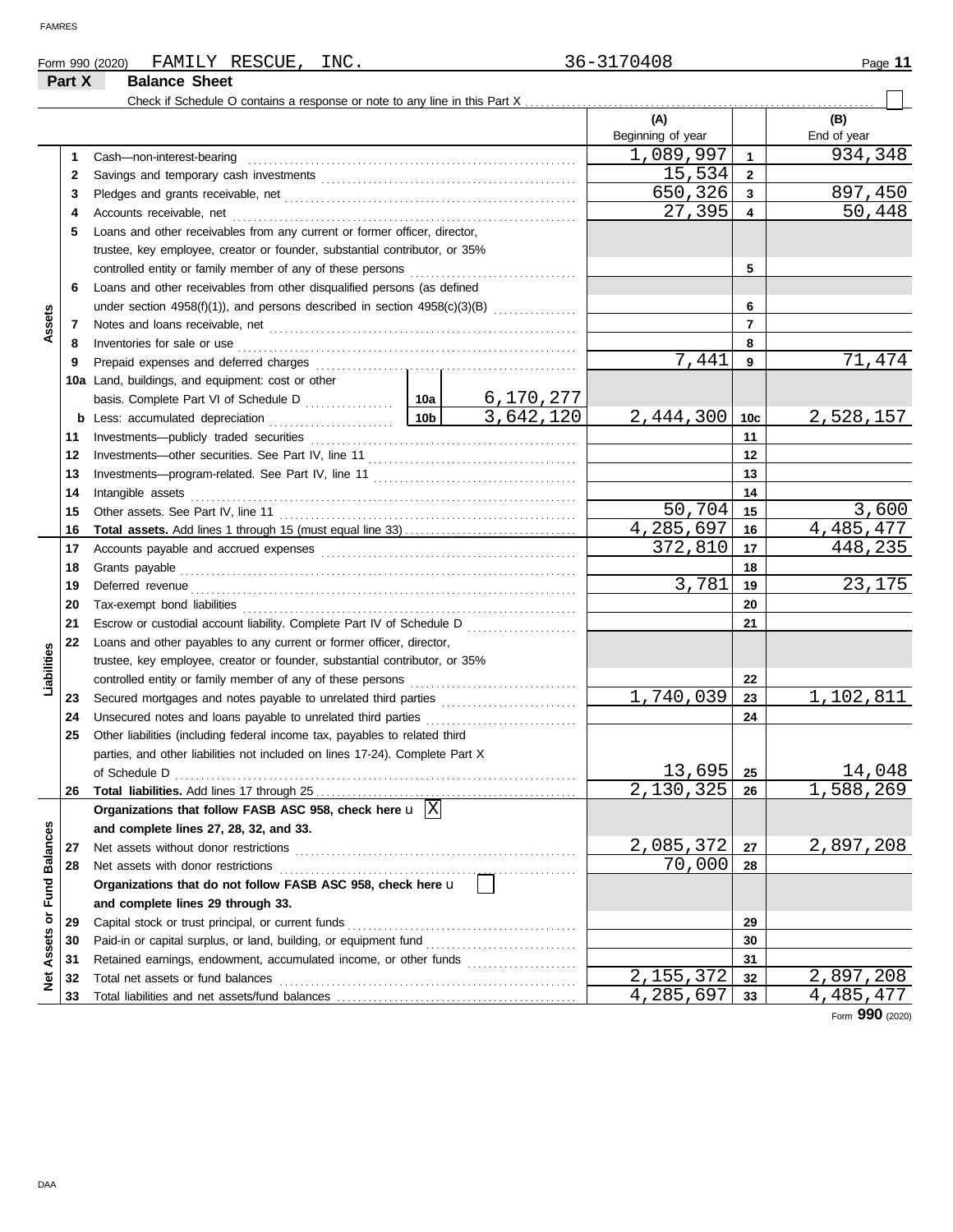FAMRES

Form 990 (2020) FAMILY RESCUE, INC. 36-3170408 Page **11**

**Part X Balance Sheet**

Check if Schedule O contains a response or note to any line in this Part X ☐

| | | | | (A) Beginning of year | | (B) End of year |
|---|---|---|---|---|---|---|
| **Assets** | 1 | Cash—non-interest-bearing | | 1,089,997 | 1 | 934,348 |
| | 2 | Savings and temporary cash investments | | 15,534 | 2 | |
| | 3 | Pledges and grants receivable, net | | 650,326 | 3 | 897,450 |
| | 4 | Accounts receivable, net | | 27,395 | 4 | 50,448 |
| | 5 | Loans and other receivables from any current or former officer, director, trustee, key employee, creator or founder, substantial contributor, or 35% controlled entity or family member of any of these persons | | | 5 | |
| | 6 | Loans and other receivables from other disqualified persons (as defined under section 4958(f)(1)), and persons described in section 4958(c)(3)(B) | | | 6 | |
| | 7 | Notes and loans receivable, net | | | 7 | |
| | 8 | Inventories for sale or use | | | 8 | |
| | 9 | Prepaid expenses and deferred charges | | 7,441 | 9 | 71,474 |
| | 10a | Land, buildings, and equipment: cost or other basis. Complete Part VI of Schedule D | 10a 6,170,277 | | | |
| | b | Less: accumulated depreciation | 10b 3,642,120 | 2,444,300 | 10c | 2,528,157 |
| | 11 | Investments—publicly traded securities | | | 11 | |
| | 12 | Investments—other securities. See Part IV, line 11 | | | 12 | |
| | 13 | Investments—program-related. See Part IV, line 11 | | | 13 | |
| | 14 | Intangible assets | | | 14 | |
| | 15 | Other assets. See Part IV, line 11 | | 50,704 | 15 | 3,600 |
| | 16 | **Total assets.** Add lines 1 through 15 (must equal line 33) | | 4,285,697 | 16 | 4,485,477 |
| **Liabilities** | 17 | Accounts payable and accrued expenses | | 372,810 | 17 | 448,235 |
| | 18 | Grants payable | | | 18 | |
| | 19 | Deferred revenue | | 3,781 | 19 | 23,175 |
| | 20 | Tax-exempt bond liabilities | | | 20 | |
| | 21 | Escrow or custodial account liability. Complete Part IV of Schedule D | | | 21 | |
| | 22 | Loans and other payables to any current or former officer, director, trustee, key employee, creator or founder, substantial contributor, or 35% controlled entity or family member of any of these persons | | | 22 | |
| | 23 | Secured mortgages and notes payable to unrelated third parties | | 1,740,039 | 23 | 1,102,811 |
| | 24 | Unsecured notes and loans payable to unrelated third parties | | | 24 | |
| | 25 | Other liabilities (including federal income tax, payables to related third parties, and other liabilities not included on lines 17-24). Complete Part X of Schedule D | | 13,695 | 25 | 14,048 |
| | 26 | **Total liabilities.** Add lines 17 through 25 | | 2,130,325 | 26 | 1,588,269 |
| **Net Assets or Fund Balances** | | **Organizations that follow FASB ASC 958, check here** ☒ **and complete lines 27, 28, 32, and 33.** | | | | |
| | 27 | Net assets without donor restrictions | | 2,085,372 | 27 | 2,897,208 |
| | 28 | Net assets with donor restrictions | | 70,000 | 28 | |
| | | **Organizations that do not follow FASB ASC 958, check here** ☐ **and complete lines 29 through 33.** | | | | |
| | 29 | Capital stock or trust principal, or current funds | | | 29 | |
| | 30 | Paid-in or capital surplus, or land, building, or equipment fund | | | 30 | |
| | 31 | Retained earnings, endowment, accumulated income, or other funds | | | 31 | |
| | 32 | Total net assets or fund balances | | 2,155,372 | 32 | 2,897,208 |
| | 33 | Total liabilities and net assets/fund balances | | 4,285,697 | 33 | 4,485,477 |

Form **990** (2020)

DAA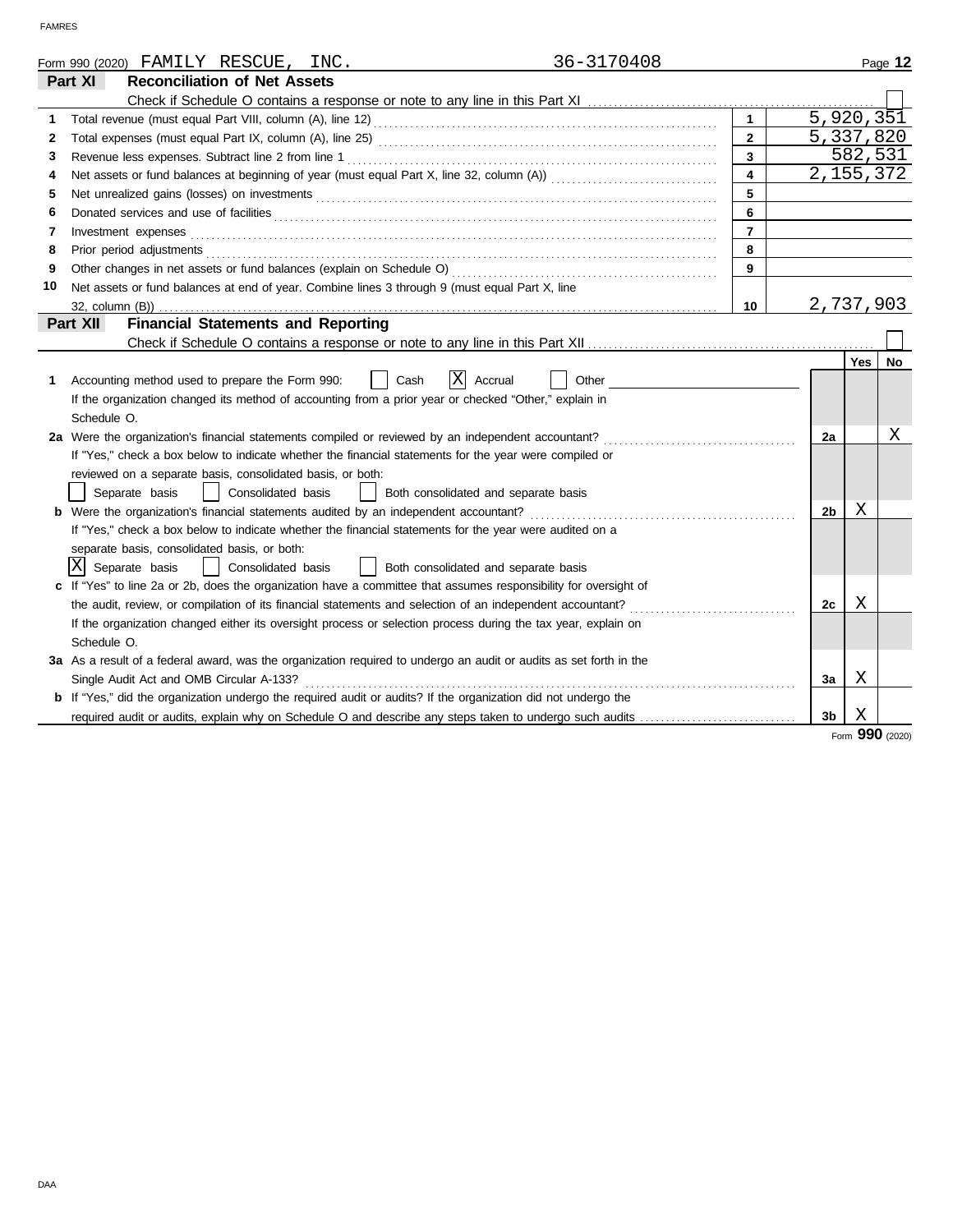Form 990 (2020) FAMILY RESCUE, INC. 36-3170408 Page 12

## Part XI Reconciliation of Net Assets

Check if Schedule O contains a response or note to any line in this Part XI ☐

| | | | |
|---|---|---|---|
| 1 | Total revenue (must equal Part VIII, column (A), line 12) | 1 | 5,920,351 |
| 2 | Total expenses (must equal Part IX, column (A), line 25) | 2 | 5,337,820 |
| 3 | Revenue less expenses. Subtract line 2 from line 1 | 3 | 582,531 |
| 4 | Net assets or fund balances at beginning of year (must equal Part X, line 32, column (A)) | 4 | 2,155,372 |
| 5 | Net unrealized gains (losses) on investments | 5 | |
| 6 | Donated services and use of facilities | 6 | |
| 7 | Investment expenses | 7 | |
| 8 | Prior period adjustments | 8 | |
| 9 | Other changes in net assets or fund balances (explain on Schedule O) | 9 | |
| 10 | Net assets or fund balances at end of year. Combine lines 3 through 9 (must equal Part X, line 32, column (B)) | 10 | 2,737,903 |

## Part XII Financial Statements and Reporting

Check if Schedule O contains a response or note to any line in this Part XII ☐

| | | | Yes | No |
|---|---|---|---|---|
| 1 | Accounting method used to prepare the Form 990: ☐ Cash ☒ Accrual ☐ Other<br>If the organization changed its method of accounting from a prior year or checked "Other," explain in Schedule O. | | | |
| 2a | Were the organization's financial statements compiled or reviewed by an independent accountant? | 2a | | X |
| | If "Yes," check a box below to indicate whether the financial statements for the year were compiled or reviewed on a separate basis, consolidated basis, or both:<br>☐ Separate basis ☐ Consolidated basis ☐ Both consolidated and separate basis | | | |
| b | Were the organization's financial statements audited by an independent accountant? | 2b | X | |
| | If "Yes," check a box below to indicate whether the financial statements for the year were audited on a separate basis, consolidated basis, or both:<br>☒ Separate basis ☐ Consolidated basis ☐ Both consolidated and separate basis | | | |
| c | If "Yes" to line 2a or 2b, does the organization have a committee that assumes responsibility for oversight of the audit, review, or compilation of its financial statements and selection of an independent accountant? | 2c | X | |
| | If the organization changed either its oversight process or selection process during the tax year, explain on Schedule O. | | | |
| 3a | As a result of a federal award, was the organization required to undergo an audit or audits as set forth in the Single Audit Act and OMB Circular A-133? | 3a | X | |
| b | If "Yes," did the organization undergo the required audit or audits? If the organization did not undergo the required audit or audits, explain why on Schedule O and describe any steps taken to undergo such audits | 3b | X | |

Form 990 (2020)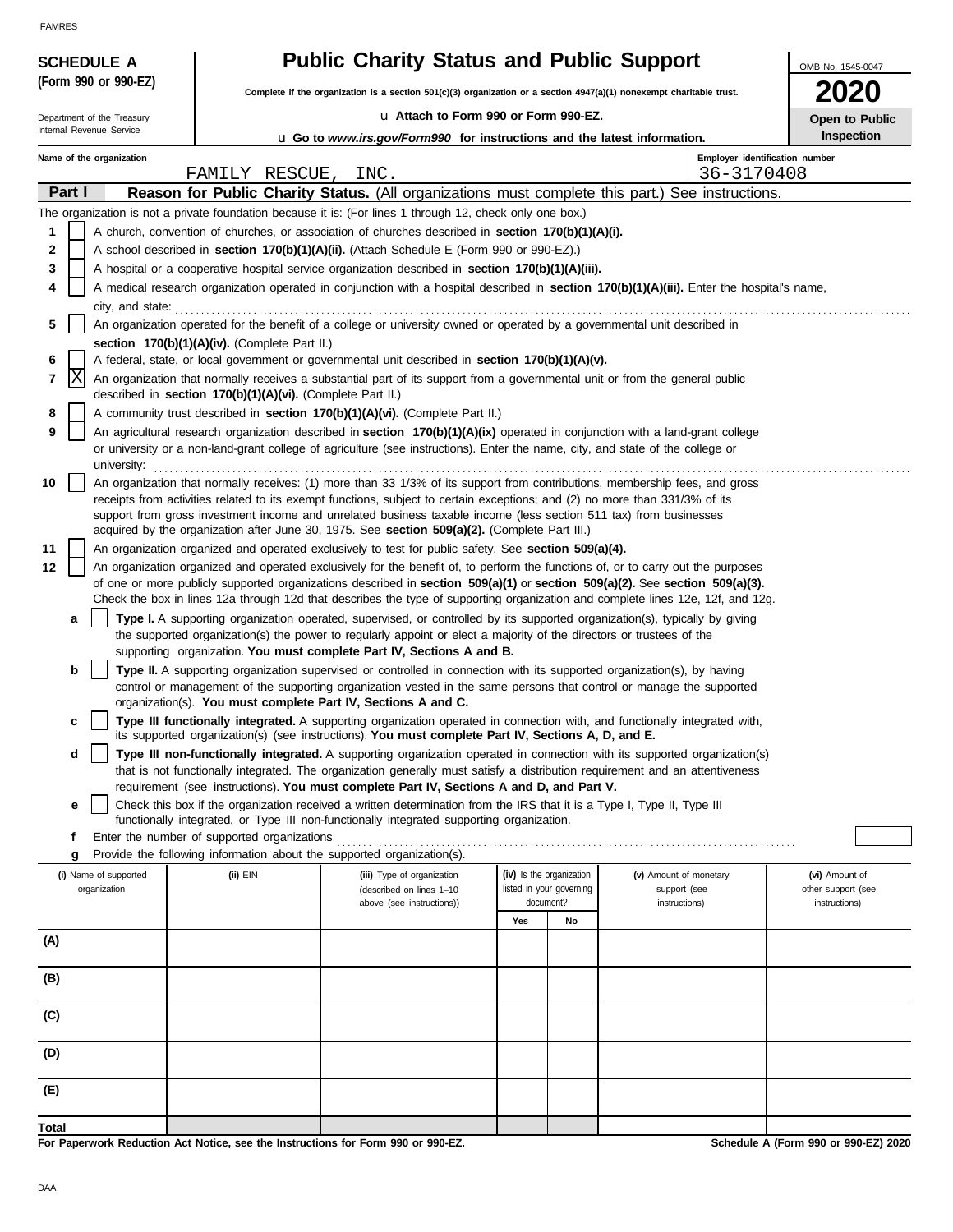**SCHEDULE A (Form 990 or 990-EZ)**

Department of the Treasury
Internal Revenue Service

# Public Charity Status and Public Support

**Complete if the organization is a section 501(c)(3) organization or a section 4947(a)(1) nonexempt charitable trust.**

u **Attach to Form 990 or Form 990-EZ.**

u **Go to *www.irs.gov/Form990* for instructions and the latest information.**

OMB No. 1545-0047

**2020**

**Open to Public Inspection**

**Name of the organization**: FAMILY RESCUE, INC.

**Employer identification number**: 36-3170408

## Part I Reason for Public Charity Status. (All organizations must complete this part.) See instructions.

The organization is not a private foundation because it is: (For lines 1 through 12, check only one box.)

1. [ ] A church, convention of churches, or association of churches described in **section 170(b)(1)(A)(i).**
2. [ ] A school described in **section 170(b)(1)(A)(ii).** (Attach Schedule E (Form 990 or 990-EZ).)
3. [ ] A hospital or a cooperative hospital service organization described in **section 170(b)(1)(A)(iii).**
4. [ ] A medical research organization operated in conjunction with a hospital described in **section 170(b)(1)(A)(iii).** Enter the hospital's name, city, and state:
5. [ ] An organization operated for the benefit of a college or university owned or operated by a governmental unit described in **section 170(b)(1)(A)(iv).** (Complete Part II.)
6. [ ] A federal, state, or local government or governmental unit described in **section 170(b)(1)(A)(v).**
7. [X] An organization that normally receives a substantial part of its support from a governmental unit or from the general public described in **section 170(b)(1)(A)(vi).** (Complete Part II.)
8. [ ] A community trust described in **section 170(b)(1)(A)(vi).** (Complete Part II.)
9. [ ] An agricultural research organization described in **section 170(b)(1)(A)(ix)** operated in conjunction with a land-grant college or university or a non-land-grant college of agriculture (see instructions). Enter the name, city, and state of the college or university:
10. [ ] An organization that normally receives: (1) more than 33 1/3% of its support from contributions, membership fees, and gross receipts from activities related to its exempt functions, subject to certain exceptions; and (2) no more than 331/3% of its support from gross investment income and unrelated business taxable income (less section 511 tax) from businesses acquired by the organization after June 30, 1975. See **section 509(a)(2).** (Complete Part III.)
11. [ ] An organization organized and operated exclusively to test for public safety. See **section 509(a)(4).**
12. [ ] An organization organized and operated exclusively for the benefit of, to perform the functions of, or to carry out the purposes of one or more publicly supported organizations described in **section 509(a)(1)** or **section 509(a)(2).** See **section 509(a)(3).** Check the box in lines 12a through 12d that describes the type of supporting organization and complete lines 12e, 12f, and 12g.
   - **a** [ ] **Type I.** A supporting organization operated, supervised, or controlled by its supported organization(s), typically by giving the supported organization(s) the power to regularly appoint or elect a majority of the directors or trustees of the supporting organization. **You must complete Part IV, Sections A and B.**
   - **b** [ ] **Type II.** A supporting organization supervised or controlled in connection with its supported organization(s), by having control or management of the supporting organization vested in the same persons that control or manage the supported organization(s). **You must complete Part IV, Sections A and C.**
   - **c** [ ] **Type III functionally integrated.** A supporting organization operated in connection with, and functionally integrated with, its supported organization(s) (see instructions). **You must complete Part IV, Sections A, D, and E.**
   - **d** [ ] **Type III non-functionally integrated.** A supporting organization operated in connection with its supported organization(s) that is not functionally integrated. The organization generally must satisfy a distribution requirement and an attentiveness requirement (see instructions). **You must complete Part IV, Sections A and D, and Part V.**
   - **e** [ ] Check this box if the organization received a written determination from the IRS that it is a Type I, Type II, Type III functionally integrated, or Type III non-functionally integrated supporting organization.
   - **f** Enter the number of supported organizations
   - **g** Provide the following information about the supported organization(s).

| (i) Name of supported organization | (ii) EIN | (iii) Type of organization (described on lines 1–10 above (see instructions)) | (iv) Is the organization listed in your governing document? Yes | No | (v) Amount of monetary support (see instructions) | (vi) Amount of other support (see instructions) |
|---|---|---|---|---|---|---|
| (A) | | | | | | |
| (B) | | | | | | |
| (C) | | | | | | |
| (D) | | | | | | |
| (E) | | | | | | |
| **Total** | | | | | | |

**For Paperwork Reduction Act Notice, see the Instructions for Form 990 or 990-EZ.**

**Schedule A (Form 990 or 990-EZ) 2020**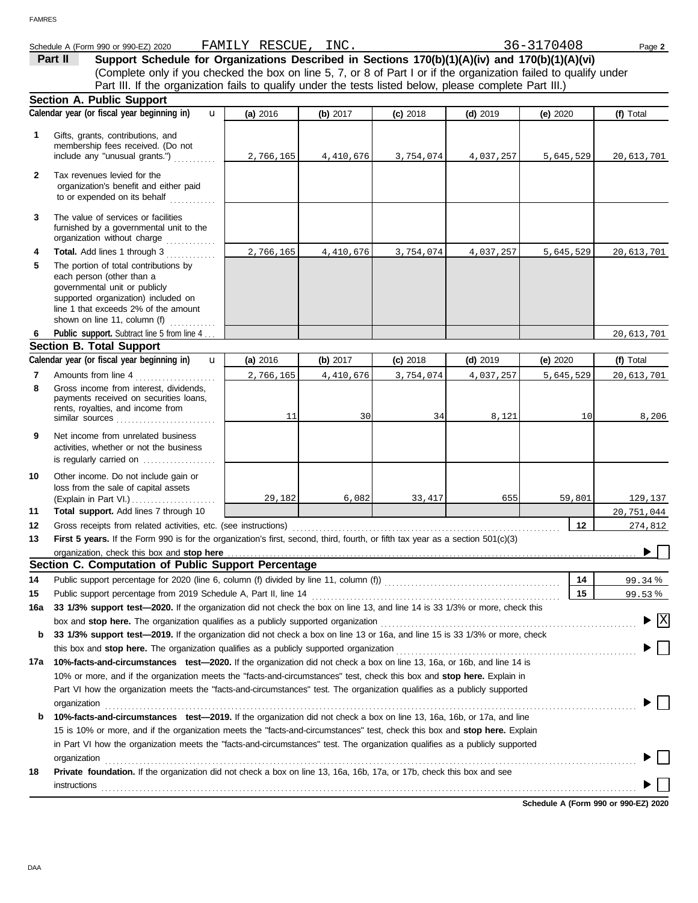Schedule A (Form 990 or 990-EZ) 2020 FAMILY RESCUE, INC. 36-3170408 Page **2**

## Part II Support Schedule for Organizations Described in Sections 170(b)(1)(A)(iv) and 170(b)(1)(A)(vi)

(Complete only if you checked the box on line 5, 7, or 8 of Part I or if the organization failed to qualify under Part III. If the organization fails to qualify under the tests listed below, please complete Part III.)

### Section A. Public Support

| Calendar year (or fiscal year beginning in) | (a) 2016 | (b) 2017 | (c) 2018 | (d) 2019 | (e) 2020 | (f) Total |
|---|---|---|---|---|---|---|
| **1** Gifts, grants, contributions, and membership fees received. (Do not include any "unusual grants.") | 2,766,165 | 4,410,676 | 3,754,074 | 4,037,257 | 5,645,529 | 20,613,701 |
| **2** Tax revenues levied for the organization's benefit and either paid to or expended on its behalf | | | | | | |
| **3** The value of services or facilities furnished by a governmental unit to the organization without charge | | | | | | |
| **4** **Total.** Add lines 1 through 3 | 2,766,165 | 4,410,676 | 3,754,074 | 4,037,257 | 5,645,529 | 20,613,701 |
| **5** The portion of total contributions by each person (other than a governmental unit or publicly supported organization) included on line 1 that exceeds 2% of the amount shown on line 11, column (f) | | | | | | |
| **6** **Public support.** Subtract line 5 from line 4 | | | | | | 20,613,701 |

### Section B. Total Support

| Calendar year (or fiscal year beginning in) | (a) 2016 | (b) 2017 | (c) 2018 | (d) 2019 | (e) 2020 | (f) Total |
|---|---|---|---|---|---|---|
| **7** Amounts from line 4 | 2,766,165 | 4,410,676 | 3,754,074 | 4,037,257 | 5,645,529 | 20,613,701 |
| **8** Gross income from interest, dividends, payments received on securities loans, rents, royalties, and income from similar sources | 11 | 30 | 34 | 8,121 | 10 | 8,206 |
| **9** Net income from unrelated business activities, whether or not the business is regularly carried on | | | | | | |
| **10** Other income. Do not include gain or loss from the sale of capital assets (Explain in Part VI.) | 29,182 | 6,082 | 33,417 | 655 | 59,801 | 129,137 |
| **11** **Total support.** Add lines 7 through 10 | | | | | | 20,751,044 |

**12** Gross receipts from related activities, etc. (see instructions) **12** 274,812

**13** **First 5 years.** If the Form 990 is for the organization's first, second, third, fourth, or fifth tax year as a section 501(c)(3) organization, check this box and **stop here** ☐

### Section C. Computation of Public Support Percentage

**14** Public support percentage for 2020 (line 6, column (f) divided by line 11, column (f)) **14** 99.34 %

**15** Public support percentage from 2019 Schedule A, Part II, line 14 **15** 99.53 %

**16a** **33 1/3% support test—2020.** If the organization did not check the box on line 13, and line 14 is 33 1/3% or more, check this box and **stop here.** The organization qualifies as a publicly supported organization ☒

**b** **33 1/3% support test—2019.** If the organization did not check a box on line 13 or 16a, and line 15 is 33 1/3% or more, check this box and **stop here.** The organization qualifies as a publicly supported organization ☐

**17a** **10%-facts-and-circumstances test—2020.** If the organization did not check a box on line 13, 16a, or 16b, and line 14 is 10% or more, and if the organization meets the "facts-and-circumstances" test, check this box and **stop here.** Explain in Part VI how the organization meets the "facts-and-circumstances" test. The organization qualifies as a publicly supported organization ☐

**b** **10%-facts-and-circumstances test—2019.** If the organization did not check a box on line 13, 16a, 16b, or 17a, and line 15 is 10% or more, and if the organization meets the "facts-and-circumstances" test, check this box and **stop here.** Explain in Part VI how the organization meets the "facts-and-circumstances" test. The organization qualifies as a publicly supported organization ☐

**18** **Private foundation.** If the organization did not check a box on line 13, 16a, 16b, 17a, or 17b, check this box and see instructions ☐

**Schedule A (Form 990 or 990-EZ) 2020**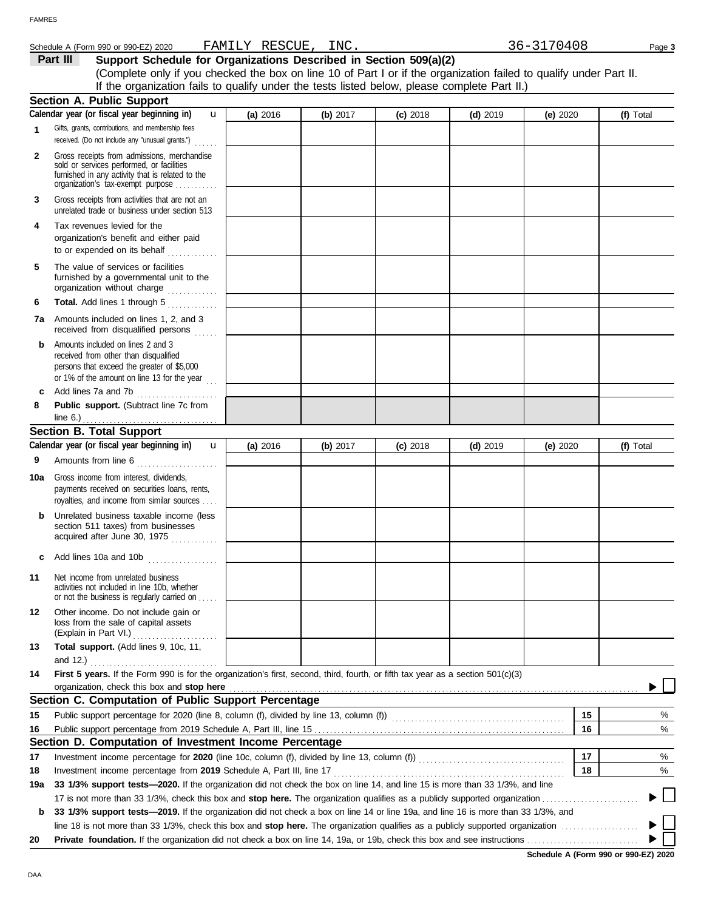Schedule A (Form 990 or 990-EZ) 2020 FAMILY RESCUE, INC. 36-3170408 Page **3**

## Part III Support Schedule for Organizations Described in Section 509(a)(2)

(Complete only if you checked the box on line 10 of Part I or if the organization failed to qualify under Part II. If the organization fails to qualify under the tests listed below, please complete Part II.)

### Section A. Public Support

| Calendar year (or fiscal year beginning in) | (a) 2016 | (b) 2017 | (c) 2018 | (d) 2019 | (e) 2020 | (f) Total |
|---|---|---|---|---|---|---|
| **1** Gifts, grants, contributions, and membership fees received. (Do not include any "unusual grants.") | | | | | | |
| **2** Gross receipts from admissions, merchandise sold or services performed, or facilities furnished in any activity that is related to the organization's tax-exempt purpose | | | | | | |
| **3** Gross receipts from activities that are not an unrelated trade or business under section 513 | | | | | | |
| **4** Tax revenues levied for the organization's benefit and either paid to or expended on its behalf | | | | | | |
| **5** The value of services or facilities furnished by a governmental unit to the organization without charge | | | | | | |
| **6** **Total.** Add lines 1 through 5 | | | | | | |
| **7a** Amounts included on lines 1, 2, and 3 received from disqualified persons | | | | | | |
| **b** Amounts included on lines 2 and 3 received from other than disqualified persons that exceed the greater of $5,000 or 1% of the amount on line 13 for the year | | | | | | |
| **c** Add lines 7a and 7b | | | | | | |
| **8** **Public support.** (Subtract line 7c from line 6.) | | | | | | |

### Section B. Total Support

| Calendar year (or fiscal year beginning in) | (a) 2016 | (b) 2017 | (c) 2018 | (d) 2019 | (e) 2020 | (f) Total |
|---|---|---|---|---|---|---|
| **9** Amounts from line 6 | | | | | | |
| **10a** Gross income from interest, dividends, payments received on securities loans, rents, royalties, and income from similar sources | | | | | | |
| **b** Unrelated business taxable income (less section 511 taxes) from businesses acquired after June 30, 1975 | | | | | | |
| **c** Add lines 10a and 10b | | | | | | |
| **11** Net income from unrelated business activities not included in line 10b, whether or not the business is regularly carried on | | | | | | |
| **12** Other income. Do not include gain or loss from the sale of capital assets (Explain in Part VI.) | | | | | | |
| **13** **Total support.** (Add lines 9, 10c, 11, and 12.) | | | | | | |

**14** **First 5 years.** If the Form 990 is for the organization's first, second, third, fourth, or fifth tax year as a section 501(c)(3) organization, check this box and **stop here** ☐

### Section C. Computation of Public Support Percentage

| | | | |
|---|---|---|---|
| **15** | Public support percentage for 2020 (line 8, column (f), divided by line 13, column (f)) | **15** | % |
| **16** | Public support percentage from 2019 Schedule A, Part III, line 15 | **16** | % |

### Section D. Computation of Investment Income Percentage

| | | | |
|---|---|---|---|
| **17** | Investment income percentage for **2020** (line 10c, column (f), divided by line 13, column (f)) | **17** | % |
| **18** | Investment income percentage from **2019** Schedule A, Part III, line 17 | **18** | % |

**19a** **33 1/3% support tests—2020.** If the organization did not check the box on line 14, and line 15 is more than 33 1/3%, and line 17 is not more than 33 1/3%, check this box and **stop here.** The organization qualifies as a publicly supported organization ☐

**b** **33 1/3% support tests—2019.** If the organization did not check a box on line 14 or line 19a, and line 16 is more than 33 1/3%, and line 18 is not more than 33 1/3%, check this box and **stop here.** The organization qualifies as a publicly supported organization ☐

**20** **Private foundation.** If the organization did not check a box on line 14, 19a, or 19b, check this box and see instructions ☐

**Schedule A (Form 990 or 990-EZ) 2020**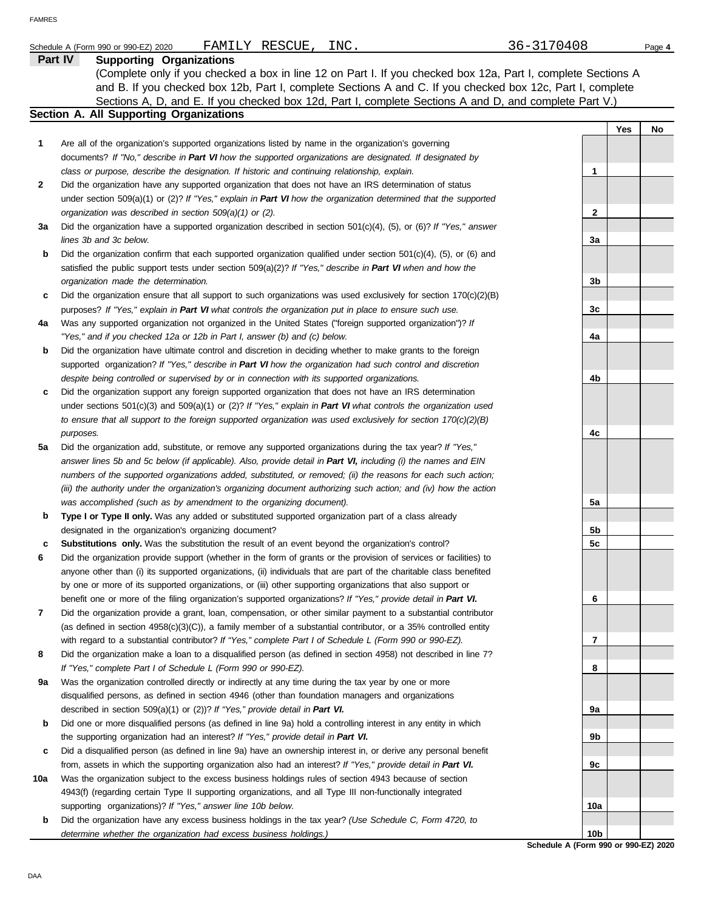Schedule A (Form 990 or 990-EZ) 2020 FAMILY RESCUE, INC. 36-3170408

## Part IV Supporting Organizations

(Complete only if you checked a box in line 12 on Part I. If you checked box 12a, Part I, complete Sections A and B. If you checked box 12b, Part I, complete Sections A and C. If you checked box 12c, Part I, complete Sections A, D, and E. If you checked box 12d, Part I, complete Sections A and D, and complete Part V.)

### Section A. All Supporting Organizations

| | | Line | Yes | No |
|---|---|---|---|---|
| **1** | Are all of the organization's supported organizations listed by name in the organization's governing documents? *If "No," describe in **Part VI** how the supported organizations are designated. If designated by class or purpose, describe the designation. If historic and continuing relationship, explain.* | 1 | | |
| **2** | Did the organization have any supported organization that does not have an IRS determination of status under section 509(a)(1) or (2)? *If "Yes," explain in **Part VI** how the organization determined that the supported organization was described in section 509(a)(1) or (2).* | 2 | | |
| **3a** | Did the organization have a supported organization described in section 501(c)(4), (5), or (6)? *If "Yes," answer lines 3b and 3c below.* | 3a | | |
| **b** | Did the organization confirm that each supported organization qualified under section 501(c)(4), (5), or (6) and satisfied the public support tests under section 509(a)(2)? *If "Yes," describe in **Part VI** when and how the organization made the determination.* | 3b | | |
| **c** | Did the organization ensure that all support to such organizations was used exclusively for section 170(c)(2)(B) purposes? *If "Yes," explain in **Part VI** what controls the organization put in place to ensure such use.* | 3c | | |
| **4a** | Was any supported organization not organized in the United States ("foreign supported organization")? *If "Yes," and if you checked 12a or 12b in Part I, answer (b) and (c) below.* | 4a | | |
| **b** | Did the organization have ultimate control and discretion in deciding whether to make grants to the foreign supported organization? *If "Yes," describe in **Part VI** how the organization had such control and discretion despite being controlled or supervised by or in connection with its supported organizations.* | 4b | | |
| **c** | Did the organization support any foreign supported organization that does not have an IRS determination under sections 501(c)(3) and 509(a)(1) or (2)? *If "Yes," explain in **Part VI** what controls the organization used to ensure that all support to the foreign supported organization was used exclusively for section 170(c)(2)(B) purposes.* | 4c | | |
| **5a** | Did the organization add, substitute, or remove any supported organizations during the tax year? *If "Yes," answer lines 5b and 5c below (if applicable). Also, provide detail in **Part VI,** including (i) the names and EIN numbers of the supported organizations added, substituted, or removed; (ii) the reasons for each such action; (iii) the authority under the organization's organizing document authorizing such action; and (iv) how the action was accomplished (such as by amendment to the organizing document).* | 5a | | |
| **b** | **Type I or Type II only.** Was any added or substituted supported organization part of a class already designated in the organization's organizing document? | 5b | | |
| **c** | **Substitutions only.** Was the substitution the result of an event beyond the organization's control? | 5c | | |
| **6** | Did the organization provide support (whether in the form of grants or the provision of services or facilities) to anyone other than (i) its supported organizations, (ii) individuals that are part of the charitable class benefited by one or more of its supported organizations, or (iii) other supporting organizations that also support or benefit one or more of the filing organization's supported organizations? *If "Yes," provide detail in **Part VI.*** | 6 | | |
| **7** | Did the organization provide a grant, loan, compensation, or other similar payment to a substantial contributor (as defined in section 4958(c)(3)(C)), a family member of a substantial contributor, or a 35% controlled entity with regard to a substantial contributor? *If "Yes," complete Part I of Schedule L (Form 990 or 990-EZ).* | 7 | | |
| **8** | Did the organization make a loan to a disqualified person (as defined in section 4958) not described in line 7? *If "Yes," complete Part I of Schedule L (Form 990 or 990-EZ).* | 8 | | |
| **9a** | Was the organization controlled directly or indirectly at any time during the tax year by one or more disqualified persons, as defined in section 4946 (other than foundation managers and organizations described in section 509(a)(1) or (2))? *If "Yes," provide detail in **Part VI.*** | 9a | | |
| **b** | Did one or more disqualified persons (as defined in line 9a) hold a controlling interest in any entity in which the supporting organization had an interest? *If "Yes," provide detail in **Part VI.*** | 9b | | |
| **c** | Did a disqualified person (as defined in line 9a) have an ownership interest in, or derive any personal benefit from, assets in which the supporting organization also had an interest? *If "Yes," provide detail in **Part VI.*** | 9c | | |
| **10a** | Was the organization subject to the excess business holdings rules of section 4943 because of section 4943(f) (regarding certain Type II supporting organizations, and all Type III non-functionally integrated supporting organizations)? *If "Yes," answer line 10b below.* | 10a | | |
| **b** | Did the organization have any excess business holdings in the tax year? *(Use Schedule C, Form 4720, to determine whether the organization had excess business holdings.)* | 10b | | |

**Schedule A (Form 990 or 990-EZ) 2020**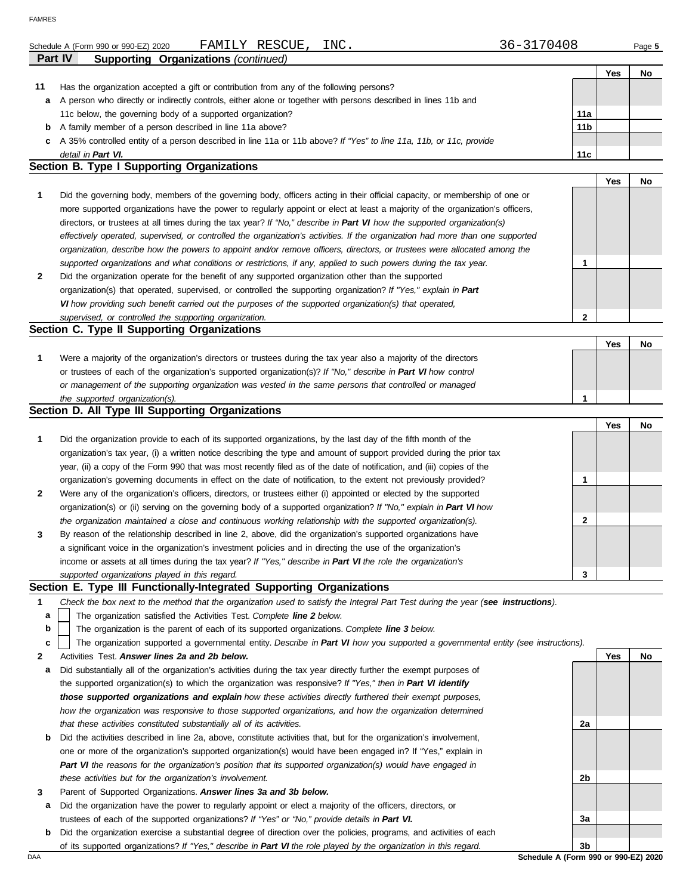Schedule A (Form 990 or 990-EZ) 2020 FAMILY RESCUE, INC. 36-3170408

## Part IV Supporting Organizations *(continued)*

| | | | Yes | No |
|---|---|---|---|---|
| **11** | Has the organization accepted a gift or contribution from any of the following persons? | | | |
| **a** | A person who directly or indirectly controls, either alone or together with persons described in lines 11b and 11c below, the governing body of a supported organization? | **11a** | | |
| **b** | A family member of a person described in line 11a above? | **11b** | | |
| **c** | A 35% controlled entity of a person described in line 11a or 11b above? *If "Yes" to line 11a, 11b, or 11c, provide detail in **Part VI**.* | **11c** | | |

### Section B. Type I Supporting Organizations

| | | | Yes | No |
|---|---|---|---|---|
| **1** | Did the governing body, members of the governing body, officers acting in their official capacity, or membership of one or more supported organizations have the power to regularly appoint or elect at least a majority of the organization's officers, directors, or trustees at all times during the tax year? *If "No," describe in **Part VI** how the supported organization(s) effectively operated, supervised, or controlled the organization's activities. If the organization had more than one supported organization, describe how the powers to appoint and/or remove officers, directors, or trustees were allocated among the supported organizations and what conditions or restrictions, if any, applied to such powers during the tax year.* | **1** | | |
| **2** | Did the organization operate for the benefit of any supported organization other than the supported organization(s) that operated, supervised, or controlled the supporting organization? *If "Yes," explain in **Part VI** how providing such benefit carried out the purposes of the supported organization(s) that operated, supervised, or controlled the supporting organization.* | **2** | | |

### Section C. Type II Supporting Organizations

| | | | Yes | No |
|---|---|---|---|---|
| **1** | Were a majority of the organization's directors or trustees during the tax year also a majority of the directors or trustees of each of the organization's supported organization(s)? *If "No," describe in **Part VI** how control or management of the supporting organization was vested in the same persons that controlled or managed the supported organization(s).* | **1** | | |

### Section D. All Type III Supporting Organizations

| | | | Yes | No |
|---|---|---|---|---|
| **1** | Did the organization provide to each of its supported organizations, by the last day of the fifth month of the organization's tax year, (i) a written notice describing the type and amount of support provided during the prior tax year, (ii) a copy of the Form 990 that was most recently filed as of the date of notification, and (iii) copies of the organization's governing documents in effect on the date of notification, to the extent not previously provided? | **1** | | |
| **2** | Were any of the organization's officers, directors, or trustees either (i) appointed or elected by the supported organization(s) or (ii) serving on the governing body of a supported organization? *If "No," explain in **Part VI** how the organization maintained a close and continuous working relationship with the supported organization(s).* | **2** | | |
| **3** | By reason of the relationship described in line 2, above, did the organization's supported organizations have a significant voice in the organization's investment policies and in directing the use of the organization's income or assets at all times during the tax year? *If "Yes," describe in **Part VI** the role the organization's supported organizations played in this regard.* | **3** | | |

### Section E. Type III Functionally-Integrated Supporting Organizations

**1** *Check the box next to the method that the organization used to satisfy the Integral Part Test during the year (**see instructions**).*

- **a** ☐ The organization satisfied the Activities Test. *Complete **line 2** below.*
- **b** ☐ The organization is the parent of each of its supported organizations. *Complete **line 3** below.*
- **c** ☐ The organization supported a governmental entity. *Describe in **Part VI** how you supported a governmental entity (see instructions).*

| | | | Yes | No |
|---|---|---|---|---|
| **2** | Activities Test. ***Answer lines 2a and 2b below.*** | | | |
| **a** | Did substantially all of the organization's activities during the tax year directly further the exempt purposes of the supported organization(s) to which the organization was responsive? *If "Yes," then in **Part VI identify those supported organizations and explain** how these activities directly furthered their exempt purposes, how the organization was responsive to those supported organizations, and how the organization determined that these activities constituted substantially all of its activities.* | **2a** | | |
| **b** | Did the activities described in line 2a, above, constitute activities that, but for the organization's involvement, one or more of the organization's supported organization(s) would have been engaged in? If "Yes," explain in ***Part VI** the reasons for the organization's position that its supported organization(s) would have engaged in these activities but for the organization's involvement.* | **2b** | | |
| **3** | Parent of Supported Organizations. ***Answer lines 3a and 3b below.*** | | | |
| **a** | Did the organization have the power to regularly appoint or elect a majority of the officers, directors, or trustees of each of the supported organizations? *If "Yes" or "No," provide details in **Part VI.*** | **3a** | | |
| **b** | Did the organization exercise a substantial degree of direction over the policies, programs, and activities of each of its supported organizations? *If "Yes," describe in **Part VI** the role played by the organization in this regard.* | **3b** | | |

Schedule A (Form 990 or 990-EZ) 2020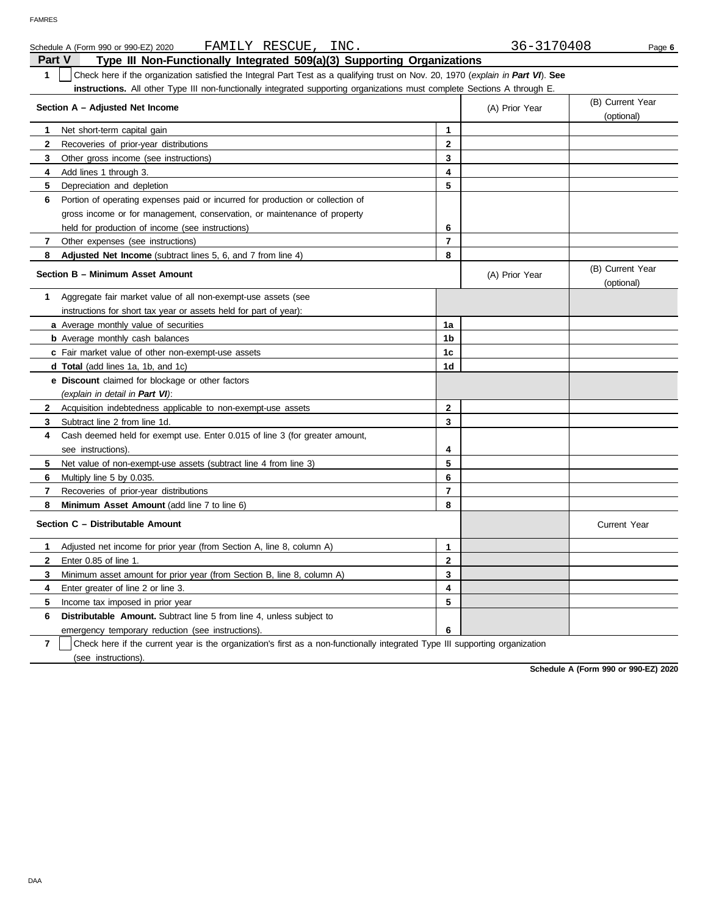Schedule A (Form 990 or 990-EZ) 2020 FAMILY RESCUE, INC. 36-3170408

## Part V Type III Non-Functionally Integrated 509(a)(3) Supporting Organizations

**1** ☐ Check here if the organization satisfied the Integral Part Test as a qualifying trust on Nov. 20, 1970 (*explain in **Part VI***). **See instructions.** All other Type III non-functionally integrated supporting organizations must complete Sections A through E.

| Section A – Adjusted Net Income | | (A) Prior Year | (B) Current Year (optional) |
|---|---|---|---|
| **1** Net short-term capital gain | 1 | | |
| **2** Recoveries of prior-year distributions | 2 | | |
| **3** Other gross income (see instructions) | 3 | | |
| **4** Add lines 1 through 3. | 4 | | |
| **5** Depreciation and depletion | 5 | | |
| **6** Portion of operating expenses paid or incurred for production or collection of gross income or for management, conservation, or maintenance of property held for production of income (see instructions) | 6 | | |
| **7** Other expenses (see instructions) | 7 | | |
| **8** **Adjusted Net Income** (subtract lines 5, 6, and 7 from line 4) | 8 | | |

| Section B – Minimum Asset Amount | | (A) Prior Year | (B) Current Year (optional) |
|---|---|---|---|
| **1** Aggregate fair market value of all non-exempt-use assets (see instructions for short tax year or assets held for part of year): | | | |
| **a** Average monthly value of securities | 1a | | |
| **b** Average monthly cash balances | 1b | | |
| **c** Fair market value of other non-exempt-use assets | 1c | | |
| **d Total** (add lines 1a, 1b, and 1c) | 1d | | |
| **e Discount** claimed for blockage or other factors (*explain in detail in **Part VI***): | | | |
| **2** Acquisition indebtedness applicable to non-exempt-use assets | 2 | | |
| **3** Subtract line 2 from line 1d. | 3 | | |
| **4** Cash deemed held for exempt use. Enter 0.015 of line 3 (for greater amount, see instructions). | 4 | | |
| **5** Net value of non-exempt-use assets (subtract line 4 from line 3) | 5 | | |
| **6** Multiply line 5 by 0.035. | 6 | | |
| **7** Recoveries of prior-year distributions | 7 | | |
| **8** **Minimum Asset Amount** (add line 7 to line 6) | 8 | | |

| Section C – Distributable Amount | | | Current Year |
|---|---|---|---|
| **1** Adjusted net income for prior year (from Section A, line 8, column A) | 1 | | |
| **2** Enter 0.85 of line 1. | 2 | | |
| **3** Minimum asset amount for prior year (from Section B, line 8, column A) | 3 | | |
| **4** Enter greater of line 2 or line 3. | 4 | | |
| **5** Income tax imposed in prior year | 5 | | |
| **6** **Distributable Amount.** Subtract line 5 from line 4, unless subject to emergency temporary reduction (see instructions). | 6 | | |

**7** ☐ Check here if the current year is the organization's first as a non-functionally integrated Type III supporting organization (see instructions).

**Schedule A (Form 990 or 990-EZ) 2020**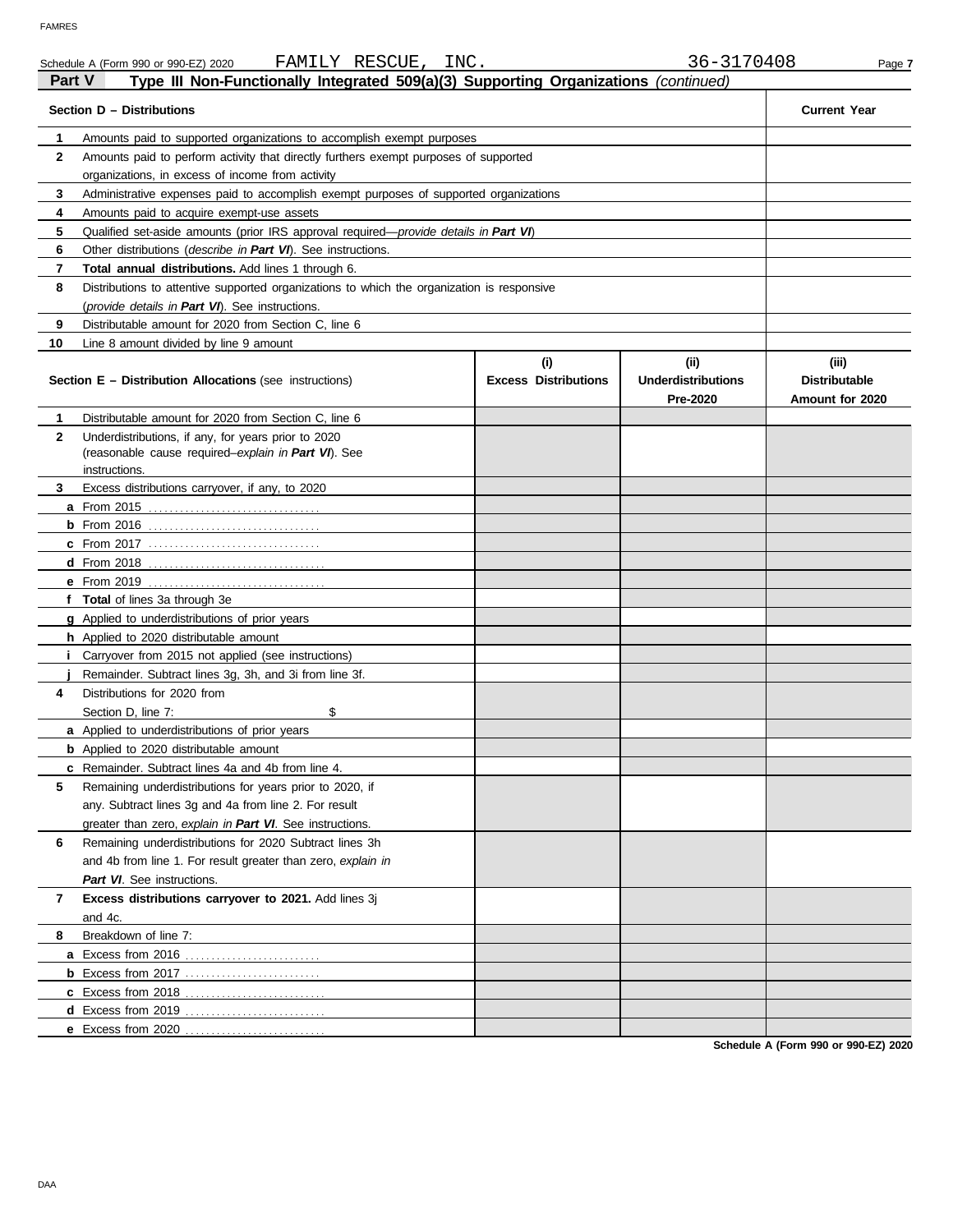Schedule A (Form 990 or 990-EZ) 2020 FAMILY RESCUE, INC. 36-3170408

## Part V Type III Non-Functionally Integrated 509(a)(3) Supporting Organizations *(continued)*

| Section D – Distributions | | Current Year |
|---|---|---|
| 1 | Amounts paid to supported organizations to accomplish exempt purposes | |
| 2 | Amounts paid to perform activity that directly furthers exempt purposes of supported organizations, in excess of income from activity | |
| 3 | Administrative expenses paid to accomplish exempt purposes of supported organizations | |
| 4 | Amounts paid to acquire exempt-use assets | |
| 5 | Qualified set-aside amounts (prior IRS approval required—*provide details in **Part VI***) | |
| 6 | Other distributions (*describe in **Part VI***). See instructions. | |
| 7 | **Total annual distributions.** Add lines 1 through 6. | |
| 8 | Distributions to attentive supported organizations to which the organization is responsive (*provide details in **Part VI***). See instructions. | |
| 9 | Distributable amount for 2020 from Section C, line 6 | |
| 10 | Line 8 amount divided by line 9 amount | |

| Section E – Distribution Allocations (see instructions) | (i) Excess Distributions | (ii) Underdistributions Pre-2020 | (iii) Distributable Amount for 2020 |
|---|---|---|---|
| 1 Distributable amount for 2020 from Section C, line 6 | | | |
| 2 Underdistributions, if any, for years prior to 2020 (reasonable cause required–*explain in **Part VI***). See instructions. | | | |
| 3 Excess distributions carryover, if any, to 2020 | | | |
| a From 2015 | | | |
| b From 2016 | | | |
| c From 2017 | | | |
| d From 2018 | | | |
| e From 2019 | | | |
| f **Total** of lines 3a through 3e | | | |
| g Applied to underdistributions of prior years | | | |
| h Applied to 2020 distributable amount | | | |
| i Carryover from 2015 not applied (see instructions) | | | |
| j Remainder. Subtract lines 3g, 3h, and 3i from line 3f. | | | |
| 4 Distributions for 2020 from Section D, line 7: $ | | | |
| a Applied to underdistributions of prior years | | | |
| b Applied to 2020 distributable amount | | | |
| c Remainder. Subtract lines 4a and 4b from line 4. | | | |
| 5 Remaining underdistributions for years prior to 2020, if any. Subtract lines 3g and 4a from line 2. For result greater than zero, *explain in **Part VI***. See instructions. | | | |
| 6 Remaining underdistributions for 2020 Subtract lines 3h and 4b from line 1. For result greater than zero, *explain in **Part VI***. See instructions. | | | |
| 7 **Excess distributions carryover to 2021.** Add lines 3j and 4c. | | | |
| 8 Breakdown of line 7: | | | |
| a Excess from 2016 | | | |
| b Excess from 2017 | | | |
| c Excess from 2018 | | | |
| d Excess from 2019 | | | |
| e Excess from 2020 | | | |

Schedule A (Form 990 or 990-EZ) 2020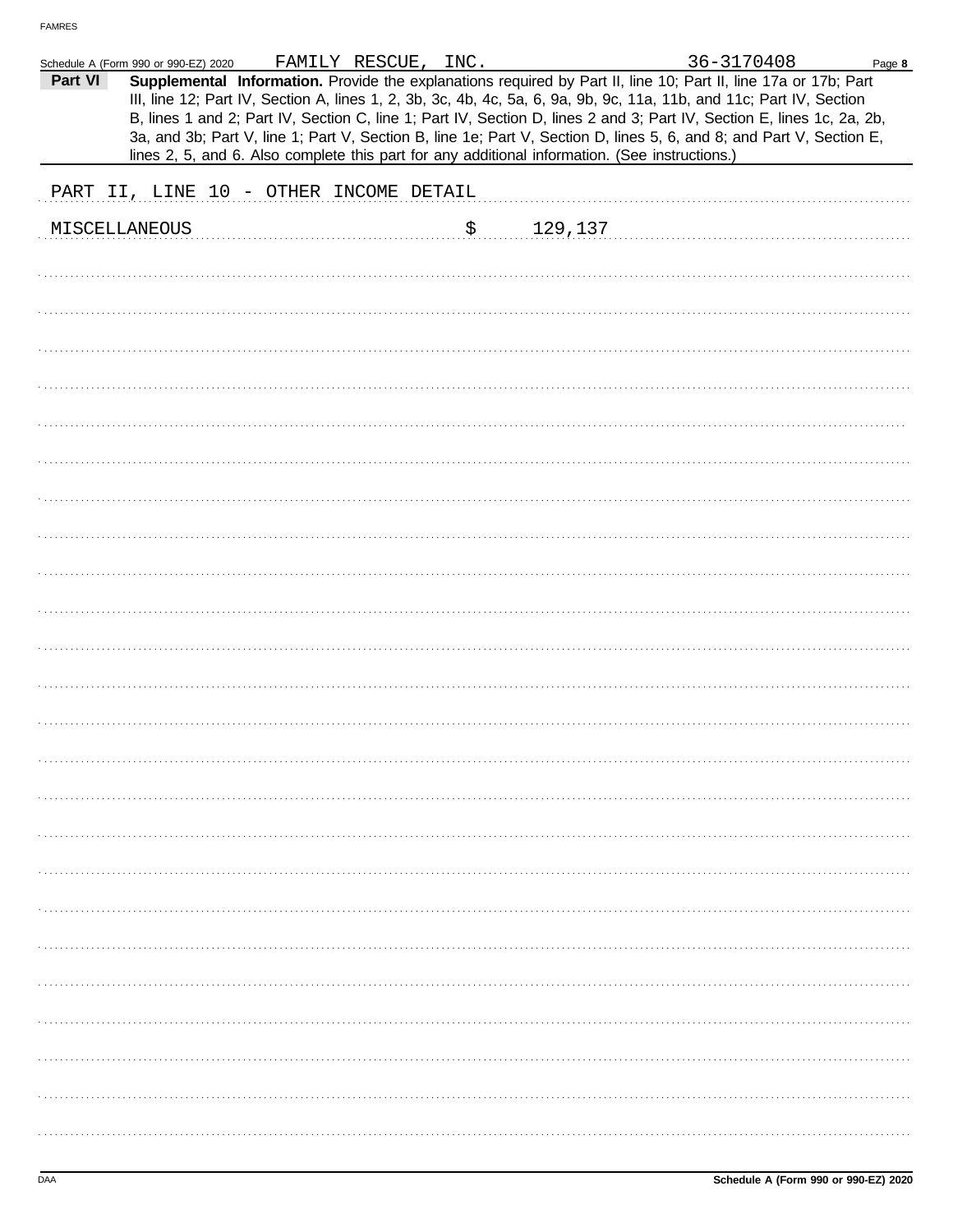Schedule A (Form 990 or 990-EZ) 2020 FAMILY RESCUE, INC. 36-3170408

**Part VI** **Supplemental Information.** Provide the explanations required by Part II, line 10; Part II, line 17a or 17b; Part III, line 12; Part IV, Section A, lines 1, 2, 3b, 3c, 4b, 4c, 5a, 6, 9a, 9b, 9c, 11a, 11b, and 11c; Part IV, Section B, lines 1 and 2; Part IV, Section C, line 1; Part IV, Section D, lines 2 and 3; Part IV, Section E, lines 1c, 2a, 2b, 3a, and 3b; Part V, line 1; Part V, Section B, line 1e; Part V, Section D, lines 5, 6, and 8; and Part V, Section E, lines 2, 5, and 6. Also complete this part for any additional information. (See instructions.)

PART II, LINE 10 - OTHER INCOME DETAIL

MISCELLANEOUS $ 129,137

Schedule A (Form 990 or 990-EZ) 2020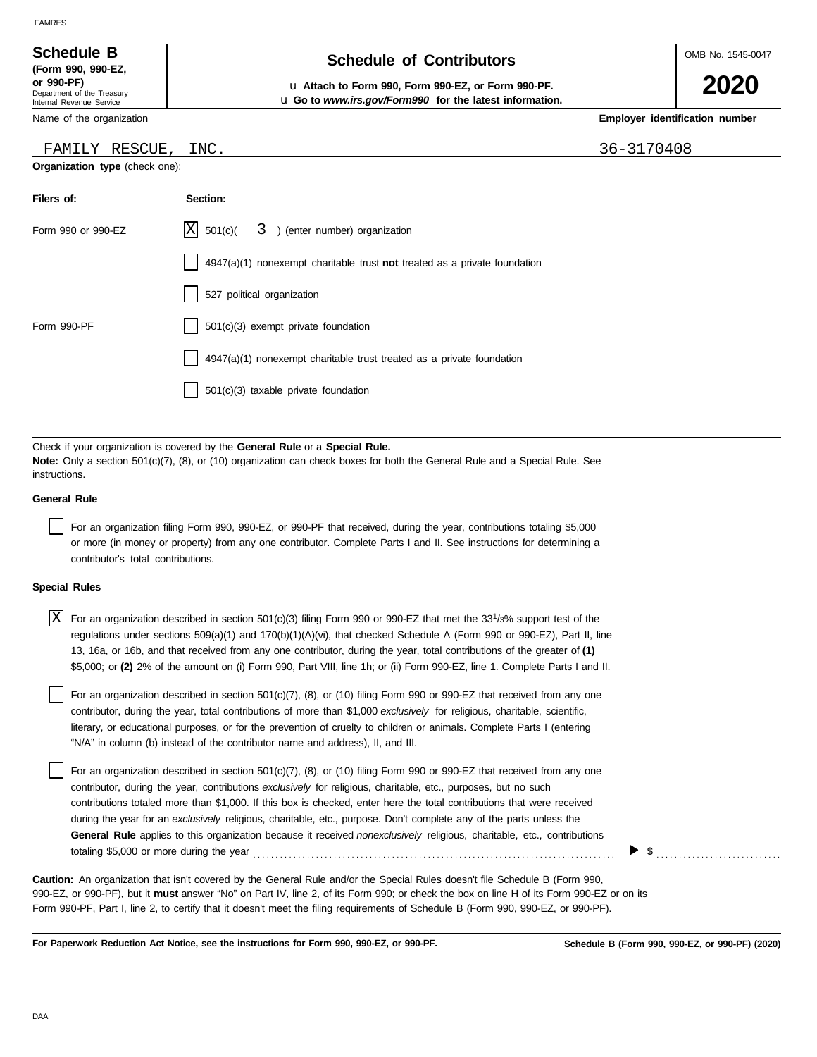**Schedule B** (Form 990, 990-EZ, or 990-PF)
Department of the Treasury
Internal Revenue Service

# Schedule of Contributors

u **Attach to Form 990, Form 990-EZ, or Form 990-PF.**
u **Go to *www.irs.gov/Form990* for the latest information.**

OMB No. 1545-0047

**2020**

Name of the organization: FAMILY RESCUE, INC.

**Employer identification number:** 36-3170408

**Organization type** (check one):

| **Filers of:** | **Section:** |
|---|---|
| Form 990 or 990-EZ | [X] 501(c)( 3 ) (enter number) organization |
| | [ ] 4947(a)(1) nonexempt charitable trust **not** treated as a private foundation |
| | [ ] 527 political organization |
| Form 990-PF | [ ] 501(c)(3) exempt private foundation |
| | [ ] 4947(a)(1) nonexempt charitable trust treated as a private foundation |
| | [ ] 501(c)(3) taxable private foundation |

Check if your organization is covered by the **General Rule** or a **Special Rule.**
**Note:** Only a section 501(c)(7), (8), or (10) organization can check boxes for both the General Rule and a Special Rule. See instructions.

**General Rule**

[ ] For an organization filing Form 990, 990-EZ, or 990-PF that received, during the year, contributions totaling $5,000 or more (in money or property) from any one contributor. Complete Parts I and II. See instructions for determining a contributor's total contributions.

**Special Rules**

[X] For an organization described in section 501(c)(3) filing Form 990 or 990-EZ that met the 33 1/3% support test of the regulations under sections 509(a)(1) and 170(b)(1)(A)(vi), that checked Schedule A (Form 990 or 990-EZ), Part II, line 13, 16a, or 16b, and that received from any one contributor, during the year, total contributions of the greater of **(1)** $5,000; or **(2)** 2% of the amount on (i) Form 990, Part VIII, line 1h; or (ii) Form 990-EZ, line 1. Complete Parts I and II.

[ ] For an organization described in section 501(c)(7), (8), or (10) filing Form 990 or 990-EZ that received from any one contributor, during the year, total contributions of more than $1,000 *exclusively* for religious, charitable, scientific, literary, or educational purposes, or for the prevention of cruelty to children or animals. Complete Parts I (entering "N/A" in column (b) instead of the contributor name and address), II, and III.

[ ] For an organization described in section 501(c)(7), (8), or (10) filing Form 990 or 990-EZ that received from any one contributor, during the year, contributions *exclusively* for religious, charitable, etc., purposes, but no such contributions totaled more than $1,000. If this box is checked, enter here the total contributions that were received during the year for an *exclusively* religious, charitable, etc., purpose. Don't complete any of the parts unless the **General Rule** applies to this organization because it received *nonexclusively* religious, charitable, etc., contributions totaling $5,000 or more during the year . . . . . . ▶ $ . . . . . . . .

**Caution:** An organization that isn't covered by the General Rule and/or the Special Rules doesn't file Schedule B (Form 990, 990-EZ, or 990-PF), but it **must** answer "No" on Part IV, line 2, of its Form 990; or check the box on line H of its Form 990-EZ or on its Form 990-PF, Part I, line 2, to certify that it doesn't meet the filing requirements of Schedule B (Form 990, 990-EZ, or 990-PF).

**For Paperwork Reduction Act Notice, see the instructions for Form 990, 990-EZ, or 990-PF.** **Schedule B (Form 990, 990-EZ, or 990-PF) (2020)**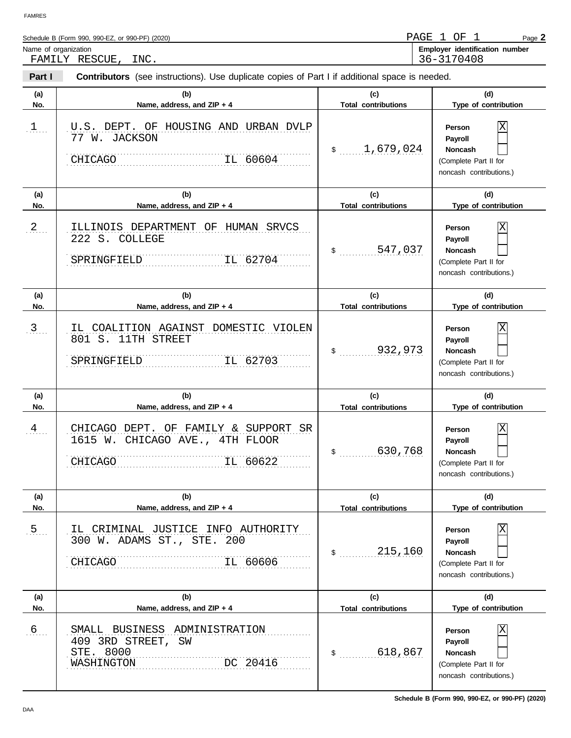Schedule B (Form 990, 990-EZ, or 990-PF) (2020)

PAGE 1 OF 1

**Name of organization**
FAMILY RESCUE, INC.

**Employer identification number**
36-3170408

**Part I** **Contributors** (see instructions). Use duplicate copies of Part I if additional space is needed.

| (a) No. | (b) Name, address, and ZIP + 4 | (c) Total contributions | (d) Type of contribution |
|---|---|---|---|
| 1 | U.S. DEPT. OF HOUSING AND URBAN DVLP<br>77 W. JACKSON<br>CHICAGO IL 60604 | $ 1,679,024 | Person [X]<br>Payroll [ ]<br>Noncash [ ]<br>(Complete Part II for noncash contributions.) |
| 2 | ILLINOIS DEPARTMENT OF HUMAN SRVCS<br>222 S. COLLEGE<br>SPRINGFIELD IL 62704 | $ 547,037 | Person [X]<br>Payroll [ ]<br>Noncash [ ]<br>(Complete Part II for noncash contributions.) |
| 3 | IL COALITION AGAINST DOMESTIC VIOLEN<br>801 S. 11TH STREET<br>SPRINGFIELD IL 62703 | $ 932,973 | Person [X]<br>Payroll [ ]<br>Noncash [ ]<br>(Complete Part II for noncash contributions.) |
| 4 | CHICAGO DEPT. OF FAMILY & SUPPORT SR<br>1615 W. CHICAGO AVE., 4TH FLOOR<br>CHICAGO IL 60622 | $ 630,768 | Person [X]<br>Payroll [ ]<br>Noncash [ ]<br>(Complete Part II for noncash contributions.) |
| 5 | IL CRIMINAL JUSTICE INFO AUTHORITY<br>300 W. ADAMS ST., STE. 200<br>CHICAGO IL 60606 | $ 215,160 | Person [X]<br>Payroll [ ]<br>Noncash [ ]<br>(Complete Part II for noncash contributions.) |
| 6 | SMALL BUSINESS ADMINISTRATION<br>409 3RD STREET, SW<br>STE. 8000<br>WASHINGTON DC 20416 | $ 618,867 | Person [X]<br>Payroll [ ]<br>Noncash [ ]<br>(Complete Part II for noncash contributions.) |

Schedule B (Form 990, 990-EZ, or 990-PF) (2020)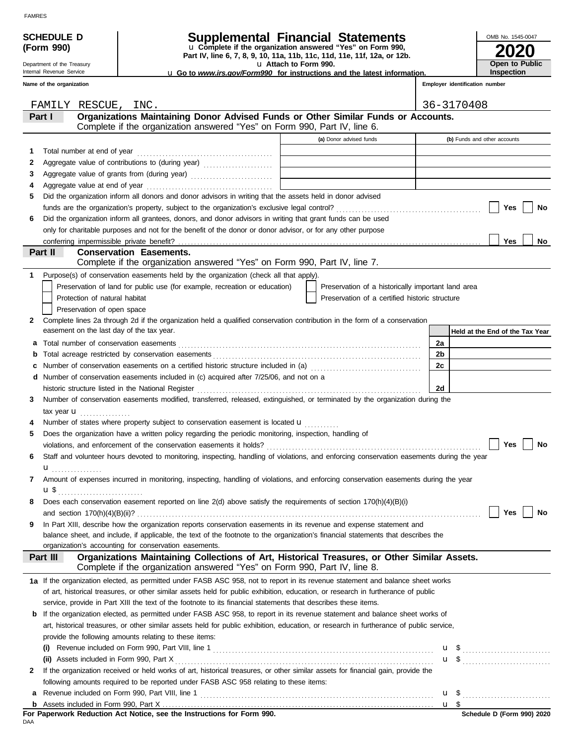**SCHEDULE D (Form 990)**

Department of the Treasury
Internal Revenue Service

# Supplemental Financial Statements

u Complete if the organization answered "Yes" on Form 990, Part IV, line 6, 7, 8, 9, 10, 11a, 11b, 11c, 11d, 11e, 11f, 12a, or 12b.
u Attach to Form 990.
u Go to *www.irs.gov/Form990* for instructions and the latest information.

OMB No. 1545-0047

**2020**

**Open to Public Inspection**

Name of the organization: FAMILY RESCUE, INC.

Employer identification number: 36-3170408

## Part I Organizations Maintaining Donor Advised Funds or Other Similar Funds or Accounts.
Complete if the organization answered "Yes" on Form 990, Part IV, line 6.

| | | (a) Donor advised funds | (b) Funds and other accounts |
|---|---|---|---|
| 1 | Total number at end of year | | |
| 2 | Aggregate value of contributions to (during year) | | |
| 3 | Aggregate value of grants from (during year) | | |
| 4 | Aggregate value at end of year | | |

5 Did the organization inform all donors and donor advisors in writing that the assets held in donor advised funds are the organization's property, subject to the organization's exclusive legal control? ☐ Yes ☐ No

6 Did the organization inform all grantees, donors, and donor advisors in writing that grant funds can be used only for charitable purposes and not for the benefit of the donor or donor advisor, or for any other purpose conferring impermissible private benefit? ☐ Yes ☐ No

## Part II Conservation Easements.
Complete if the organization answered "Yes" on Form 990, Part IV, line 7.

1 Purpose(s) of conservation easements held by the organization (check all that apply).

- ☐ Preservation of land for public use (for example, recreation or education)
- ☐ Preservation of a historically important land area
- ☐ Protection of natural habitat
- ☐ Preservation of a certified historic structure
- ☐ Preservation of open space

2 Complete lines 2a through 2d if the organization held a qualified conservation contribution in the form of a conservation easement on the last day of the tax year.

| | | | Held at the End of the Tax Year |
|---|---|---|---|
| a | Total number of conservation easements | 2a | |
| b | Total acreage restricted by conservation easements | 2b | |
| c | Number of conservation easements on a certified historic structure included in (a) | 2c | |
| d | Number of conservation easements included in (c) acquired after 7/25/06, and not on a historic structure listed in the National Register | 2d | |

3 Number of conservation easements modified, transferred, released, extinguished, or terminated by the organization during the tax year u

4 Number of states where property subject to conservation easement is located u

5 Does the organization have a written policy regarding the periodic monitoring, inspection, handling of violations, and enforcement of the conservation easements it holds? ☐ Yes ☐ No

6 Staff and volunteer hours devoted to monitoring, inspecting, handling of violations, and enforcing conservation easements during the year u

7 Amount of expenses incurred in monitoring, inspecting, handling of violations, and enforcing conservation easements during the year u $

8 Does each conservation easement reported on line 2(d) above satisfy the requirements of section 170(h)(4)(B)(i) and section 170(h)(4)(B)(ii)? ☐ Yes ☐ No

9 In Part XIII, describe how the organization reports conservation easements in its revenue and expense statement and balance sheet, and include, if applicable, the text of the footnote to the organization's financial statements that describes the organization's accounting for conservation easements.

## Part III Organizations Maintaining Collections of Art, Historical Treasures, or Other Similar Assets.
Complete if the organization answered "Yes" on Form 990, Part IV, line 8.

1a If the organization elected, as permitted under FASB ASC 958, not to report in its revenue statement and balance sheet works of art, historical treasures, or other similar assets held for public exhibition, education, or research in furtherance of public service, provide in Part XIII the text of the footnote to its financial statements that describes these items.

b If the organization elected, as permitted under FASB ASC 958, to report in its revenue statement and balance sheet works of art, historical treasures, or other similar assets held for public exhibition, education, or research in furtherance of public service, provide the following amounts relating to these items:

(i) Revenue included on Form 990, Part VIII, line 1 u $

(ii) Assets included in Form 990, Part X u $

2 If the organization received or held works of art, historical treasures, or other similar assets for financial gain, provide the following amounts required to be reported under FASB ASC 958 relating to these items:

a Revenue included on Form 990, Part VIII, line 1 u $

b Assets included in Form 990, Part X u $

**For Paperwork Reduction Act Notice, see the Instructions for Form 990.**

**Schedule D (Form 990) 2020**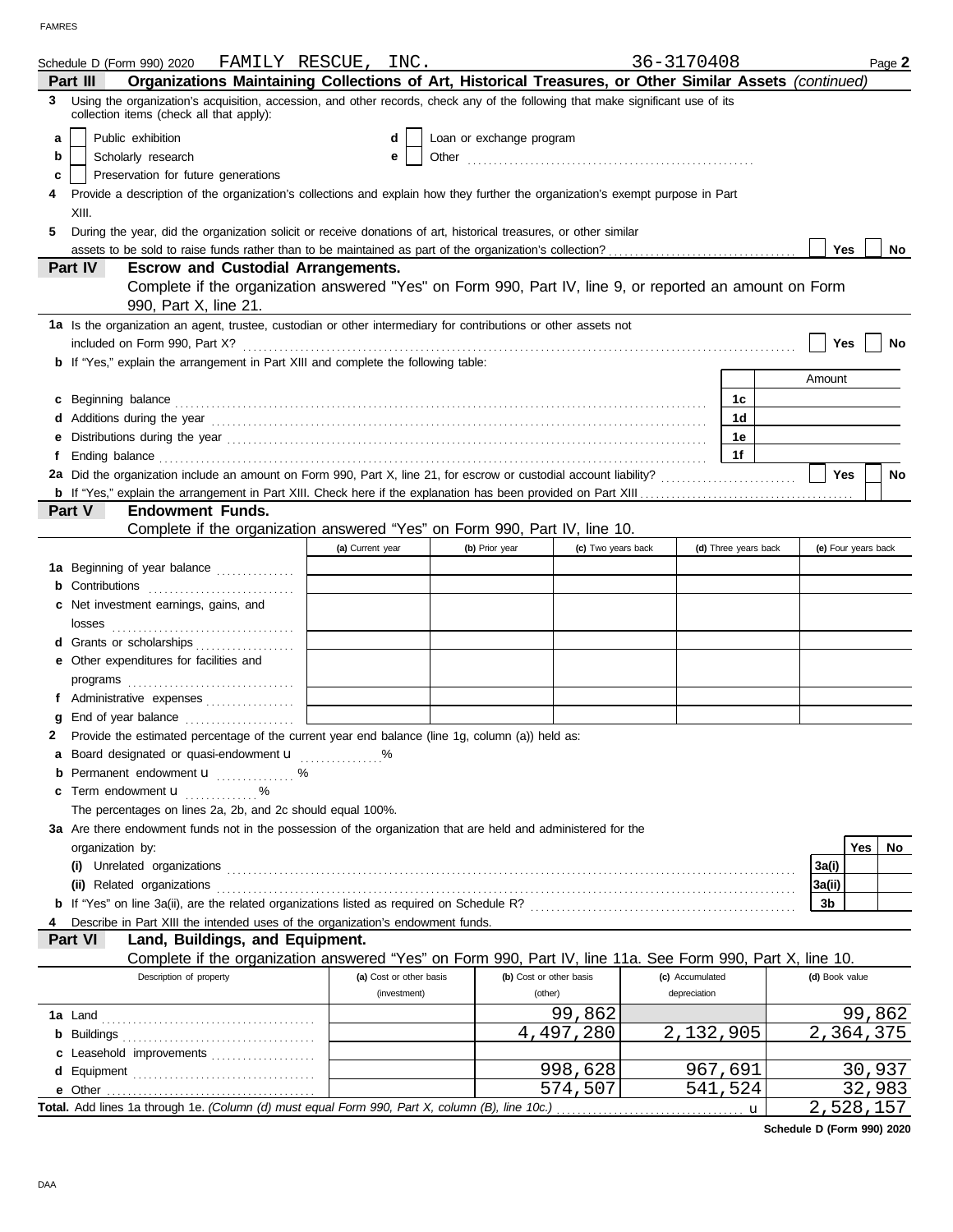Schedule D (Form 990) 2020 FAMILY RESCUE, INC. 36-3170408 Page **2**

**Part III — Organizations Maintaining Collections of Art, Historical Treasures, or Other Similar Assets** *(continued)*

**3** Using the organization's acquisition, accession, and other records, check any of the following that make significant use of its collection items (check all that apply):

- **a** ☐ Public exhibition
- **b** ☐ Scholarly research
- **c** ☐ Preservation for future generations
- **d** ☐ Loan or exchange program
- **e** ☐ Other

**4** Provide a description of the organization's collections and explain how they further the organization's exempt purpose in Part XIII.

**5** During the year, did the organization solicit or receive donations of art, historical treasures, or other similar assets to be sold to raise funds rather than to be maintained as part of the organization's collection? ☐ Yes ☐ No

**Part IV — Escrow and Custodial Arrangements.**
Complete if the organization answered "Yes" on Form 990, Part IV, line 9, or reported an amount on Form 990, Part X, line 21.

**1a** Is the organization an agent, trustee, custodian or other intermediary for contributions or other assets not included on Form 990, Part X? ☐ Yes ☐ No

**b** If "Yes," explain the arrangement in Part XIII and complete the following table:

| | | Amount |
|---|---|---|
| **c** Beginning balance | 1c | |
| **d** Additions during the year | 1d | |
| **e** Distributions during the year | 1e | |
| **f** Ending balance | 1f | |

**2a** Did the organization include an amount on Form 990, Part X, line 21, for escrow or custodial account liability? ☐ Yes ☐ No

**b** If "Yes," explain the arrangement in Part XIII. Check here if the explanation has been provided on Part XIII ☐

**Part V — Endowment Funds.**
Complete if the organization answered "Yes" on Form 990, Part IV, line 10.

| | (a) Current year | (b) Prior year | (c) Two years back | (d) Three years back | (e) Four years back |
|---|---|---|---|---|---|
| **1a** Beginning of year balance | | | | | |
| **b** Contributions | | | | | |
| **c** Net investment earnings, gains, and losses | | | | | |
| **d** Grants or scholarships | | | | | |
| **e** Other expenditures for facilities and programs | | | | | |
| **f** Administrative expenses | | | | | |
| **g** End of year balance | | | | | |

**2** Provide the estimated percentage of the current year end balance (line 1g, column (a)) held as:

- **a** Board designated or quasi-endowment u ______ %
- **b** Permanent endowment u ______ %
- **c** Term endowment u ______ %

The percentages on lines 2a, 2b, and 2c should equal 100%.

**3a** Are there endowment funds not in the possession of the organization that are held and administered for the organization by:

| | | Yes | No |
|---|---|---|---|
| **(i)** Unrelated organizations | 3a(i) | | |
| **(ii)** Related organizations | 3a(ii) | | |
| **b** If "Yes" on line 3a(ii), are the related organizations listed as required on Schedule R? | 3b | | |

**4** Describe in Part XIII the intended uses of the organization's endowment funds.

**Part VI — Land, Buildings, and Equipment.**
Complete if the organization answered "Yes" on Form 990, Part IV, line 11a. See Form 990, Part X, line 10.

| Description of property | (a) Cost or other basis (investment) | (b) Cost or other basis (other) | (c) Accumulated depreciation | (d) Book value |
|---|---|---|---|---|
| **1a** Land | | 99,862 | | 99,862 |
| **b** Buildings | | 4,497,280 | 2,132,905 | 2,364,375 |
| **c** Leasehold improvements | | | | |
| **d** Equipment | | 998,628 | 967,691 | 30,937 |
| **e** Other | | 574,507 | 541,524 | 32,983 |
| **Total.** Add lines 1a through 1e. *(Column (d) must equal Form 990, Part X, column (B), line 10c.)* u | | | | 2,528,157 |

**Schedule D (Form 990) 2020**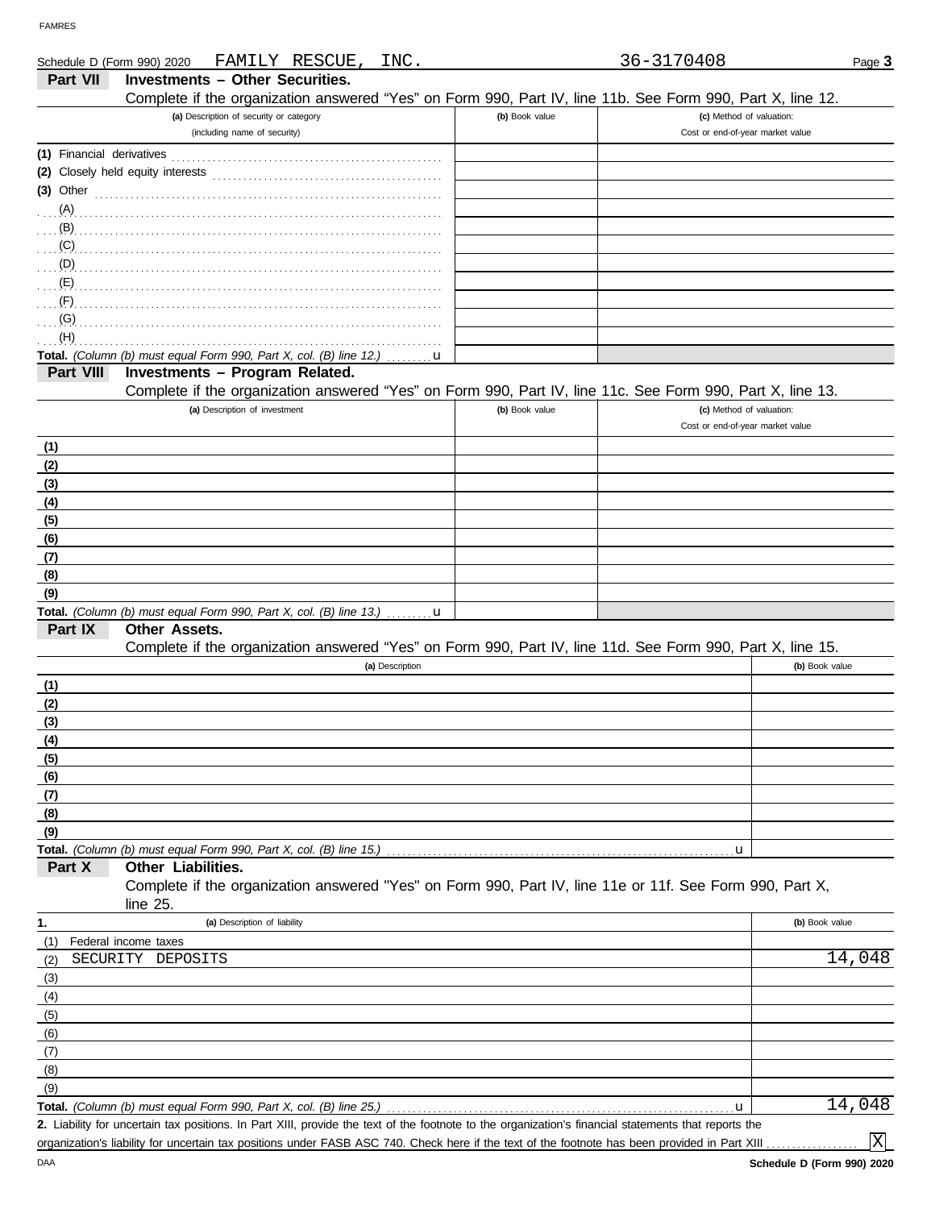Schedule D (Form 990) 2020 FAMILY RESCUE, INC. 36-3170408 Page 3

## Part VII Investments – Other Securities.

Complete if the organization answered "Yes" on Form 990, Part IV, line 11b. See Form 990, Part X, line 12.

| (a) Description of security or category (including name of security) | (b) Book value | (c) Method of valuation: Cost or end-of-year market value |
|---|---|---|
| (1) Financial derivatives | | |
| (2) Closely held equity interests | | |
| (3) Other | | |
| (A) | | |
| (B) | | |
| (C) | | |
| (D) | | |
| (E) | | |
| (F) | | |
| (G) | | |
| (H) | | |
| **Total.** *(Column (b) must equal Form 990, Part X, col. (B) line 12.)* | | |

## Part VIII Investments – Program Related.

Complete if the organization answered "Yes" on Form 990, Part IV, line 11c. See Form 990, Part X, line 13.

| (a) Description of investment | (b) Book value | (c) Method of valuation: Cost or end-of-year market value |
|---|---|---|
| (1) | | |
| (2) | | |
| (3) | | |
| (4) | | |
| (5) | | |
| (6) | | |
| (7) | | |
| (8) | | |
| (9) | | |
| **Total.** *(Column (b) must equal Form 990, Part X, col. (B) line 13.)* | | |

## Part IX Other Assets.

Complete if the organization answered "Yes" on Form 990, Part IV, line 11d. See Form 990, Part X, line 15.

| (a) Description | (b) Book value |
|---|---|
| (1) | |
| (2) | |
| (3) | |
| (4) | |
| (5) | |
| (6) | |
| (7) | |
| (8) | |
| (9) | |
| **Total.** *(Column (b) must equal Form 990, Part X, col. (B) line 15.)* | |

## Part X Other Liabilities.

Complete if the organization answered "Yes" on Form 990, Part IV, line 11e or 11f. See Form 990, Part X, line 25.

| 1. (a) Description of liability | (b) Book value |
|---|---|
| (1) Federal income taxes | |
| (2) SECURITY DEPOSITS | 14,048 |
| (3) | |
| (4) | |
| (5) | |
| (6) | |
| (7) | |
| (8) | |
| (9) | |
| **Total.** *(Column (b) must equal Form 990, Part X, col. (B) line 25.)* | 14,048 |

**2.** Liability for uncertain tax positions. In Part XIII, provide the text of the footnote to the organization's financial statements that reports the organization's liability for uncertain tax positions under FASB ASC 740. Check here if the text of the footnote has been provided in Part XIII [X]

Schedule D (Form 990) 2020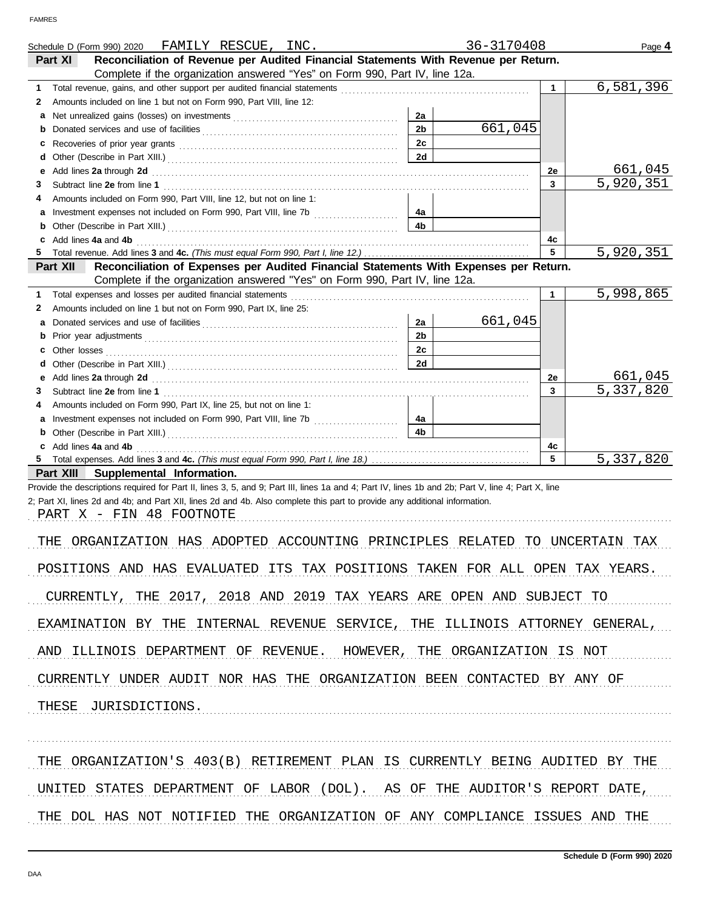Schedule D (Form 990) 2020 FAMILY RESCUE, INC. 36-3170408

## Part XI Reconciliation of Revenue per Audited Financial Statements With Revenue per Return.

Complete if the organization answered "Yes" on Form 990, Part IV, line 12a.

| | | | | | |
|---|---|---|---|---|---|
| 1 | Total revenue, gains, and other support per audited financial statements | | | 1 | 6,581,396 |
| 2 | Amounts included on line 1 but not on Form 990, Part VIII, line 12: | | | | |
| a | Net unrealized gains (losses) on investments | 2a | | | |
| b | Donated services and use of facilities | 2b | 661,045 | | |
| c | Recoveries of prior year grants | 2c | | | |
| d | Other (Describe in Part XIII.) | 2d | | | |
| e | Add lines **2a** through **2d** | | | 2e | 661,045 |
| 3 | Subtract line **2e** from line **1** | | | 3 | 5,920,351 |
| 4 | Amounts included on Form 990, Part VIII, line 12, but not on line 1: | | | | |
| a | Investment expenses not included on Form 990, Part VIII, line 7b | 4a | | | |
| b | Other (Describe in Part XIII.) | 4b | | | |
| c | Add lines **4a** and **4b** | | | 4c | |
| 5 | Total revenue. Add lines **3** and **4c.** *(This must equal Form 990, Part I, line 12.)* | | | 5 | 5,920,351 |

## Part XII Reconciliation of Expenses per Audited Financial Statements With Expenses per Return.

Complete if the organization answered "Yes" on Form 990, Part IV, line 12a.

| | | | | | |
|---|---|---|---|---|---|
| 1 | Total expenses and losses per audited financial statements | | | 1 | 5,998,865 |
| 2 | Amounts included on line 1 but not on Form 990, Part IX, line 25: | | | | |
| a | Donated services and use of facilities | 2a | 661,045 | | |
| b | Prior year adjustments | 2b | | | |
| c | Other losses | 2c | | | |
| d | Other (Describe in Part XIII.) | 2d | | | |
| e | Add lines **2a** through **2d** | | | 2e | 661,045 |
| 3 | Subtract line **2e** from line **1** | | | 3 | 5,337,820 |
| 4 | Amounts included on Form 990, Part IX, line 25, but not on line 1: | | | | |
| a | Investment expenses not included on Form 990, Part VIII, line 7b | 4a | | | |
| b | Other (Describe in Part XIII.) | 4b | | | |
| c | Add lines **4a** and **4b** | | | 4c | |
| 5 | Total expenses. Add lines **3** and **4c.** *(This must equal Form 990, Part I, line 18.)* | | | 5 | 5,337,820 |

## Part XIII Supplemental Information.

Provide the descriptions required for Part II, lines 3, 5, and 9; Part III, lines 1a and 4; Part IV, lines 1b and 2b; Part V, line 4; Part X, line 2; Part XI, lines 2d and 4b; and Part XII, lines 2d and 4b. Also complete this part to provide any additional information.

PART X - FIN 48 FOOTNOTE

THE ORGANIZATION HAS ADOPTED ACCOUNTING PRINCIPLES RELATED TO UNCERTAIN TAX POSITIONS AND HAS EVALUATED ITS TAX POSITIONS TAKEN FOR ALL OPEN TAX YEARS. CURRENTLY, THE 2017, 2018 AND 2019 TAX YEARS ARE OPEN AND SUBJECT TO EXAMINATION BY THE INTERNAL REVENUE SERVICE, THE ILLINOIS ATTORNEY GENERAL, AND ILLINOIS DEPARTMENT OF REVENUE. HOWEVER, THE ORGANIZATION IS NOT CURRENTLY UNDER AUDIT NOR HAS THE ORGANIZATION BEEN CONTACTED BY ANY OF THESE JURISDICTIONS.

THE ORGANIZATION'S 403(B) RETIREMENT PLAN IS CURRENTLY BEING AUDITED BY THE UNITED STATES DEPARTMENT OF LABOR (DOL). AS OF THE AUDITOR'S REPORT DATE, THE DOL HAS NOT NOTIFIED THE ORGANIZATION OF ANY COMPLIANCE ISSUES AND THE

Schedule D (Form 990) 2020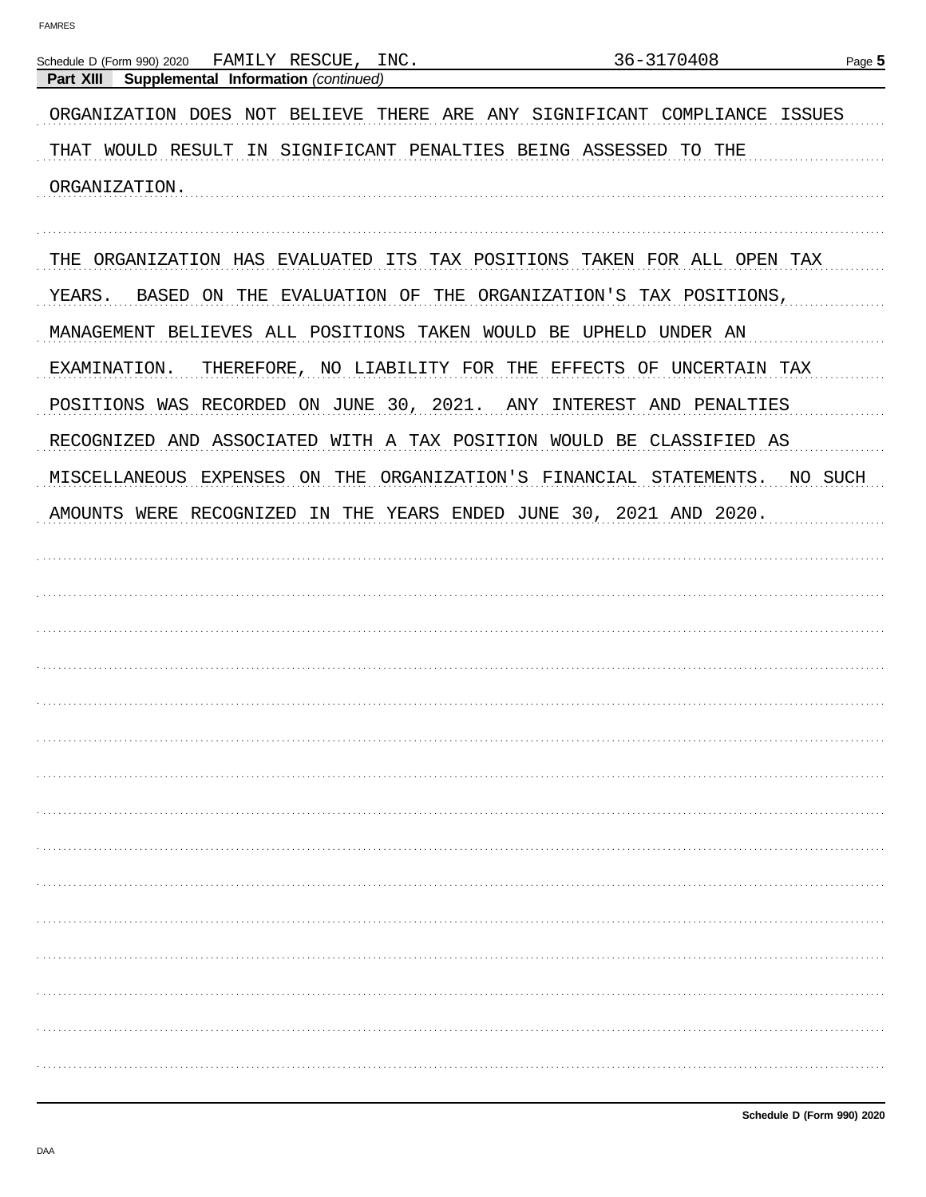Schedule D (Form 990) 2020 FAMILY RESCUE, INC. 36-3170408

**Part XIII Supplemental Information** *(continued)*

ORGANIZATION DOES NOT BELIEVE THERE ARE ANY SIGNIFICANT COMPLIANCE ISSUES THAT WOULD RESULT IN SIGNIFICANT PENALTIES BEING ASSESSED TO THE ORGANIZATION.

THE ORGANIZATION HAS EVALUATED ITS TAX POSITIONS TAKEN FOR ALL OPEN TAX YEARS. BASED ON THE EVALUATION OF THE ORGANIZATION'S TAX POSITIONS, MANAGEMENT BELIEVES ALL POSITIONS TAKEN WOULD BE UPHELD UNDER AN EXAMINATION. THEREFORE, NO LIABILITY FOR THE EFFECTS OF UNCERTAIN TAX POSITIONS WAS RECORDED ON JUNE 30, 2021. ANY INTEREST AND PENALTIES RECOGNIZED AND ASSOCIATED WITH A TAX POSITION WOULD BE CLASSIFIED AS MISCELLANEOUS EXPENSES ON THE ORGANIZATION'S FINANCIAL STATEMENTS. NO SUCH AMOUNTS WERE RECOGNIZED IN THE YEARS ENDED JUNE 30, 2021 AND 2020.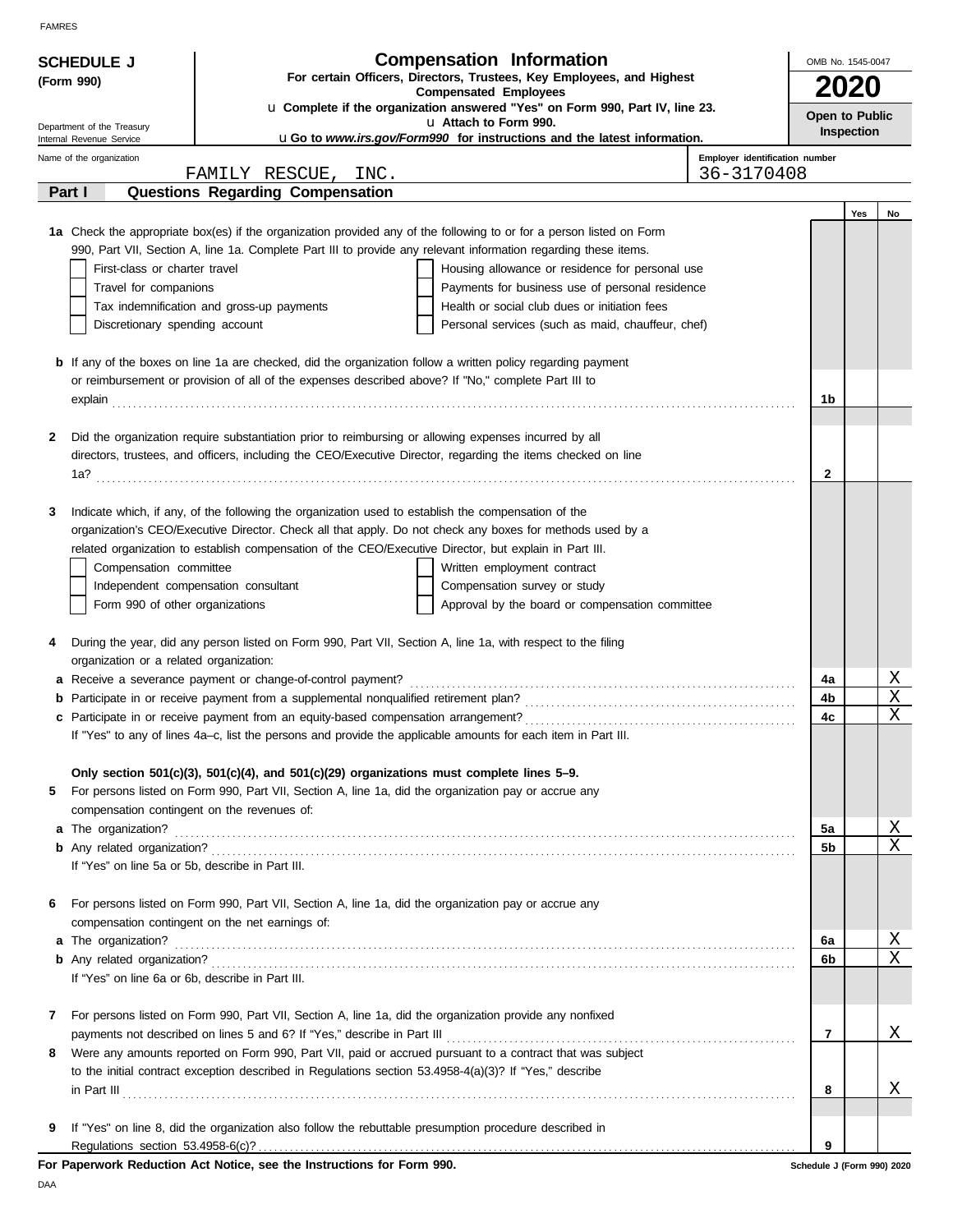FAMRES

**SCHEDULE J**
**(Form 990)**

Department of the Treasury
Internal Revenue Service

# Compensation Information

**For certain Officers, Directors, Trustees, Key Employees, and Highest Compensated Employees**

u **Complete if the organization answered "Yes" on Form 990, Part IV, line 23.**
u **Attach to Form 990.**
u **Go to *www.irs.gov/Form990* for instructions and the latest information.**

OMB No. 1545-0047

**2020**

**Open to Public Inspection**

Name of the organization: FAMILY RESCUE, INC.

Employer identification number: 36-3170408

## Part I Questions Regarding Compensation

| | | | Yes | No |
|---|---|---|---|---|
| **1a** | Check the appropriate box(es) if the organization provided any of the following to or for a person listed on Form 990, Part VII, Section A, line 1a. Complete Part III to provide any relevant information regarding these items.<br>☐ First-class or charter travel ☐ Housing allowance or residence for personal use<br>☐ Travel for companions ☐ Payments for business use of personal residence<br>☐ Tax indemnification and gross-up payments ☐ Health or social club dues or initiation fees<br>☐ Discretionary spending account ☐ Personal services (such as maid, chauffeur, chef) | | | |
| **b** | If any of the boxes on line 1a are checked, did the organization follow a written policy regarding payment or reimbursement or provision of all of the expenses described above? If "No," complete Part III to explain | 1b | | |
| **2** | Did the organization require substantiation prior to reimbursing or allowing expenses incurred by all directors, trustees, and officers, including the CEO/Executive Director, regarding the items checked on line 1a? | 2 | | |
| **3** | Indicate which, if any, of the following the organization used to establish the compensation of the organization's CEO/Executive Director. Check all that apply. Do not check any boxes for methods used by a related organization to establish compensation of the CEO/Executive Director, but explain in Part III.<br>☐ Compensation committee ☐ Written employment contract<br>☐ Independent compensation consultant ☐ Compensation survey or study<br>☐ Form 990 of other organizations ☐ Approval by the board or compensation committee | | | |
| **4** | During the year, did any person listed on Form 990, Part VII, Section A, line 1a, with respect to the filing organization or a related organization: | | | |
| **a** | Receive a severance payment or change-of-control payment? | 4a | | X |
| **b** | Participate in or receive payment from a supplemental nonqualified retirement plan? | 4b | | X |
| **c** | Participate in or receive payment from an equity-based compensation arrangement? | 4c | | X |
| | If "Yes" to any of lines 4a–c, list the persons and provide the applicable amounts for each item in Part III. | | | |
| | **Only section 501(c)(3), 501(c)(4), and 501(c)(29) organizations must complete lines 5–9.** | | | |
| **5** | For persons listed on Form 990, Part VII, Section A, line 1a, did the organization pay or accrue any compensation contingent on the revenues of: | | | |
| **a** | The organization? | 5a | | X |
| **b** | Any related organization? | 5b | | X |
| | If "Yes" on line 5a or 5b, describe in Part III. | | | |
| **6** | For persons listed on Form 990, Part VII, Section A, line 1a, did the organization pay or accrue any compensation contingent on the net earnings of: | | | |
| **a** | The organization? | 6a | | X |
| **b** | Any related organization? | 6b | | X |
| | If "Yes" on line 6a or 6b, describe in Part III. | | | |
| **7** | For persons listed on Form 990, Part VII, Section A, line 1a, did the organization provide any nonfixed payments not described on lines 5 and 6? If "Yes," describe in Part III | 7 | | X |
| **8** | Were any amounts reported on Form 990, Part VII, paid or accrued pursuant to a contract that was subject to the initial contract exception described in Regulations section 53.4958-4(a)(3)? If "Yes," describe in Part III | 8 | | X |
| **9** | If "Yes" on line 8, did the organization also follow the rebuttable presumption procedure described in Regulations section 53.4958-6(c)? | 9 | | |

**For Paperwork Reduction Act Notice, see the Instructions for Form 990.** Schedule J (Form 990) 2020

DAA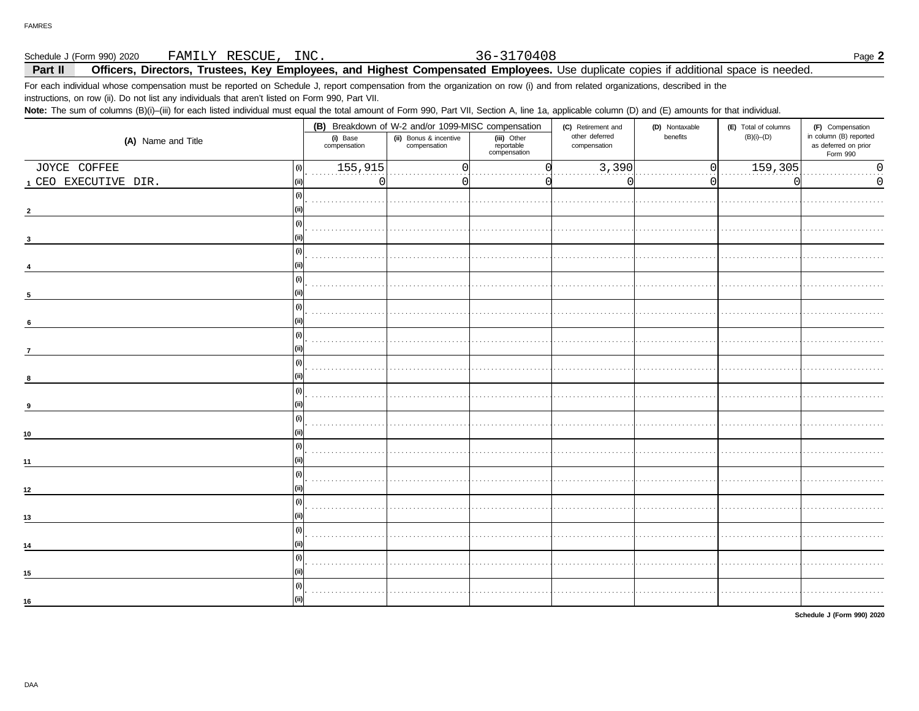Schedule J (Form 990) 2020 FAMILY RESCUE, INC. 36-3170408

## Part II Officers, Directors, Trustees, Key Employees, and Highest Compensated Employees.

Use duplicate copies if additional space is needed.

For each individual whose compensation must be reported on Schedule J, report compensation from the organization on row (i) and from related organizations, described in the instructions, on row (ii). Do not list any individuals that aren't listed on Form 990, Part VII.

**Note:** The sum of columns (B)(i)–(iii) for each listed individual must equal the total amount of Form 990, Part VII, Section A, line 1a, applicable column (D) and (E) amounts for that individual.

| (A) Name and Title | | (B) Breakdown of W-2 and/or 1099-MISC compensation | | | (C) Retirement and other deferred compensation | (D) Nontaxable benefits | (E) Total of columns (B)(i)–(D) | (F) Compensation in column (B) reported as deferred on prior Form 990 |
|---|---|---|---|---|---|---|---|---|
| | | (i) Base compensation | (ii) Bonus & incentive compensation | (iii) Other reportable compensation | | | | |
| 1 JOYCE COFFEE | (i) | 155,915 | 0 | 0 | 3,390 | 0 | 159,305 | 0 |
| CEO EXECUTIVE DIR. | (ii) | 0 | 0 | 0 | 0 | 0 | 0 | 0 |
| 2 | (i) | | | | | | | |
| | (ii) | | | | | | | |
| 3 | (i) | | | | | | | |
| | (ii) | | | | | | | |
| 4 | (i) | | | | | | | |
| | (ii) | | | | | | | |
| 5 | (i) | | | | | | | |
| | (ii) | | | | | | | |
| 6 | (i) | | | | | | | |
| | (ii) | | | | | | | |
| 7 | (i) | | | | | | | |
| | (ii) | | | | | | | |
| 8 | (i) | | | | | | | |
| | (ii) | | | | | | | |
| 9 | (i) | | | | | | | |
| | (ii) | | | | | | | |
| 10 | (i) | | | | | | | |
| | (ii) | | | | | | | |
| 11 | (i) | | | | | | | |
| | (ii) | | | | | | | |
| 12 | (i) | | | | | | | |
| | (ii) | | | | | | | |
| 13 | (i) | | | | | | | |
| | (ii) | | | | | | | |
| 14 | (i) | | | | | | | |
| | (ii) | | | | | | | |
| 15 | (i) | | | | | | | |
| | (ii) | | | | | | | |
| 16 | (i) | | | | | | | |
| | (ii) | | | | | | | |

Schedule J (Form 990) 2020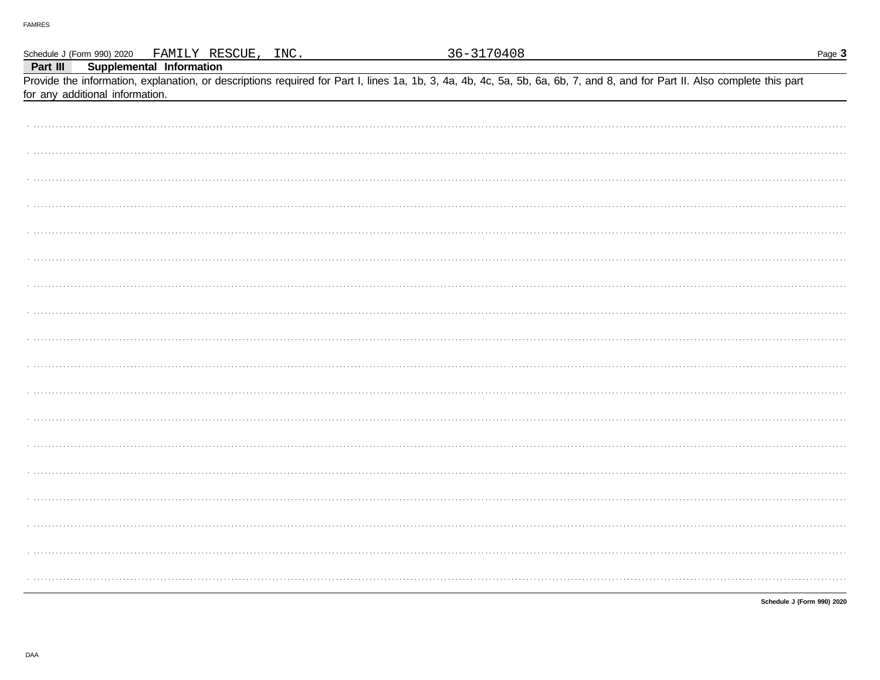Schedule J (Form 990) 2020 FAMILY RESCUE, INC. 36-3170408

**Part III Supplemental Information**

Provide the information, explanation, or descriptions required for Part I, lines 1a, 1b, 3, 4a, 4b, 4c, 5a, 5b, 6a, 6b, 7, and 8, and for Part II. Also complete this part for any additional information.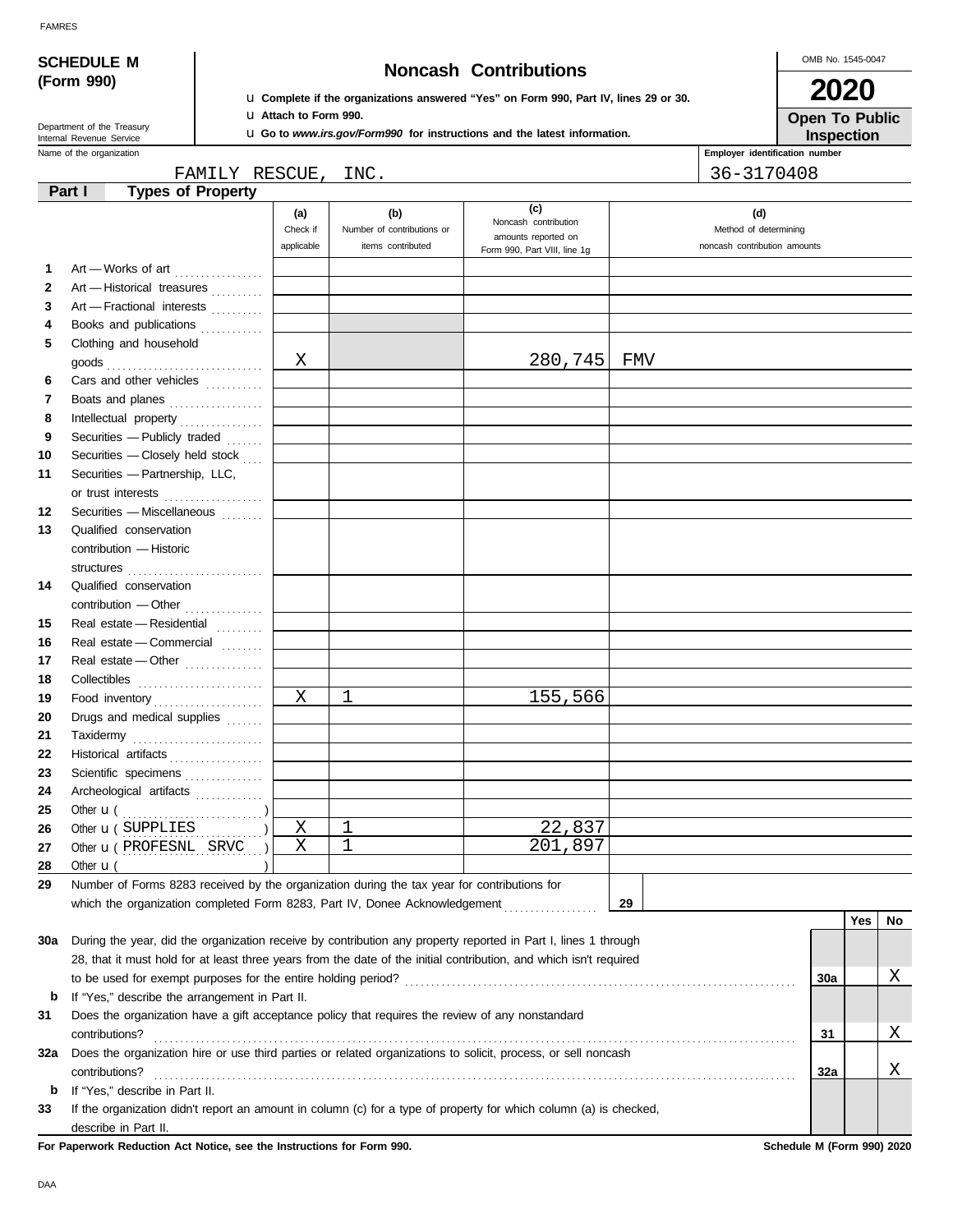FAMRES

**SCHEDULE M (Form 990)**

Department of the Treasury
Internal Revenue Service

# Noncash Contributions

u Complete if the organizations answered "Yes" on Form 990, Part IV, lines 29 or 30.
u Attach to Form 990.
u Go to *www.irs.gov/Form990* for instructions and the latest information.

OMB No. 1545-0047

**2020**

**Open To Public Inspection**

Name of the organization: FAMILY RESCUE, INC.

Employer identification number: 36-3170408

## Part I Types of Property

| | | (a) Check if applicable | (b) Number of contributions or items contributed | (c) Noncash contribution amounts reported on Form 990, Part VIII, line 1g | (d) Method of determining noncash contribution amounts |
|---|---|---|---|---|---|
| 1 | Art — Works of art | | | | |
| 2 | Art — Historical treasures | | | | |
| 3 | Art — Fractional interests | | | | |
| 4 | Books and publications | | | | |
| 5 | Clothing and household goods | X | | 280,745 | FMV |
| 6 | Cars and other vehicles | | | | |
| 7 | Boats and planes | | | | |
| 8 | Intellectual property | | | | |
| 9 | Securities — Publicly traded | | | | |
| 10 | Securities — Closely held stock | | | | |
| 11 | Securities — Partnership, LLC, or trust interests | | | | |
| 12 | Securities — Miscellaneous | | | | |
| 13 | Qualified conservation contribution — Historic structures | | | | |
| 14 | Qualified conservation contribution — Other | | | | |
| 15 | Real estate — Residential | | | | |
| 16 | Real estate — Commercial | | | | |
| 17 | Real estate — Other | | | | |
| 18 | Collectibles | | | | |
| 19 | Food inventory | X | 1 | 155,566 | |
| 20 | Drugs and medical supplies | | | | |
| 21 | Taxidermy | | | | |
| 22 | Historical artifacts | | | | |
| 23 | Scientific specimens | | | | |
| 24 | Archeological artifacts | | | | |
| 25 | Other u ( ) | | | | |
| 26 | Other u ( SUPPLIES ) | X | 1 | 22,837 | |
| 27 | Other u ( PROFESNL SRVC ) | X | 1 | 201,897 | |
| 28 | Other u ( ) | | | | |

**29** Number of Forms 8283 received by the organization during the tax year for contributions for which the organization completed Form 8283, Part IV, Donee Acknowledgement ..... **29**

| | | | Yes | No |
|---|---|---|---|---|
| **30a** | During the year, did the organization receive by contribution any property reported in Part I, lines 1 through 28, that it must hold for at least three years from the date of the initial contribution, and which isn't required to be used for exempt purposes for the entire holding period? | 30a | | X |
| **b** | If "Yes," describe the arrangement in Part II. | | | |
| **31** | Does the organization have a gift acceptance policy that requires the review of any nonstandard contributions? | 31 | | X |
| **32a** | Does the organization hire or use third parties or related organizations to solicit, process, or sell noncash contributions? | 32a | | X |
| **b** | If "Yes," describe in Part II. | | | |
| **33** | If the organization didn't report an amount in column (c) for a type of property for which column (a) is checked, describe in Part II. | | | |

**For Paperwork Reduction Act Notice, see the Instructions for Form 990.** **Schedule M (Form 990) 2020**

DAA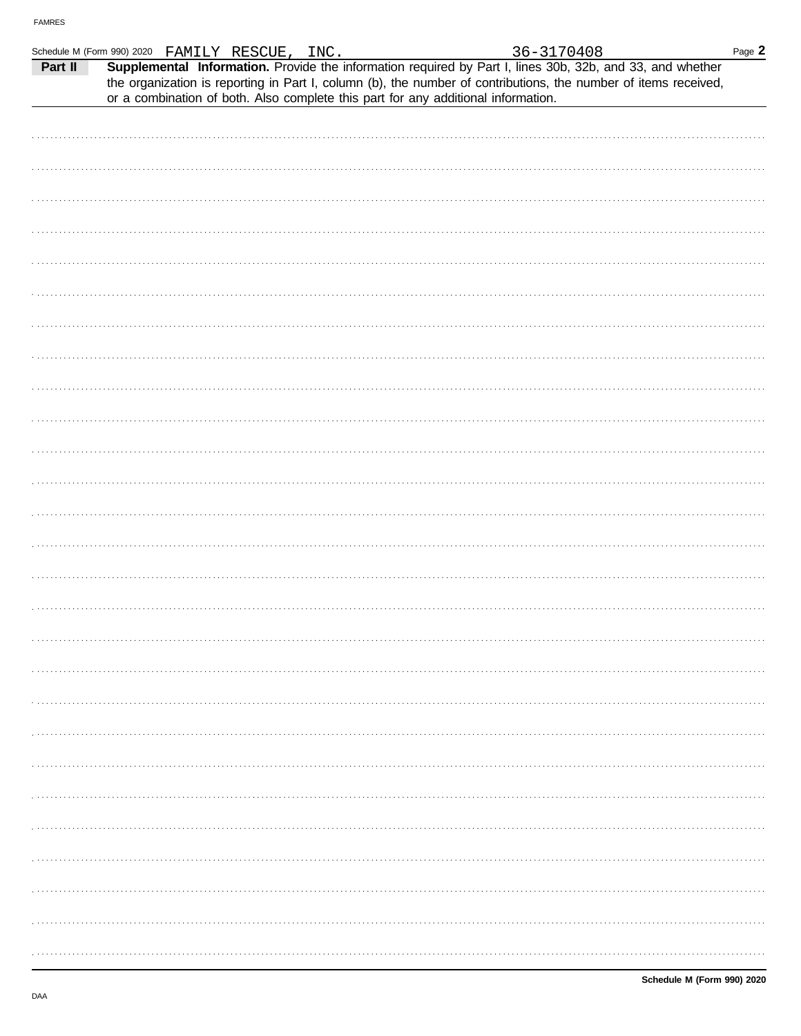Schedule M (Form 990) 2020 FAMILY RESCUE, INC. 36-3170408

**Part II** **Supplemental Information.** Provide the information required by Part I, lines 30b, 32b, and 33, and whether the organization is reporting in Part I, column (b), the number of contributions, the number of items received, or a combination of both. Also complete this part for any additional information.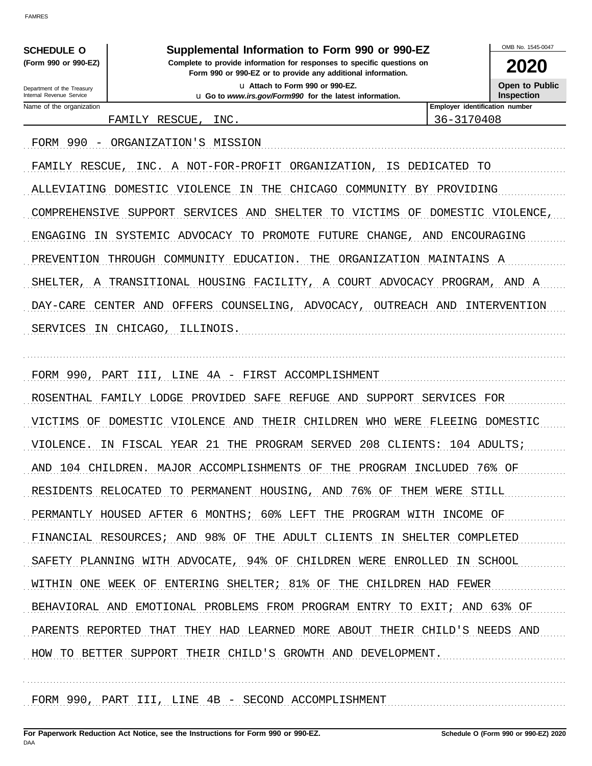**SCHEDULE O** (Form 990 or 990-EZ)

Department of the Treasury
Internal Revenue Service

# Supplemental Information to Form 990 or 990-EZ

**Complete to provide information for responses to specific questions on Form 990 or 990-EZ or to provide any additional information.**

u Attach to Form 990 or 990-EZ.

u Go to *www.irs.gov/Form990* for the latest information.

OMB No. 1545-0047

**2020**

**Open to Public Inspection**

| Name of the organization | Employer identification number |
|---|---|
| FAMILY RESCUE, INC. | 36-3170408 |

FORM 990 - ORGANIZATION'S MISSION

FAMILY RESCUE, INC. A NOT-FOR-PROFIT ORGANIZATION, IS DEDICATED TO ALLEVIATING DOMESTIC VIOLENCE IN THE CHICAGO COMMUNITY BY PROVIDING COMPREHENSIVE SUPPORT SERVICES AND SHELTER TO VICTIMS OF DOMESTIC VIOLENCE, ENGAGING IN SYSTEMIC ADVOCACY TO PROMOTE FUTURE CHANGE, AND ENCOURAGING PREVENTION THROUGH COMMUNITY EDUCATION. THE ORGANIZATION MAINTAINS A SHELTER, A TRANSITIONAL HOUSING FACILITY, A COURT ADVOCACY PROGRAM, AND A DAY-CARE CENTER AND OFFERS COUNSELING, ADVOCACY, OUTREACH AND INTERVENTION SERVICES IN CHICAGO, ILLINOIS.

FORM 990, PART III, LINE 4A - FIRST ACCOMPLISHMENT

ROSENTHAL FAMILY LODGE PROVIDED SAFE REFUGE AND SUPPORT SERVICES FOR VICTIMS OF DOMESTIC VIOLENCE AND THEIR CHILDREN WHO WERE FLEEING DOMESTIC VIOLENCE. IN FISCAL YEAR 21 THE PROGRAM SERVED 208 CLIENTS: 104 ADULTS; AND 104 CHILDREN. MAJOR ACCOMPLISHMENTS OF THE PROGRAM INCLUDED 76% OF RESIDENTS RELOCATED TO PERMANENT HOUSING, AND 76% OF THEM WERE STILL PERMANTLY HOUSED AFTER 6 MONTHS; 60% LEFT THE PROGRAM WITH INCOME OF FINANCIAL RESOURCES; AND 98% OF THE ADULT CLIENTS IN SHELTER COMPLETED SAFETY PLANNING WITH ADVOCATE, 94% OF CHILDREN WERE ENROLLED IN SCHOOL WITHIN ONE WEEK OF ENTERING SHELTER; 81% OF THE CHILDREN HAD FEWER BEHAVIORAL AND EMOTIONAL PROBLEMS FROM PROGRAM ENTRY TO EXIT; AND 63% OF PARENTS REPORTED THAT THEY HAD LEARNED MORE ABOUT THEIR CHILD'S NEEDS AND HOW TO BETTER SUPPORT THEIR CHILD'S GROWTH AND DEVELOPMENT.

FORM 990, PART III, LINE 4B - SECOND ACCOMPLISHMENT

**For Paperwork Reduction Act Notice, see the Instructions for Form 990 or 990-EZ.** **Schedule O (Form 990 or 990-EZ) 2020**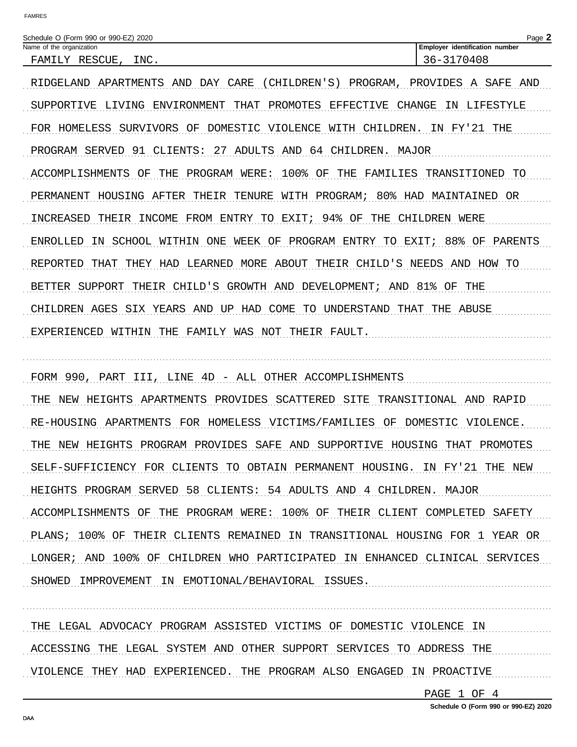Schedule O (Form 990 or 990-EZ) 2020

| Name of the organization | Employer identification number |
| --- | --- |
| FAMILY RESCUE, INC. | 36-3170408 |

RIDGELAND APARTMENTS AND DAY CARE (CHILDREN'S) PROGRAM, PROVIDES A SAFE AND SUPPORTIVE LIVING ENVIRONMENT THAT PROMOTES EFFECTIVE CHANGE IN LIFESTYLE FOR HOMELESS SURVIVORS OF DOMESTIC VIOLENCE WITH CHILDREN. IN FY'21 THE PROGRAM SERVED 91 CLIENTS: 27 ADULTS AND 64 CHILDREN. MAJOR ACCOMPLISHMENTS OF THE PROGRAM WERE: 100% OF THE FAMILIES TRANSITIONED TO PERMANENT HOUSING AFTER THEIR TENURE WITH PROGRAM; 80% HAD MAINTAINED OR INCREASED THEIR INCOME FROM ENTRY TO EXIT; 94% OF THE CHILDREN WERE ENROLLED IN SCHOOL WITHIN ONE WEEK OF PROGRAM ENTRY TO EXIT; 88% OF PARENTS REPORTED THAT THEY HAD LEARNED MORE ABOUT THEIR CHILD'S NEEDS AND HOW TO BETTER SUPPORT THEIR CHILD'S GROWTH AND DEVELOPMENT; AND 81% OF THE CHILDREN AGES SIX YEARS AND UP HAD COME TO UNDERSTAND THAT THE ABUSE EXPERIENCED WITHIN THE FAMILY WAS NOT THEIR FAULT.

FORM 990, PART III, LINE 4D - ALL OTHER ACCOMPLISHMENTS

THE NEW HEIGHTS APARTMENTS PROVIDES SCATTERED SITE TRANSITIONAL AND RAPID RE-HOUSING APARTMENTS FOR HOMELESS VICTIMS/FAMILIES OF DOMESTIC VIOLENCE. THE NEW HEIGHTS PROGRAM PROVIDES SAFE AND SUPPORTIVE HOUSING THAT PROMOTES SELF-SUFFICIENCY FOR CLIENTS TO OBTAIN PERMANENT HOUSING. IN FY'21 THE NEW HEIGHTS PROGRAM SERVED 58 CLIENTS: 54 ADULTS AND 4 CHILDREN. MAJOR ACCOMPLISHMENTS OF THE PROGRAM WERE: 100% OF THEIR CLIENT COMPLETED SAFETY PLANS; 100% OF THEIR CLIENTS REMAINED IN TRANSITIONAL HOUSING FOR 1 YEAR OR LONGER; AND 100% OF CHILDREN WHO PARTICIPATED IN ENHANCED CLINICAL SERVICES SHOWED IMPROVEMENT IN EMOTIONAL/BEHAVIORAL ISSUES.

THE LEGAL ADVOCACY PROGRAM ASSISTED VICTIMS OF DOMESTIC VIOLENCE IN ACCESSING THE LEGAL SYSTEM AND OTHER SUPPORT SERVICES TO ADDRESS THE VIOLENCE THEY HAD EXPERIENCED. THE PROGRAM ALSO ENGAGED IN PROACTIVE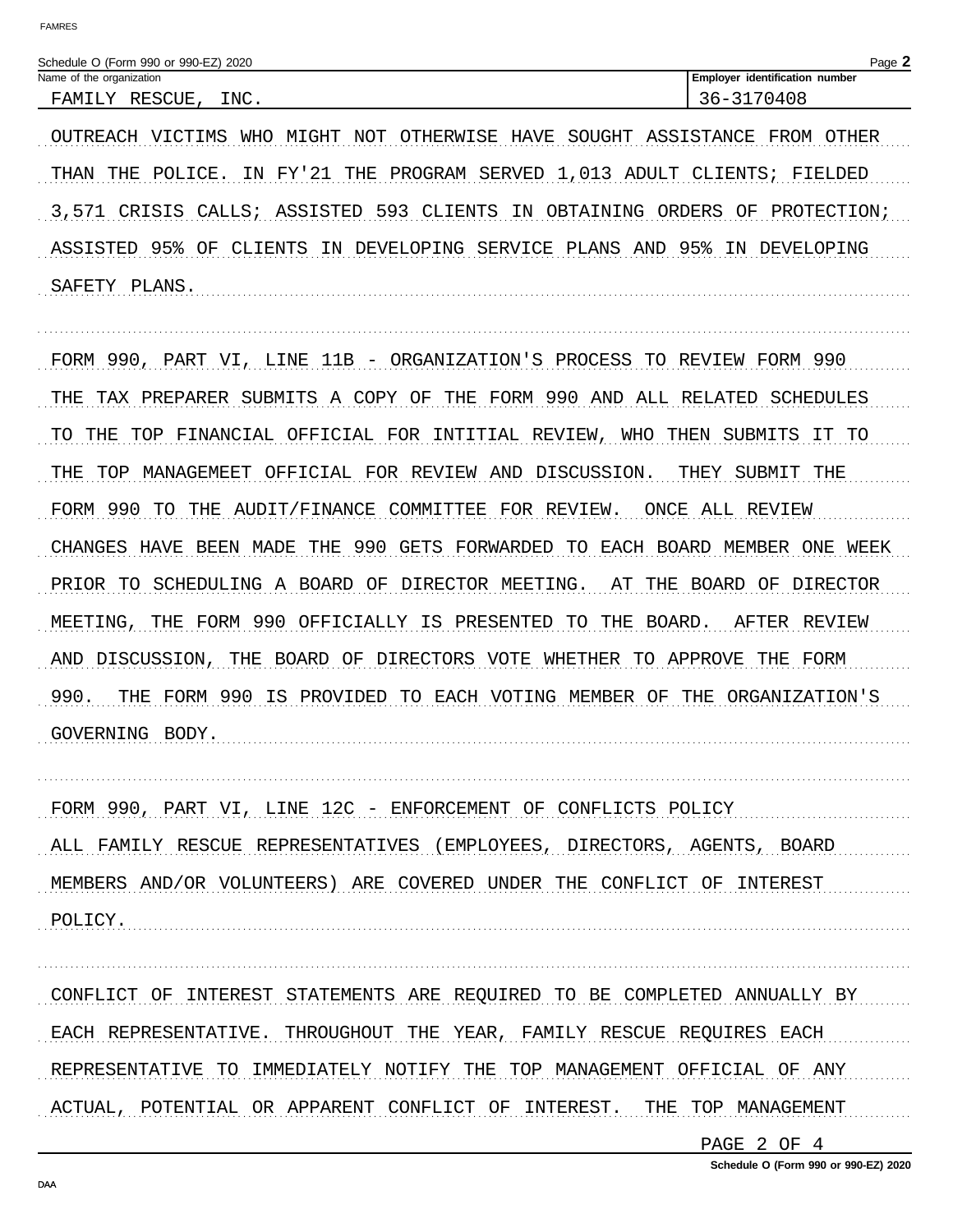Schedule O (Form 990 or 990-EZ) 2020

| Name of the organization | Employer identification number |
|---|---|
| FAMILY RESCUE, INC. | 36-3170408 |

OUTREACH VICTIMS WHO MIGHT NOT OTHERWISE HAVE SOUGHT ASSISTANCE FROM OTHER THAN THE POLICE. IN FY'21 THE PROGRAM SERVED 1,013 ADULT CLIENTS; FIELDED 3,571 CRISIS CALLS; ASSISTED 593 CLIENTS IN OBTAINING ORDERS OF PROTECTION; ASSISTED 95% OF CLIENTS IN DEVELOPING SERVICE PLANS AND 95% IN DEVELOPING SAFETY PLANS.

FORM 990, PART VI, LINE 11B - ORGANIZATION'S PROCESS TO REVIEW FORM 990

THE TAX PREPARER SUBMITS A COPY OF THE FORM 990 AND ALL RELATED SCHEDULES TO THE TOP FINANCIAL OFFICIAL FOR INTITIAL REVIEW, WHO THEN SUBMITS IT TO THE TOP MANAGEMEET OFFICIAL FOR REVIEW AND DISCUSSION. THEY SUBMIT THE FORM 990 TO THE AUDIT/FINANCE COMMITTEE FOR REVIEW. ONCE ALL REVIEW CHANGES HAVE BEEN MADE THE 990 GETS FORWARDED TO EACH BOARD MEMBER ONE WEEK PRIOR TO SCHEDULING A BOARD OF DIRECTOR MEETING. AT THE BOARD OF DIRECTOR MEETING, THE FORM 990 OFFICIALLY IS PRESENTED TO THE BOARD. AFTER REVIEW AND DISCUSSION, THE BOARD OF DIRECTORS VOTE WHETHER TO APPROVE THE FORM 990. THE FORM 990 IS PROVIDED TO EACH VOTING MEMBER OF THE ORGANIZATION'S GOVERNING BODY.

FORM 990, PART VI, LINE 12C - ENFORCEMENT OF CONFLICTS POLICY

ALL FAMILY RESCUE REPRESENTATIVES (EMPLOYEES, DIRECTORS, AGENTS, BOARD MEMBERS AND/OR VOLUNTEERS) ARE COVERED UNDER THE CONFLICT OF INTEREST POLICY.

CONFLICT OF INTEREST STATEMENTS ARE REQUIRED TO BE COMPLETED ANNUALLY BY EACH REPRESENTATIVE. THROUGHOUT THE YEAR, FAMILY RESCUE REQUIRES EACH REPRESENTATIVE TO IMMEDIATELY NOTIFY THE TOP MANAGEMENT OFFICIAL OF ANY ACTUAL, POTENTIAL OR APPARENT CONFLICT OF INTEREST. THE TOP MANAGEMENT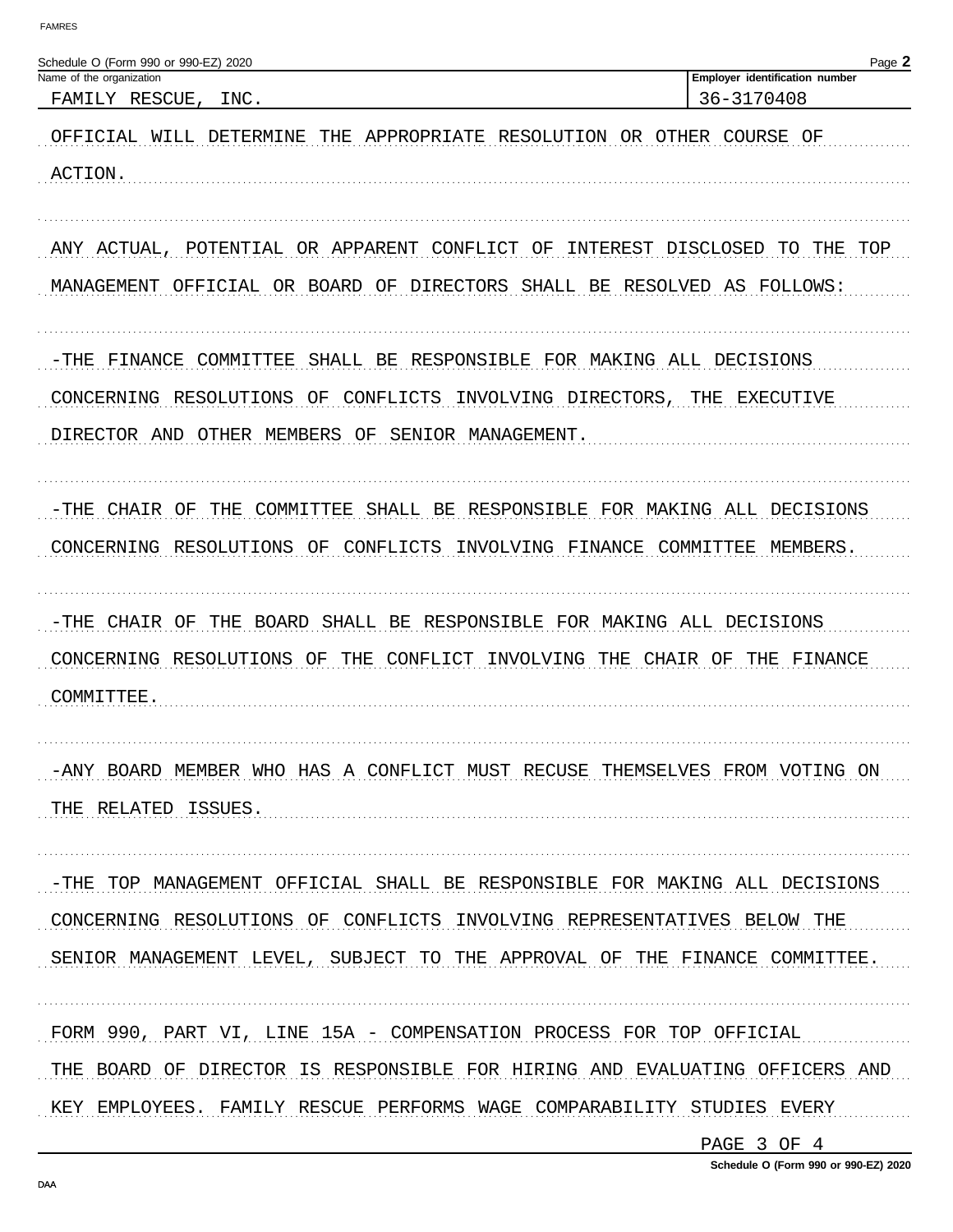Schedule O (Form 990 or 990-EZ) 2020

| Name of the organization | Employer identification number |
| --- | --- |
| FAMILY RESCUE, INC. | 36-3170408 |

OFFICIAL WILL DETERMINE THE APPROPRIATE RESOLUTION OR OTHER COURSE OF ACTION.

ANY ACTUAL, POTENTIAL OR APPARENT CONFLICT OF INTEREST DISCLOSED TO THE TOP MANAGEMENT OFFICIAL OR BOARD OF DIRECTORS SHALL BE RESOLVED AS FOLLOWS:

-THE FINANCE COMMITTEE SHALL BE RESPONSIBLE FOR MAKING ALL DECISIONS CONCERNING RESOLUTIONS OF CONFLICTS INVOLVING DIRECTORS, THE EXECUTIVE DIRECTOR AND OTHER MEMBERS OF SENIOR MANAGEMENT.

-THE CHAIR OF THE COMMITTEE SHALL BE RESPONSIBLE FOR MAKING ALL DECISIONS CONCERNING RESOLUTIONS OF CONFLICTS INVOLVING FINANCE COMMITTEE MEMBERS.

-THE CHAIR OF THE BOARD SHALL BE RESPONSIBLE FOR MAKING ALL DECISIONS CONCERNING RESOLUTIONS OF THE CONFLICT INVOLVING THE CHAIR OF THE FINANCE COMMITTEE.

-ANY BOARD MEMBER WHO HAS A CONFLICT MUST RECUSE THEMSELVES FROM VOTING ON THE RELATED ISSUES.

-THE TOP MANAGEMENT OFFICIAL SHALL BE RESPONSIBLE FOR MAKING ALL DECISIONS CONCERNING RESOLUTIONS OF CONFLICTS INVOLVING REPRESENTATIVES BELOW THE SENIOR MANAGEMENT LEVEL, SUBJECT TO THE APPROVAL OF THE FINANCE COMMITTEE.

FORM 990, PART VI, LINE 15A - COMPENSATION PROCESS FOR TOP OFFICIAL
THE BOARD OF DIRECTOR IS RESPONSIBLE FOR HIRING AND EVALUATING OFFICERS AND KEY EMPLOYEES. FAMILY RESCUE PERFORMS WAGE COMPARABILITY STUDIES EVERY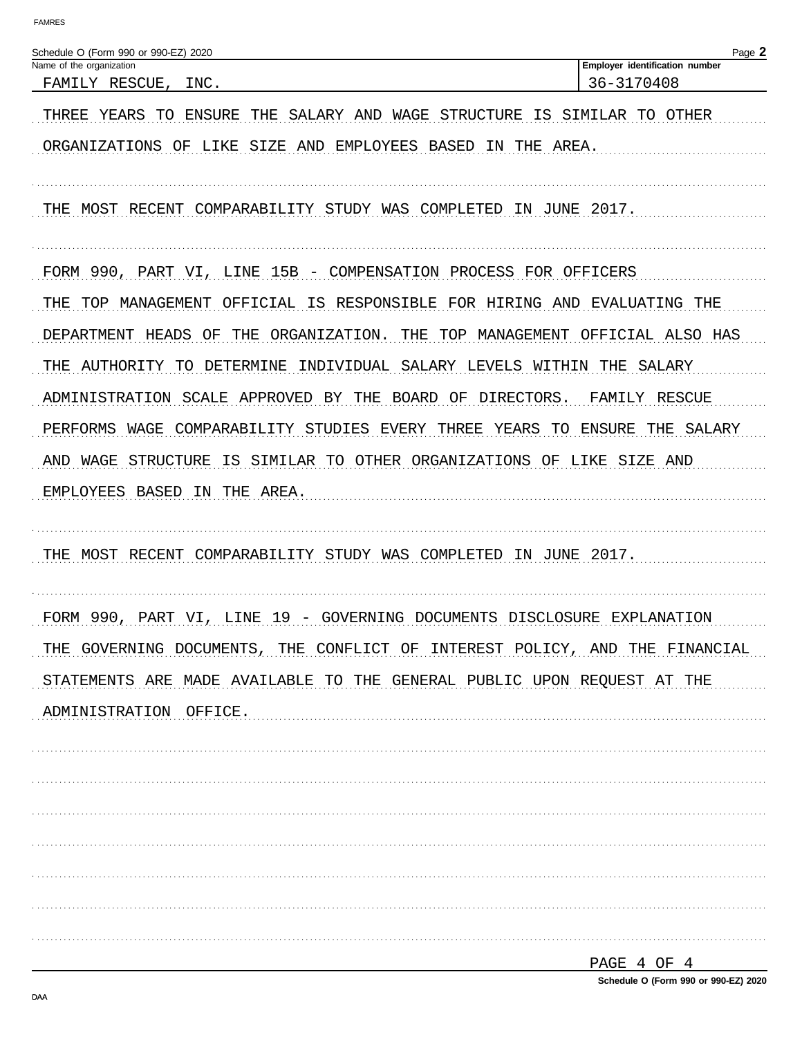Schedule O (Form 990 or 990-EZ) 2020

| Name of the organization | Employer identification number |
|---|---|
| FAMILY RESCUE, INC. | 36-3170408 |

THREE YEARS TO ENSURE THE SALARY AND WAGE STRUCTURE IS SIMILAR TO OTHER ORGANIZATIONS OF LIKE SIZE AND EMPLOYEES BASED IN THE AREA.

THE MOST RECENT COMPARABILITY STUDY WAS COMPLETED IN JUNE 2017.

FORM 990, PART VI, LINE 15B - COMPENSATION PROCESS FOR OFFICERS

THE TOP MANAGEMENT OFFICIAL IS RESPONSIBLE FOR HIRING AND EVALUATING THE DEPARTMENT HEADS OF THE ORGANIZATION. THE TOP MANAGEMENT OFFICIAL ALSO HAS THE AUTHORITY TO DETERMINE INDIVIDUAL SALARY LEVELS WITHIN THE SALARY ADMINISTRATION SCALE APPROVED BY THE BOARD OF DIRECTORS. FAMILY RESCUE PERFORMS WAGE COMPARABILITY STUDIES EVERY THREE YEARS TO ENSURE THE SALARY AND WAGE STRUCTURE IS SIMILAR TO OTHER ORGANIZATIONS OF LIKE SIZE AND EMPLOYEES BASED IN THE AREA.

THE MOST RECENT COMPARABILITY STUDY WAS COMPLETED IN JUNE 2017.

FORM 990, PART VI, LINE 19 - GOVERNING DOCUMENTS DISCLOSURE EXPLANATION

THE GOVERNING DOCUMENTS, THE CONFLICT OF INTEREST POLICY, AND THE FINANCIAL STATEMENTS ARE MADE AVAILABLE TO THE GENERAL PUBLIC UPON REQUEST AT THE ADMINISTRATION OFFICE.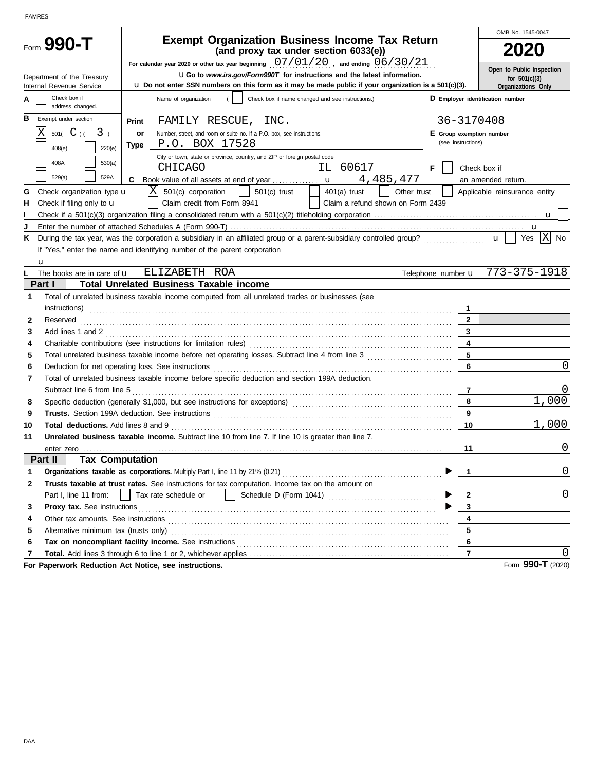FAMRES

# Form 990-T

## Exempt Organization Business Income Tax Return
**(and proxy tax under section 6033(e))**

OMB No. 1545-0047

**2020**

For calendar year 2020 or other tax year beginning 07/01/20, and ending 06/30/21

Department of the Treasury
Internal Revenue Service

u Go to *www.irs.gov/Form990T* for instructions and the latest information.

u Do not enter SSN numbers on this form as it may be made public if your organization is a 501(c)(3).

**Open to Public Inspection for 501(c)(3) Organizations Only**

**A** [ ] Check box if address changed.

**B** Exempt under section
[X] 501( C )( 3 )
[ ] 408(e) [ ] 220(e)
[ ] 408A [ ] 530(a)
[ ] 529(a) [ ] 529A

Print or Type

Name of organization ( [ ] Check box if name changed and see instructions.)
FAMILY RESCUE, INC.

Number, street, and room or suite no. If a P.O. box, see instructions.
P.O. BOX 17528

City or town, state or province, country, and ZIP or foreign postal code
CHICAGO IL 60617

**D** Employer identification number: 36-3170408

**E** Group exemption number (see instructions)

**F** [ ] Check box if an amended return.

**C** Book value of all assets at end of year u 4,485,477

**G** Check organization type u [X] 501(c) corporation [ ] 501(c) trust [ ] 401(a) trust [ ] Other trust [ ] Applicable reinsurance entity

**H** Check if filing only to u [ ] Claim credit from Form 8941 [ ] Claim a refund shown on Form 2439

**I** Check if a 501(c)(3) organization filing a consolidated return with a 501(c)(2) titleholding corporation u [ ]

**J** Enter the number of attached Schedules A (Form 990-T) u

**K** During the tax year, was the corporation a subsidiary in an affiliated group or a parent-subsidiary controlled group? u [ ] Yes [X] No

If "Yes," enter the name and identifying number of the parent corporation
u

**L** The books are in care of u ELIZABETH ROA Telephone number u 773-375-1918

### Part I Total Unrelated Business Taxable income

| | | Line | Amount |
|---|---|---|---|
| 1 | Total of unrelated business taxable income computed from all unrelated trades or businesses (see instructions) | 1 | |
| 2 | Reserved | 2 | |
| 3 | Add lines 1 and 2 | 3 | |
| 4 | Charitable contributions (see instructions for limitation rules) | 4 | |
| 5 | Total unrelated business taxable income before net operating losses. Subtract line 4 from line 3 | 5 | |
| 6 | Deduction for net operating loss. See instructions | 6 | 0 |
| 7 | Total of unrelated business taxable income before specific deduction and section 199A deduction. Subtract line 6 from line 5 | 7 | 0 |
| 8 | Specific deduction (generally $1,000, but see instructions for exceptions) | 8 | 1,000 |
| 9 | **Trusts.** Section 199A deduction. See instructions | 9 | |
| 10 | **Total deductions.** Add lines 8 and 9 | 10 | 1,000 |
| 11 | **Unrelated business taxable income.** Subtract line 10 from line 7. If line 10 is greater than line 7, enter zero | 11 | 0 |

### Part II Tax Computation

| | | Line | Amount |
|---|---|---|---|
| 1 | **Organizations taxable as corporations.** Multiply Part I, line 11 by 21% (0.21) | 1 | 0 |
| 2 | **Trusts taxable at trust rates.** See instructions for tax computation. Income tax on the amount on Part I, line 11 from: [ ] Tax rate schedule or [ ] Schedule D (Form 1041) | 2 | 0 |
| 3 | **Proxy tax.** See instructions | 3 | |
| 4 | Other tax amounts. See instructions | 4 | |
| 5 | Alternative minimum tax (trusts only) | 5 | |
| 6 | **Tax on noncompliant facility income.** See instructions | 6 | |
| 7 | **Total.** Add lines 3 through 6 to line 1 or 2, whichever applies | 7 | 0 |

**For Paperwork Reduction Act Notice, see instructions.**

Form **990-T** (2020)

DAA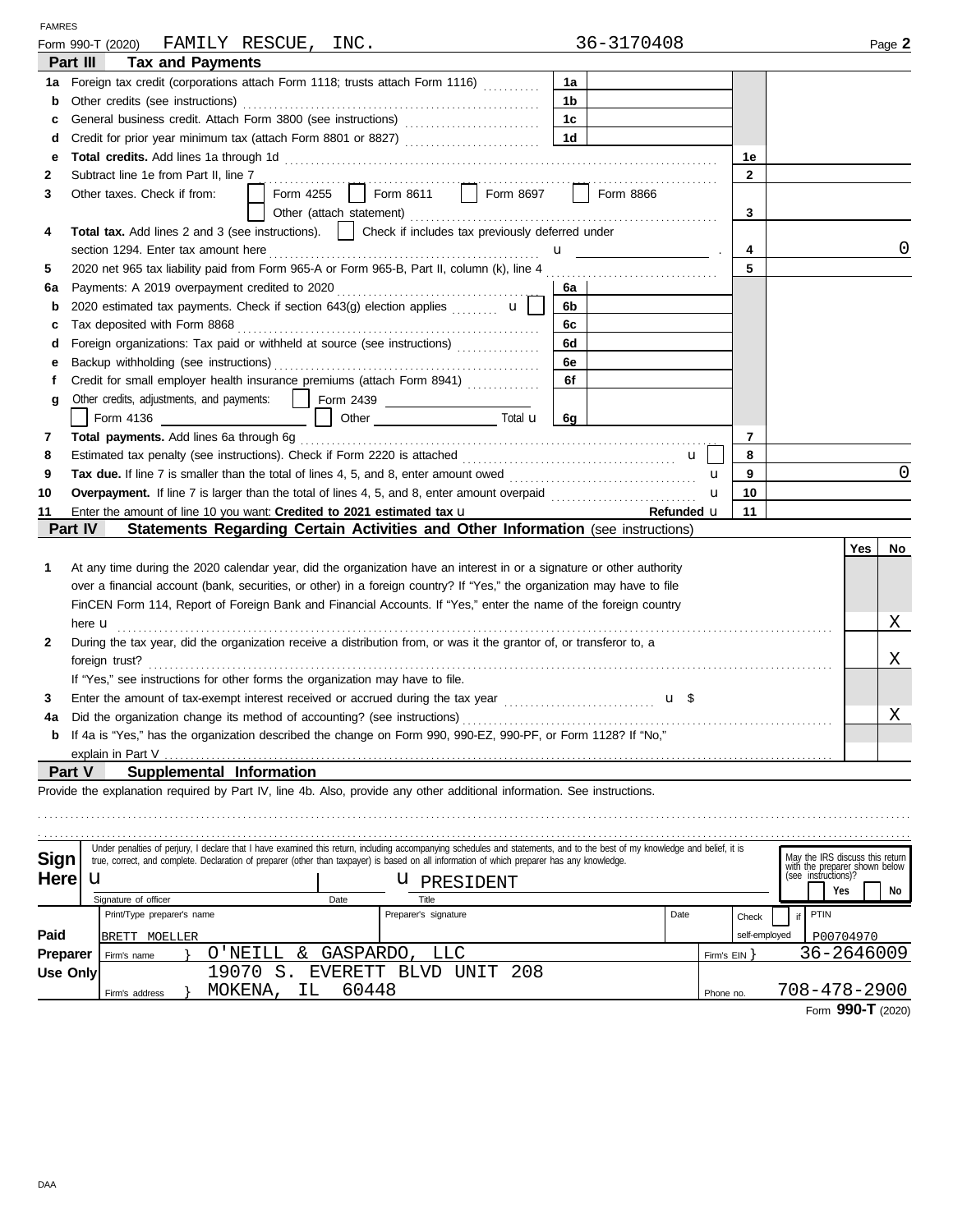FAMRES

Form 990-T (2020) FAMILY RESCUE, INC. 36-3170408 Page **2**

## Part III Tax and Payments

| | | | | | |
|---|---|---|---|---|---|
| **1a** | Foreign tax credit (corporations attach Form 1118; trusts attach Form 1116) | 1a | | | |
| **b** | Other credits (see instructions) | 1b | | | |
| **c** | General business credit. Attach Form 3800 (see instructions) | 1c | | | |
| **d** | Credit for prior year minimum tax (attach Form 8801 or 8827) | 1d | | | |
| **e** | **Total credits.** Add lines 1a through 1d | | | 1e | |
| **2** | Subtract line 1e from Part II, line 7 | | | 2 | |
| **3** | Other taxes. Check if from: ☐ Form 4255 ☐ Form 8611 ☐ Form 8697 ☐ Form 8866 ☐ Other (attach statement) | | | 3 | |
| **4** | **Total tax.** Add lines 2 and 3 (see instructions). ☐ Check if includes tax previously deferred under section 1294. Enter tax amount here | | | 4 | 0 |
| **5** | 2020 net 965 tax liability paid from Form 965-A or Form 965-B, Part II, column (k), line 4 | | | 5 | |
| **6a** | Payments: A 2019 overpayment credited to 2020 | 6a | | | |
| **b** | 2020 estimated tax payments. Check if section 643(g) election applies ☐ | 6b | | | |
| **c** | Tax deposited with Form 8868 | 6c | | | |
| **d** | Foreign organizations: Tax paid or withheld at source (see instructions) | 6d | | | |
| **e** | Backup withholding (see instructions) | 6e | | | |
| **f** | Credit for small employer health insurance premiums (attach Form 8941) | 6f | | | |
| **g** | Other credits, adjustments, and payments: ☐ Form 2439 ☐ Form 4136 ☐ Other Total | 6g | | | |
| **7** | **Total payments.** Add lines 6a through 6g | | | 7 | |
| **8** | Estimated tax penalty (see instructions). Check if Form 2220 is attached ☐ | | | 8 | |
| **9** | **Tax due.** If line 7 is smaller than the total of lines 4, 5, and 8, enter amount owed | | | 9 | 0 |
| **10** | **Overpayment.** If line 7 is larger than the total of lines 4, 5, and 8, enter amount overpaid | | | 10 | |
| **11** | Enter the amount of line 10 you want: **Credited to 2021 estimated tax** | | Refunded | 11 | |

## Part IV Statements Regarding Certain Activities and Other Information (see instructions)

| | | Yes | No |
|---|---|---|---|
| **1** | At any time during the 2020 calendar year, did the organization have an interest in or a signature or other authority over a financial account (bank, securities, or other) in a foreign country? If "Yes," the organization may have to file FinCEN Form 114, Report of Foreign Bank and Financial Accounts. If "Yes," enter the name of the foreign country here | | X |
| **2** | During the tax year, did the organization receive a distribution from, or was it the grantor of, or transferor to, a foreign trust? | | X |
| | If "Yes," see instructions for other forms the organization may have to file. | | |
| **3** | Enter the amount of tax-exempt interest received or accrued during the tax year $ | | |
| **4a** | Did the organization change its method of accounting? (see instructions) | | X |
| **b** | If 4a is "Yes," has the organization described the change on Form 990, 990-EZ, 990-PF, or Form 1128? If "No," explain in Part V | | |

## Part V Supplemental Information

Provide the explanation required by Part IV, line 4b. Also, provide any other additional information. See instructions.

**Sign Here**

Under penalties of perjury, I declare that I have examined this return, including accompanying schedules and statements, and to the best of my knowledge and belief, it is true, correct, and complete. Declaration of preparer (other than taxpayer) is based on all information of which preparer has any knowledge.

Signature of officer | Date | Title: PRESIDENT

May the IRS discuss this return with the preparer shown below (see instructions)? ☐ Yes ☐ No

**Paid Preparer Use Only**

| Print/Type preparer's name | Preparer's signature | Date | Check ☐ if self-employed | PTIN |
|---|---|---|---|---|
| BRETT MOELLER | | | | P00704970 |

Firm's name: O'NEILL & GASPARDO, LLC — Firm's EIN: 36-2646009

Firm's address: 19070 S. EVERETT BLVD UNIT 208, MOKENA, IL 60448 — Phone no. 708-478-2900

Form **990-T** (2020)

DAA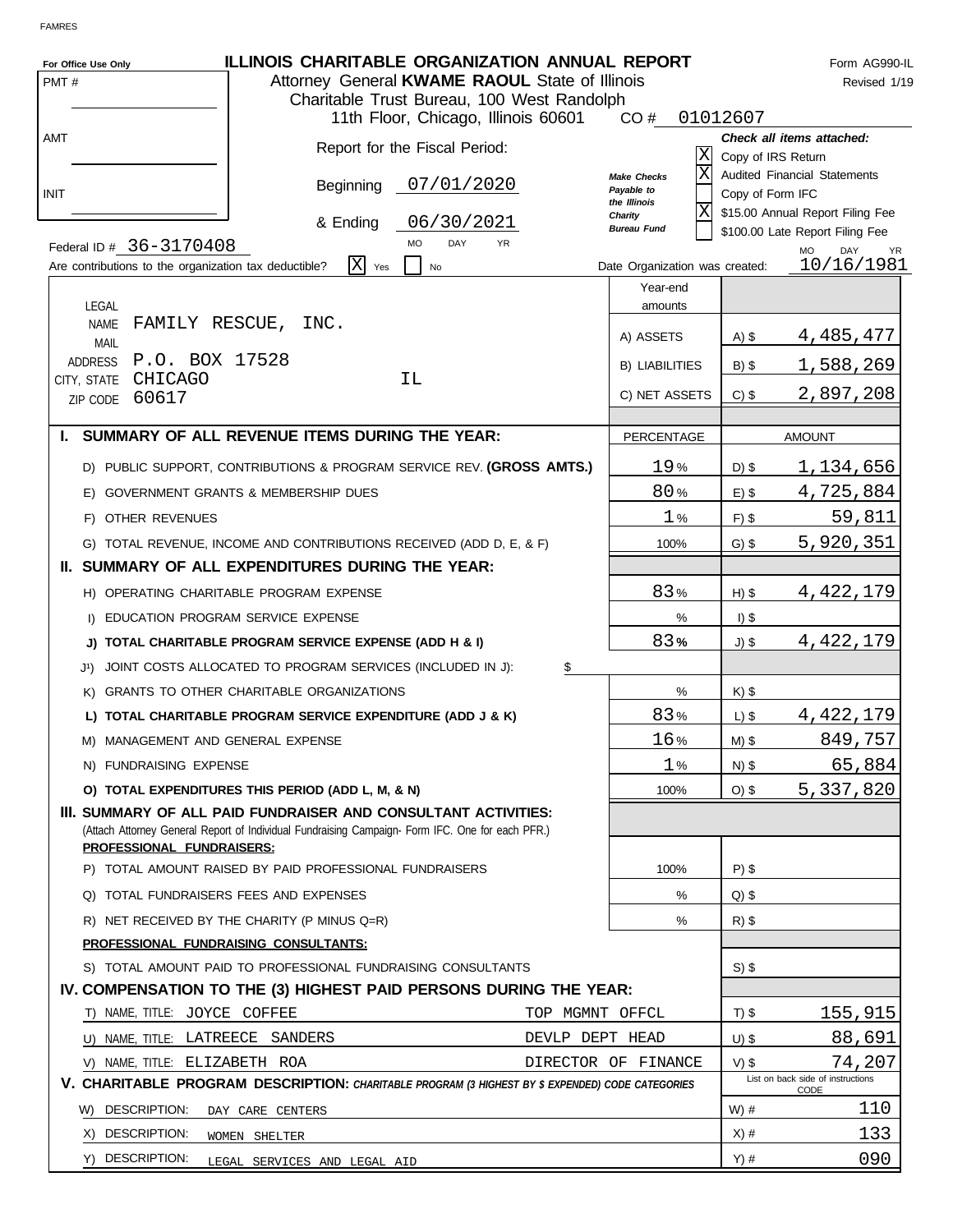FAMRES

For Office Use Only

PMT #

AMT

INIT

# ILLINOIS CHARITABLE ORGANIZATION ANNUAL REPORT

Form AG990-IL
Revised 1/19

Attorney General **KWAME RAOUL** State of Illinois
Charitable Trust Bureau, 100 West Randolph
11th Floor, Chicago, Illinois 60601

CO # 01012607

Report for the Fiscal Period:

Beginning 07/01/2020

& Ending 06/30/2021

*Make Checks Payable to the Illinois Charity Bureau Fund*

**Check all items attached:**

- [X] Copy of IRS Return
- [X] Audited Financial Statements
- [ ] Copy of Form IFC
- [X] $15.00 Annual Report Filing Fee
- [ ] $100.00 Late Report Filing Fee

Federal ID # 36-3170408

Are contributions to the organization tax deductible? [X] Yes [ ] No

Date Organization was created: 10/16/1981

LEGAL NAME: FAMILY RESCUE, INC.
MAIL ADDRESS: P.O. BOX 17528
CITY, STATE: CHICAGO IL
ZIP CODE: 60617

| Year-end amounts | | |
|---|---|---|
| A) ASSETS | A) $ | 4,485,477 |
| B) LIABILITIES | B) $ | 1,588,269 |
| C) NET ASSETS | C) $ | 2,897,208 |

| | PERCENTAGE | | AMOUNT |
|---|---|---|---|
| **I. SUMMARY OF ALL REVENUE ITEMS DURING THE YEAR:** | | | |
| D) PUBLIC SUPPORT, CONTRIBUTIONS & PROGRAM SERVICE REV. **(GROSS AMTS.)** | 19% | D) $ | 1,134,656 |
| E) GOVERNMENT GRANTS & MEMBERSHIP DUES | 80% | E) $ | 4,725,884 |
| F) OTHER REVENUES | 1% | F) $ | 59,811 |
| G) TOTAL REVENUE, INCOME AND CONTRIBUTIONS RECEIVED (ADD D, E, & F) | 100% | G) $ | 5,920,351 |
| **II. SUMMARY OF ALL EXPENDITURES DURING THE YEAR:** | | | |
| H) OPERATING CHARITABLE PROGRAM EXPENSE | 83% | H) $ | 4,422,179 |
| I) EDUCATION PROGRAM SERVICE EXPENSE | % | I) $ | |
| **J) TOTAL CHARITABLE PROGRAM SERVICE EXPENSE (ADD H & I)** | 83% | J) $ | 4,422,179 |
| J1) JOINT COSTS ALLOCATED TO PROGRAM SERVICES (INCLUDED IN J): $ | | | |
| K) GRANTS TO OTHER CHARITABLE ORGANIZATIONS | % | K) $ | |
| **L) TOTAL CHARITABLE PROGRAM SERVICE EXPENDITURE (ADD J & K)** | 83% | L) $ | 4,422,179 |
| M) MANAGEMENT AND GENERAL EXPENSE | 16% | M) $ | 849,757 |
| N) FUNDRAISING EXPENSE | 1% | N) $ | 65,884 |
| **O) TOTAL EXPENDITURES THIS PERIOD (ADD L, M, & N)** | 100% | O) $ | 5,337,820 |
| **III. SUMMARY OF ALL PAID FUNDRAISER AND CONSULTANT ACTIVITIES:** (Attach Attorney General Report of Individual Fundraising Campaign- Form IFC. One for each PFR.) | | | |
| **PROFESSIONAL FUNDRAISERS:** | | | |
| P) TOTAL AMOUNT RAISED BY PAID PROFESSIONAL FUNDRAISERS | 100% | P) $ | |
| Q) TOTAL FUNDRAISERS FEES AND EXPENSES | % | Q) $ | |
| R) NET RECEIVED BY THE CHARITY (P MINUS Q=R) | % | R) $ | |
| **PROFESSIONAL FUNDRAISING CONSULTANTS:** | | | |
| S) TOTAL AMOUNT PAID TO PROFESSIONAL FUNDRAISING CONSULTANTS | | S) $ | |

**IV. COMPENSATION TO THE (3) HIGHEST PAID PERSONS DURING THE YEAR:**

| NAME | TITLE | | AMOUNT |
|---|---|---|---|
| T) JOYCE COFFEE | TOP MGMNT OFFCL | T) $ | 155,915 |
| U) LATREECE SANDERS | DEVLP DEPT HEAD | U) $ | 88,691 |
| V) ELIZABETH ROA | DIRECTOR OF FINANCE | V) $ | 74,207 |

**V. CHARITABLE PROGRAM DESCRIPTION:** *CHARITABLE PROGRAM (3 HIGHEST BY $ EXPENDED) CODE CATEGORIES*

| DESCRIPTION | | CODE (List on back side of instructions) |
|---|---|---|
| W) DAY CARE CENTERS | W) # | 110 |
| X) WOMEN SHELTER | X) # | 133 |
| Y) LEGAL SERVICES AND LEGAL AID | Y) # | 090 |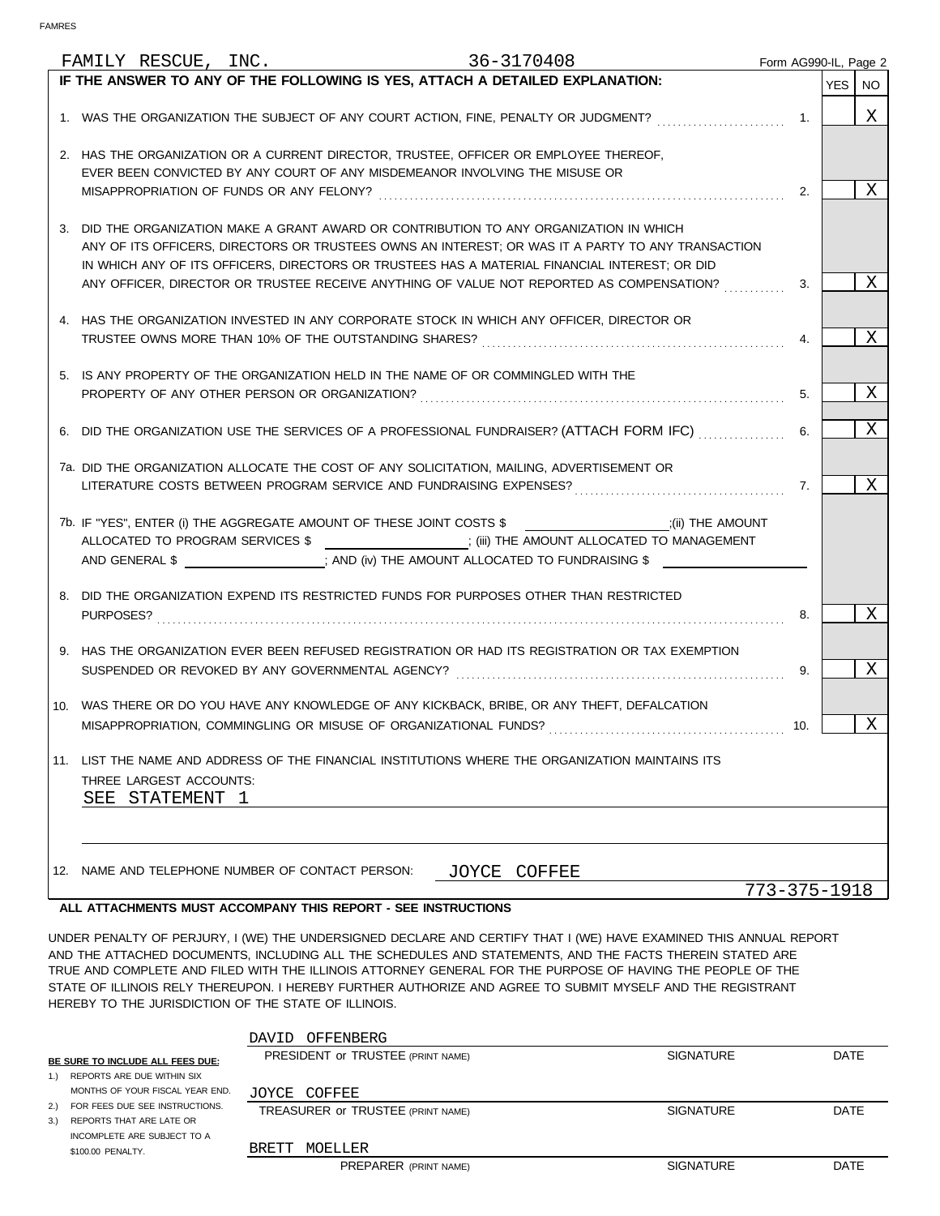FAMILY RESCUE, INC. 36-3170408 Form AG990-IL, Page 2

**IF THE ANSWER TO ANY OF THE FOLLOWING IS YES, ATTACH A DETAILED EXPLANATION:**

| | Question | | YES | NO |
|---|---|---|---|---|
| 1. | WAS THE ORGANIZATION THE SUBJECT OF ANY COURT ACTION, FINE, PENALTY OR JUDGMENT? | 1. | | X |
| 2. | HAS THE ORGANIZATION OR A CURRENT DIRECTOR, TRUSTEE, OFFICER OR EMPLOYEE THEREOF, EVER BEEN CONVICTED BY ANY COURT OF ANY MISDEMEANOR INVOLVING THE MISUSE OR MISAPPROPRIATION OF FUNDS OR ANY FELONY? | 2. | | X |
| 3. | DID THE ORGANIZATION MAKE A GRANT AWARD OR CONTRIBUTION TO ANY ORGANIZATION IN WHICH ANY OF ITS OFFICERS, DIRECTORS OR TRUSTEES OWNS AN INTEREST; OR WAS IT A PARTY TO ANY TRANSACTION IN WHICH ANY OF ITS OFFICERS, DIRECTORS OR TRUSTEES HAS A MATERIAL FINANCIAL INTEREST; OR DID ANY OFFICER, DIRECTOR OR TRUSTEE RECEIVE ANYTHING OF VALUE NOT REPORTED AS COMPENSATION? | 3. | | X |
| 4. | HAS THE ORGANIZATION INVESTED IN ANY CORPORATE STOCK IN WHICH ANY OFFICER, DIRECTOR OR TRUSTEE OWNS MORE THAN 10% OF THE OUTSTANDING SHARES? | 4. | | X |
| 5. | IS ANY PROPERTY OF THE ORGANIZATION HELD IN THE NAME OF OR COMMINGLED WITH THE PROPERTY OF ANY OTHER PERSON OR ORGANIZATION? | 5. | | X |
| 6. | DID THE ORGANIZATION USE THE SERVICES OF A PROFESSIONAL FUNDRAISER? (ATTACH FORM IFC) | 6. | | X |
| 7a. | DID THE ORGANIZATION ALLOCATE THE COST OF ANY SOLICITATION, MAILING, ADVERTISEMENT OR LITERATURE COSTS BETWEEN PROGRAM SERVICE AND FUNDRAISING EXPENSES? | 7. | | X |
| 7b. | IF "YES", ENTER (i) THE AGGREGATE AMOUNT OF THESE JOINT COSTS $ ______ ;(ii) THE AMOUNT ALLOCATED TO PROGRAM SERVICES $ ______ ; (iii) THE AMOUNT ALLOCATED TO MANAGEMENT AND GENERAL $ ______ ; AND (iv) THE AMOUNT ALLOCATED TO FUNDRAISING $ ______ | | | |
| 8. | DID THE ORGANIZATION EXPEND ITS RESTRICTED FUNDS FOR PURPOSES OTHER THAN RESTRICTED PURPOSES? | 8. | | X |
| 9. | HAS THE ORGANIZATION EVER BEEN REFUSED REGISTRATION OR HAD ITS REGISTRATION OR TAX EXEMPTION SUSPENDED OR REVOKED BY ANY GOVERNMENTAL AGENCY? | 9. | | X |
| 10. | WAS THERE OR DO YOU HAVE ANY KNOWLEDGE OF ANY KICKBACK, BRIBE, OR ANY THEFT, DEFALCATION MISAPPROPRIATION, COMMINGLING OR MISUSE OF ORGANIZATIONAL FUNDS? | 10. | | X |

11. LIST THE NAME AND ADDRESS OF THE FINANCIAL INSTITUTIONS WHERE THE ORGANIZATION MAINTAINS ITS THREE LARGEST ACCOUNTS:
SEE STATEMENT 1

12. NAME AND TELEPHONE NUMBER OF CONTACT PERSON: JOYCE COFFEE
773-375-1918

**ALL ATTACHMENTS MUST ACCOMPANY THIS REPORT - SEE INSTRUCTIONS**

UNDER PENALTY OF PERJURY, I (WE) THE UNDERSIGNED DECLARE AND CERTIFY THAT I (WE) HAVE EXAMINED THIS ANNUAL REPORT AND THE ATTACHED DOCUMENTS, INCLUDING ALL THE SCHEDULES AND STATEMENTS, AND THE FACTS THEREIN STATED ARE TRUE AND COMPLETE AND FILED WITH THE ILLINOIS ATTORNEY GENERAL FOR THE PURPOSE OF HAVING THE PEOPLE OF THE STATE OF ILLINOIS RELY THEREUPON. I HEREBY FURTHER AUTHORIZE AND AGREE TO SUBMIT MYSELF AND THE REGISTRANT HEREBY TO THE JURISDICTION OF THE STATE OF ILLINOIS.

**BE SURE TO INCLUDE ALL FEES DUE:**
1.) REPORTS ARE DUE WITHIN SIX MONTHS OF YOUR FISCAL YEAR END.
2.) FOR FEES DUE SEE INSTRUCTIONS.
3.) REPORTS THAT ARE LATE OR INCOMPLETE ARE SUBJECT TO A $100.00 PENALTY.

| Name | Signature | Date |
|---|---|---|
| DAVID OFFENBERG<br>PRESIDENT or TRUSTEE (PRINT NAME) | SIGNATURE | DATE |
| JOYCE COFFEE<br>TREASURER or TRUSTEE (PRINT NAME) | SIGNATURE | DATE |
| BRETT MOELLER<br>PREPARER (PRINT NAME) | SIGNATURE | DATE |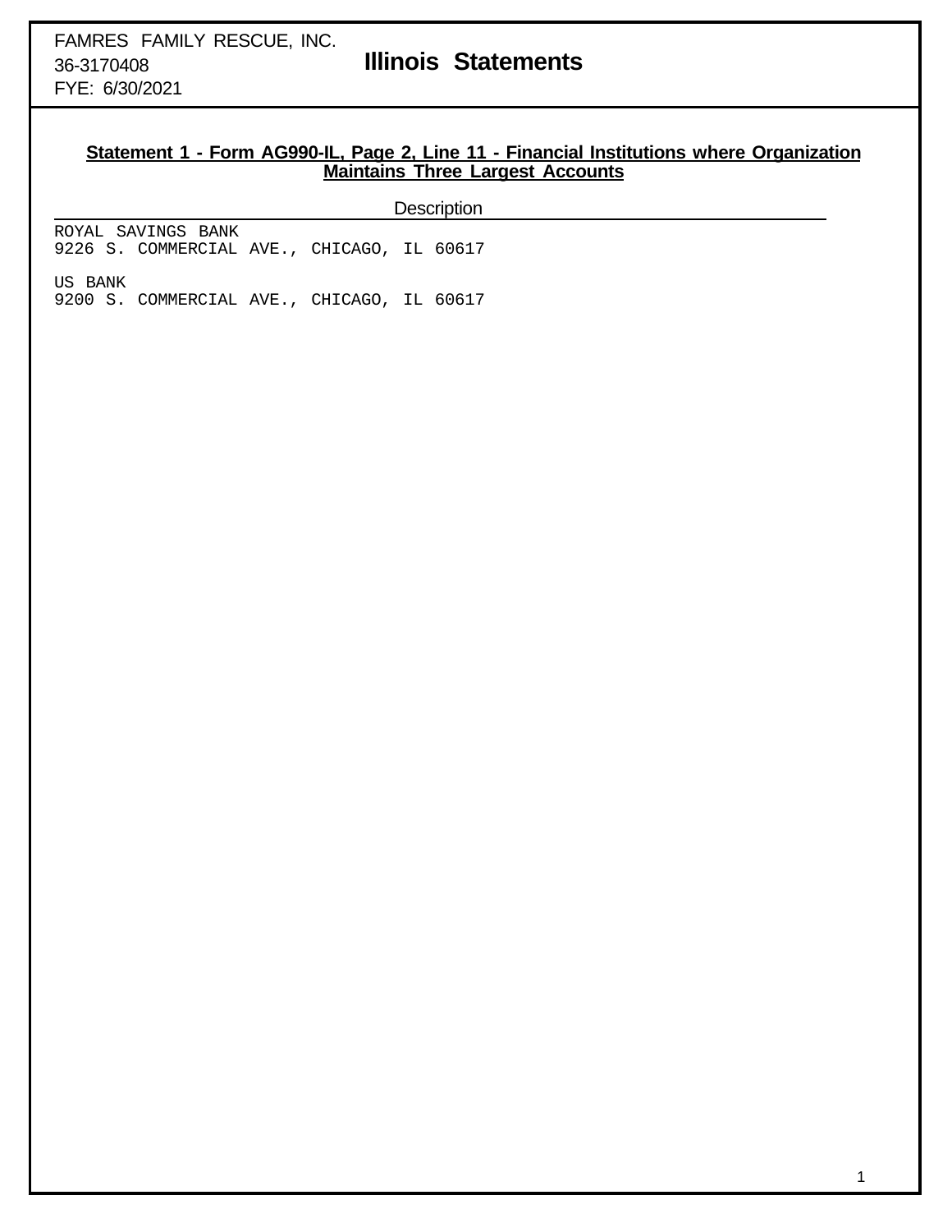FAMRES FAMILY RESCUE, INC.
36-3170408
FYE: 6/30/2021

# Illinois Statements

**Statement 1 - Form AG990-IL, Page 2, Line 11 - Financial Institutions where Organization Maintains Three Largest Accounts**

| Description |
|---|
| ROYAL SAVINGS BANK<br>9226 S. COMMERCIAL AVE., CHICAGO, IL 60617 |
| US BANK<br>9200 S. COMMERCIAL AVE., CHICAGO, IL 60617 |